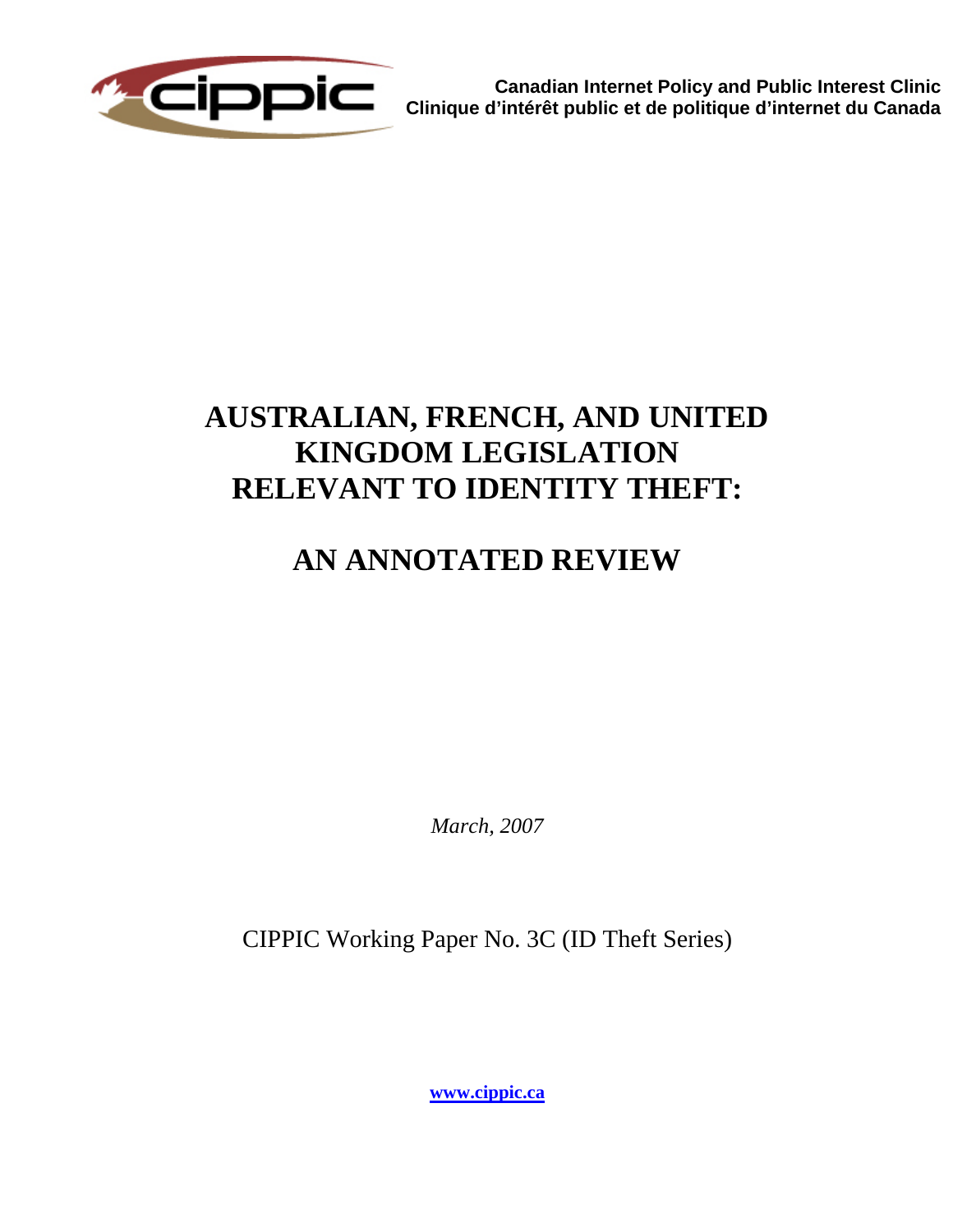Canadian Internet Policy and Public Interest Clinic
Clinique d'intérêt public et de politique d'internet du Canada

# AUSTRALIAN, FRENCH, AND UNITED KINGDOM LEGISLATION RELEVANT TO IDENTITY THEFT:

# AN ANNOTATED REVIEW

*March, 2007*

CIPPIC Working Paper No. 3C (ID Theft Series)

**www.cippic.ca**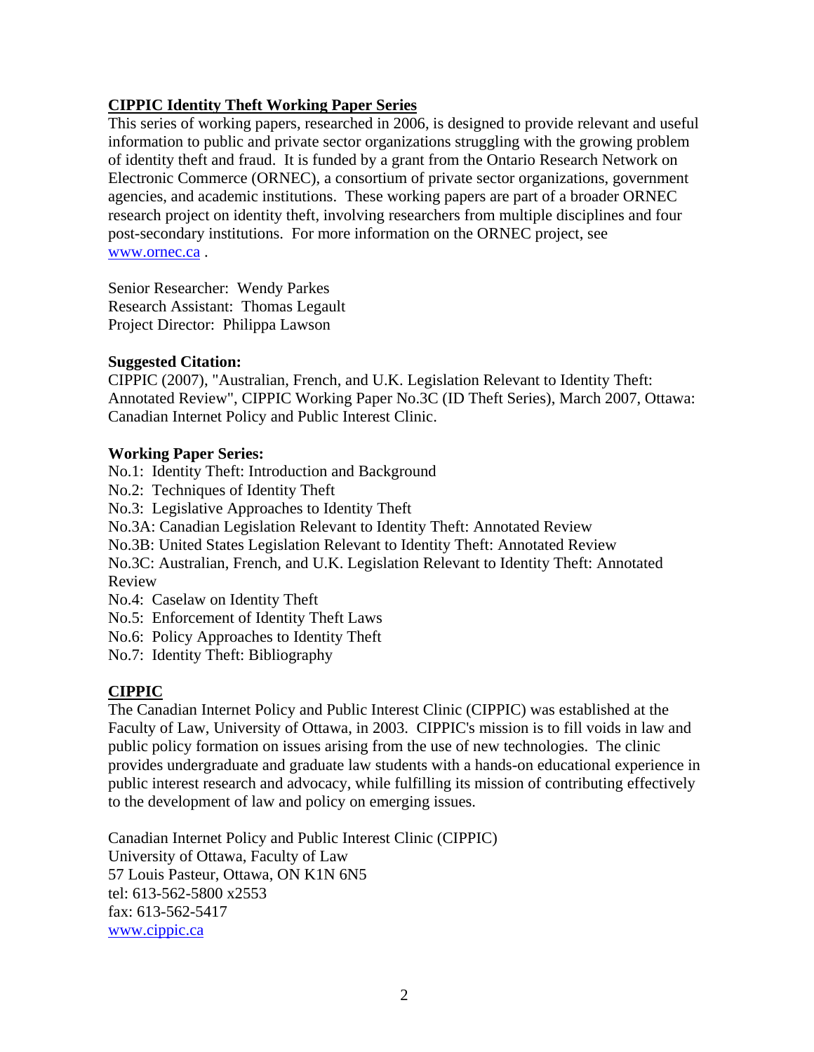## CIPPIC Identity Theft Working Paper Series

This series of working papers, researched in 2006, is designed to provide relevant and useful information to public and private sector organizations struggling with the growing problem of identity theft and fraud. It is funded by a grant from the Ontario Research Network on Electronic Commerce (ORNEC), a consortium of private sector organizations, government agencies, and academic institutions. These working papers are part of a broader ORNEC research project on identity theft, involving researchers from multiple disciplines and four post-secondary institutions. For more information on the ORNEC project, see www.ornec.ca .

Senior Researcher: Wendy Parkes
Research Assistant: Thomas Legault
Project Director: Philippa Lawson

**Suggested Citation:**
CIPPIC (2007), "Australian, French, and U.K. Legislation Relevant to Identity Theft: Annotated Review", CIPPIC Working Paper No.3C (ID Theft Series), March 2007, Ottawa: Canadian Internet Policy and Public Interest Clinic.

**Working Paper Series:**
No.1: Identity Theft: Introduction and Background
No.2: Techniques of Identity Theft
No.3: Legislative Approaches to Identity Theft
No.3A: Canadian Legislation Relevant to Identity Theft: Annotated Review
No.3B: United States Legislation Relevant to Identity Theft: Annotated Review
No.3C: Australian, French, and U.K. Legislation Relevant to Identity Theft: Annotated Review
No.4: Caselaw on Identity Theft
No.5: Enforcement of Identity Theft Laws
No.6: Policy Approaches to Identity Theft
No.7: Identity Theft: Bibliography

## CIPPIC

The Canadian Internet Policy and Public Interest Clinic (CIPPIC) was established at the Faculty of Law, University of Ottawa, in 2003. CIPPIC's mission is to fill voids in law and public policy formation on issues arising from the use of new technologies. The clinic provides undergraduate and graduate law students with a hands-on educational experience in public interest research and advocacy, while fulfilling its mission of contributing effectively to the development of law and policy on emerging issues.

Canadian Internet Policy and Public Interest Clinic (CIPPIC)
University of Ottawa, Faculty of Law
57 Louis Pasteur, Ottawa, ON K1N 6N5
tel: 613-562-5800 x2553
fax: 613-562-5417
www.cippic.ca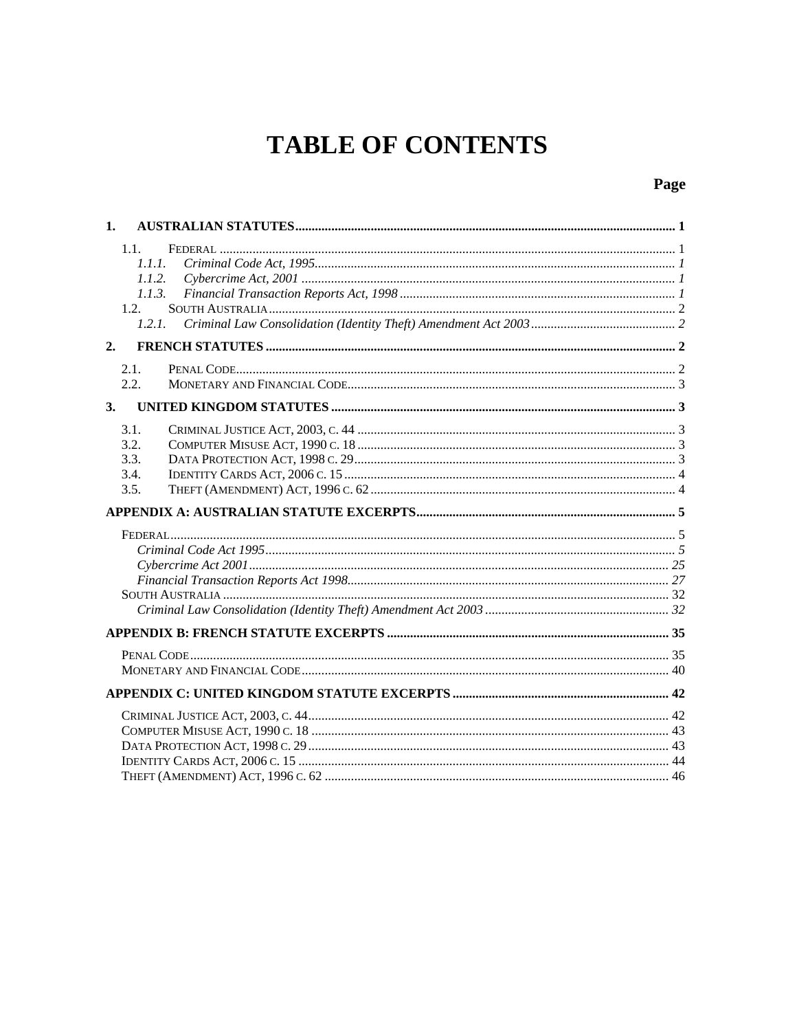# TABLE OF CONTENTS

**Page**

**1. AUSTRALIAN STATUTES** ........ **1**

- 1.1. FEDERAL ........ 1
  - *1.1.1. Criminal Code Act, 1995* ........ *1*
  - *1.1.2. Cybercrime Act, 2001* ........ *1*
  - *1.1.3. Financial Transaction Reports Act, 1998* ........ *1*
- 1.2. SOUTH AUSTRALIA ........ 2
  - *1.2.1. Criminal Law Consolidation (Identity Theft) Amendment Act 2003* ........ *2*

**2. FRENCH STATUTES** ........ **2**

- 2.1. PENAL CODE ........ 2
- 2.2. MONETARY AND FINANCIAL CODE ........ 3

**3. UNITED KINGDOM STATUTES** ........ **3**

- 3.1. CRIMINAL JUSTICE ACT, 2003, C. 44 ........ 3
- 3.2. COMPUTER MISUSE ACT, 1990 C. 18 ........ 3
- 3.3. DATA PROTECTION ACT, 1998 C. 29 ........ 3
- 3.4. IDENTITY CARDS ACT, 2006 C. 15 ........ 4
- 3.5. THEFT (AMENDMENT) ACT, 1996 C. 62 ........ 4

**APPENDIX A: AUSTRALIAN STATUTE EXCERPTS** ........ **5**

- FEDERAL ........ 5
  - *Criminal Code Act 1995* ........ *5*
  - *Cybercrime Act 2001* ........ *25*
  - *Financial Transaction Reports Act 1998* ........ *27*
- SOUTH AUSTRALIA ........ 32
  - *Criminal Law Consolidation (Identity Theft) Amendment Act 2003* ........ *32*

**APPENDIX B: FRENCH STATUTE EXCERPTS** ........ **35**

- PENAL CODE ........ 35
- MONETARY AND FINANCIAL CODE ........ 40

**APPENDIX C: UNITED KINGDOM STATUTE EXCERPTS** ........ **42**

- CRIMINAL JUSTICE ACT, 2003, C. 44 ........ 42
- COMPUTER MISUSE ACT, 1990 C. 18 ........ 43
- DATA PROTECTION ACT, 1998 C. 29 ........ 43
- IDENTITY CARDS ACT, 2006 C. 15 ........ 44
- THEFT (AMENDMENT) ACT, 1996 C. 62 ........ 46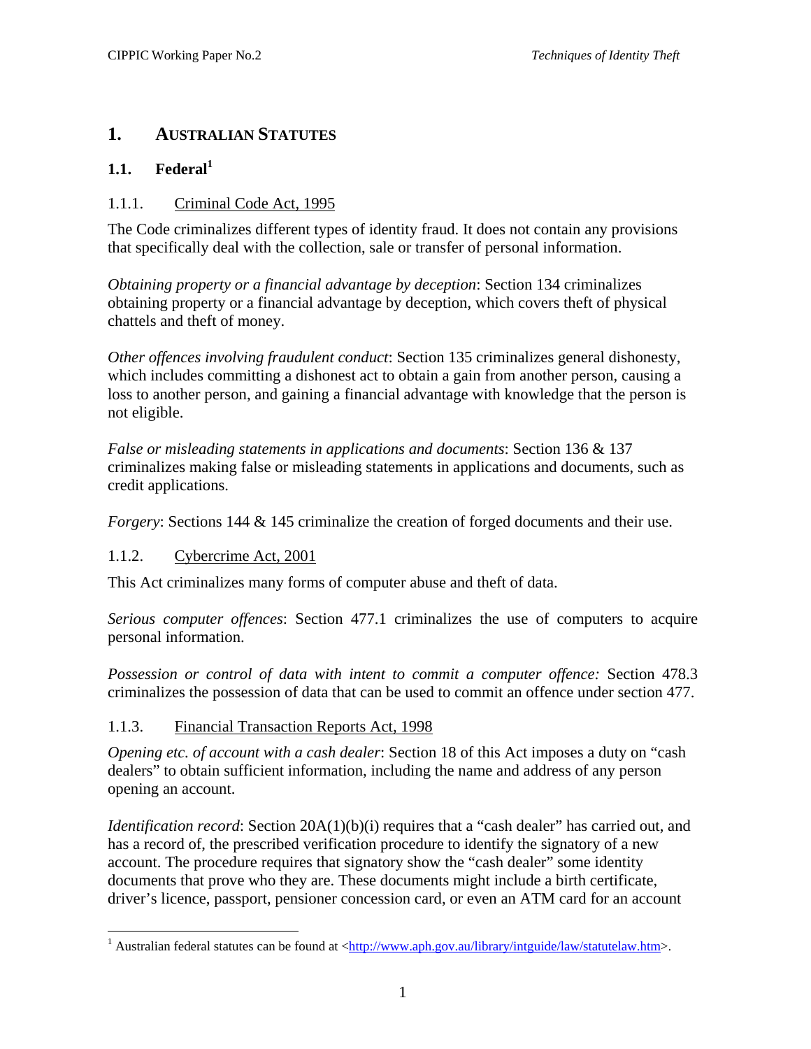# 1. Australian Statutes

## 1.1. Federal[1]

### 1.1.1. Criminal Code Act, 1995

The Code criminalizes different types of identity fraud. It does not contain any provisions that specifically deal with the collection, sale or transfer of personal information.

*Obtaining property or a financial advantage by deception*: Section 134 criminalizes obtaining property or a financial advantage by deception, which covers theft of physical chattels and theft of money.

*Other offences involving fraudulent conduct*: Section 135 criminalizes general dishonesty, which includes committing a dishonest act to obtain a gain from another person, causing a loss to another person, and gaining a financial advantage with knowledge that the person is not eligible.

*False or misleading statements in applications and documents*: Section 136 & 137 criminalizes making false or misleading statements in applications and documents, such as credit applications.

*Forgery*: Sections 144 & 145 criminalize the creation of forged documents and their use.

### 1.1.2. Cybercrime Act, 2001

This Act criminalizes many forms of computer abuse and theft of data.

*Serious computer offences*: Section 477.1 criminalizes the use of computers to acquire personal information.

*Possession or control of data with intent to commit a computer offence:* Section 478.3 criminalizes the possession of data that can be used to commit an offence under section 477.

### 1.1.3. Financial Transaction Reports Act, 1998

*Opening etc. of account with a cash dealer*: Section 18 of this Act imposes a duty on "cash dealers" to obtain sufficient information, including the name and address of any person opening an account.

*Identification record*: Section 20A(1)(b)(i) requires that a "cash dealer" has carried out, and has a record of, the prescribed verification procedure to identify the signatory of a new account. The procedure requires that signatory show the "cash dealer" some identity documents that prove who they are. These documents might include a birth certificate, driver's licence, passport, pensioner concession card, or even an ATM card for an account

---

[1] Australian federal statutes can be found at <http://www.aph.gov.au/library/intguide/law/statutelaw.htm>.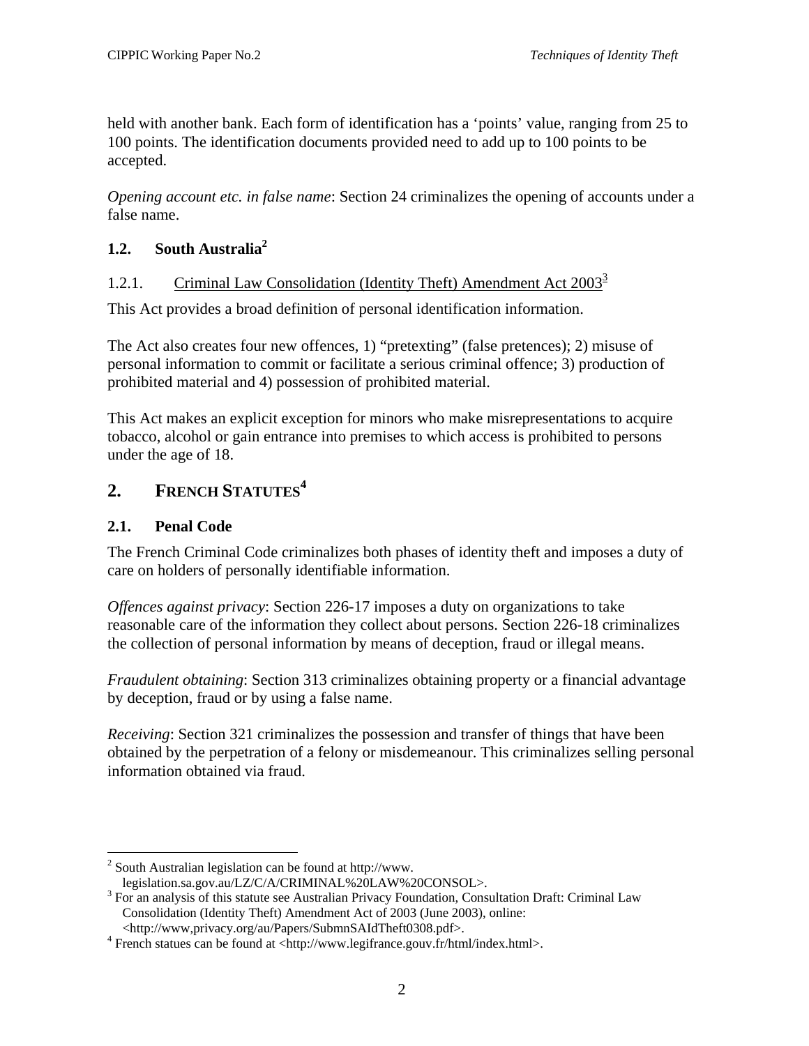held with another bank. Each form of identification has a 'points' value, ranging from 25 to 100 points. The identification documents provided need to add up to 100 points to be accepted.

*Opening account etc. in false name*: Section 24 criminalizes the opening of accounts under a false name.

### 1.2. South Australia[2]

#### 1.2.1. Criminal Law Consolidation (Identity Theft) Amendment Act 2003[3]

This Act provides a broad definition of personal identification information.

The Act also creates four new offences, 1) "pretexting" (false pretences); 2) misuse of personal information to commit or facilitate a serious criminal offence; 3) production of prohibited material and 4) possession of prohibited material.

This Act makes an explicit exception for minors who make misrepresentations to acquire tobacco, alcohol or gain entrance into premises to which access is prohibited to persons under the age of 18.

## 2. FRENCH STATUTES[4]

### 2.1. Penal Code

The French Criminal Code criminalizes both phases of identity theft and imposes a duty of care on holders of personally identifiable information.

*Offences against privacy*: Section 226-17 imposes a duty on organizations to take reasonable care of the information they collect about persons. Section 226-18 criminalizes the collection of personal information by means of deception, fraud or illegal means.

*Fraudulent obtaining*: Section 313 criminalizes obtaining property or a financial advantage by deception, fraud or by using a false name.

*Receiving*: Section 321 criminalizes the possession and transfer of things that have been obtained by the perpetration of a felony or misdemeanour. This criminalizes selling personal information obtained via fraud.

---

[2] South Australian legislation can be found at http://www. legislation.sa.gov.au/LZ/C/A/CRIMINAL%20LAW%20CONSOL>.

[3] For an analysis of this statute see Australian Privacy Foundation, Consultation Draft: Criminal Law Consolidation (Identity Theft) Amendment Act of 2003 (June 2003), online: <http://www,privacy.org/au/Papers/SubmnSAIdTheft0308.pdf>.

[4] French statues can be found at <http://www.legifrance.gouv.fr/html/index.html>.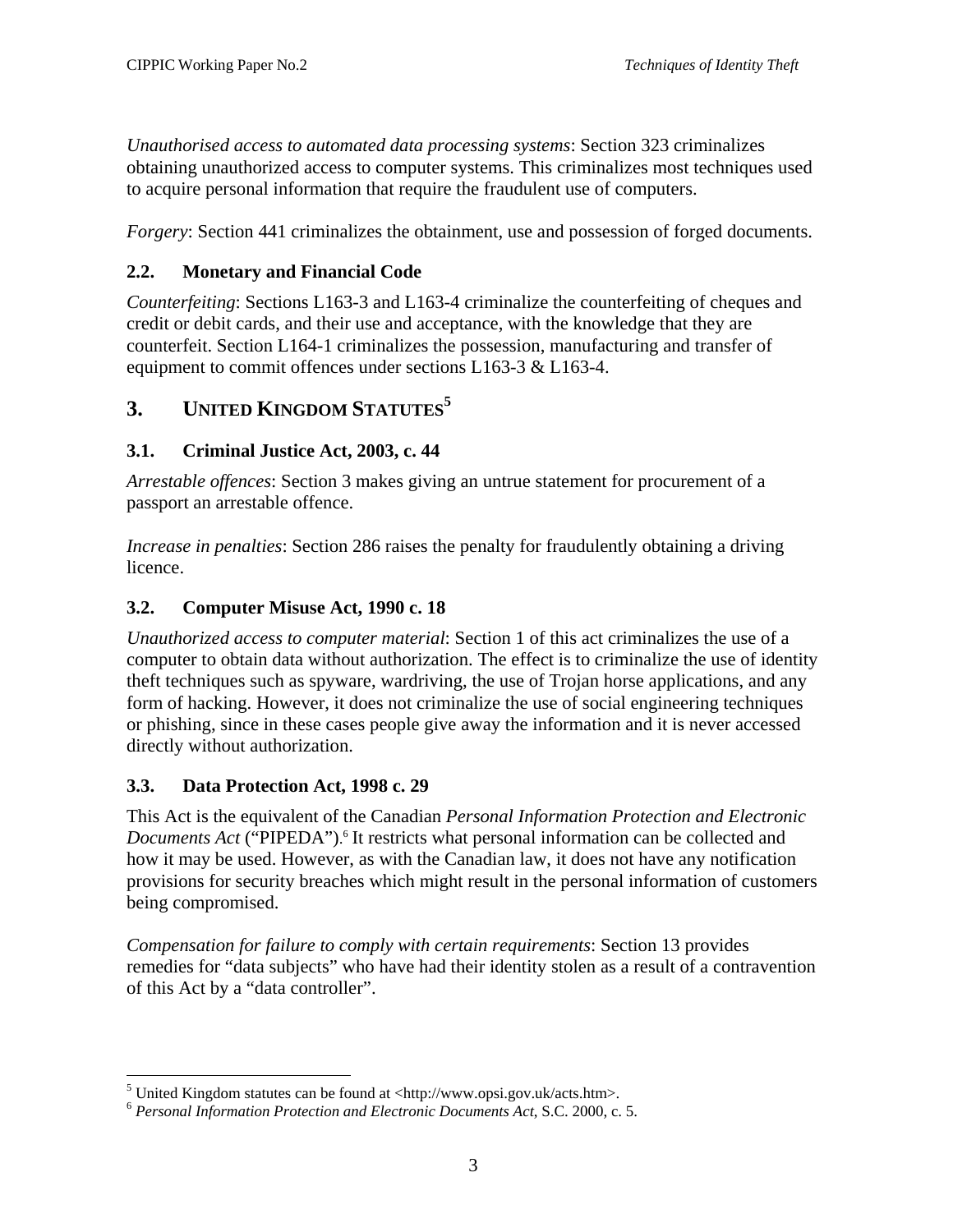*Unauthorised access to automated data processing systems*: Section 323 criminalizes obtaining unauthorized access to computer systems. This criminalizes most techniques used to acquire personal information that require the fraudulent use of computers.

*Forgery*: Section 441 criminalizes the obtainment, use and possession of forged documents.

### 2.2. Monetary and Financial Code

*Counterfeiting*: Sections L163-3 and L163-4 criminalize the counterfeiting of cheques and credit or debit cards, and their use and acceptance, with the knowledge that they are counterfeit. Section L164-1 criminalizes the possession, manufacturing and transfer of equipment to commit offences under sections L163-3 & L163-4.

## 3. United Kingdom Statutes[5]

### 3.1. Criminal Justice Act, 2003, c. 44

*Arrestable offences*: Section 3 makes giving an untrue statement for procurement of a passport an arrestable offence.

*Increase in penalties*: Section 286 raises the penalty for fraudulently obtaining a driving licence.

### 3.2. Computer Misuse Act, 1990 c. 18

*Unauthorized access to computer material*: Section 1 of this act criminalizes the use of a computer to obtain data without authorization. The effect is to criminalize the use of identity theft techniques such as spyware, wardriving, the use of Trojan horse applications, and any form of hacking. However, it does not criminalize the use of social engineering techniques or phishing, since in these cases people give away the information and it is never accessed directly without authorization.

### 3.3. Data Protection Act, 1998 c. 29

This Act is the equivalent of the Canadian *Personal Information Protection and Electronic Documents Act* ("PIPEDA").[6] It restricts what personal information can be collected and how it may be used. However, as with the Canadian law, it does not have any notification provisions for security breaches which might result in the personal information of customers being compromised.

*Compensation for failure to comply with certain requirements*: Section 13 provides remedies for "data subjects" who have had their identity stolen as a result of a contravention of this Act by a "data controller".

---

[5] United Kingdom statutes can be found at <http://www.opsi.gov.uk/acts.htm>.

[6] *Personal Information Protection and Electronic Documents Act*, S.C. 2000, c. 5.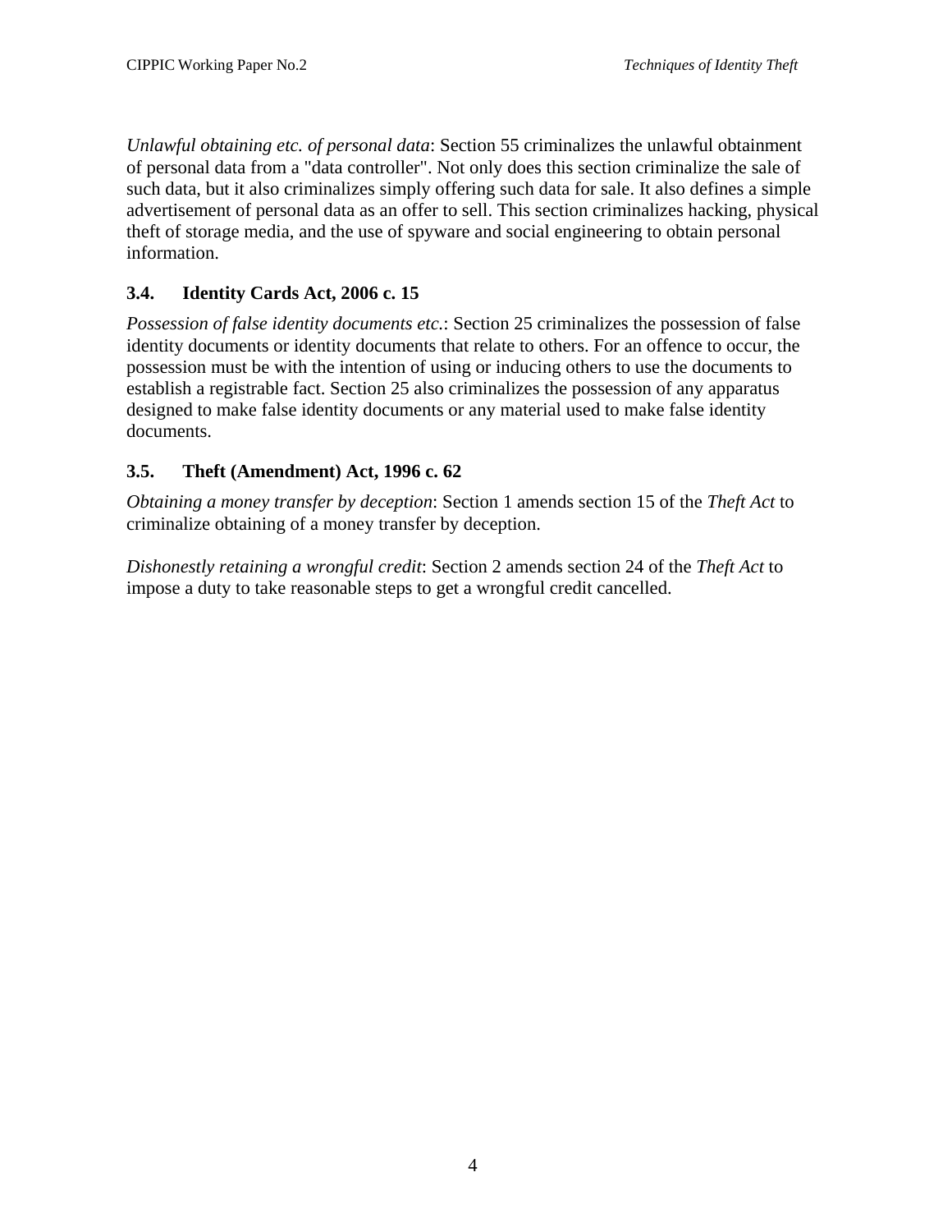*Unlawful obtaining etc. of personal data*: Section 55 criminalizes the unlawful obtainment of personal data from a "data controller". Not only does this section criminalize the sale of such data, but it also criminalizes simply offering such data for sale. It also defines a simple advertisement of personal data as an offer to sell. This section criminalizes hacking, physical theft of storage media, and the use of spyware and social engineering to obtain personal information.

### 3.4. Identity Cards Act, 2006 c. 15

*Possession of false identity documents etc.*: Section 25 criminalizes the possession of false identity documents or identity documents that relate to others. For an offence to occur, the possession must be with the intention of using or inducing others to use the documents to establish a registrable fact. Section 25 also criminalizes the possession of any apparatus designed to make false identity documents or any material used to make false identity documents.

### 3.5. Theft (Amendment) Act, 1996 c. 62

*Obtaining a money transfer by deception*: Section 1 amends section 15 of the *Theft Act* to criminalize obtaining of a money transfer by deception.

*Dishonestly retaining a wrongful credit*: Section 2 amends section 24 of the *Theft Act* to impose a duty to take reasonable steps to get a wrongful credit cancelled.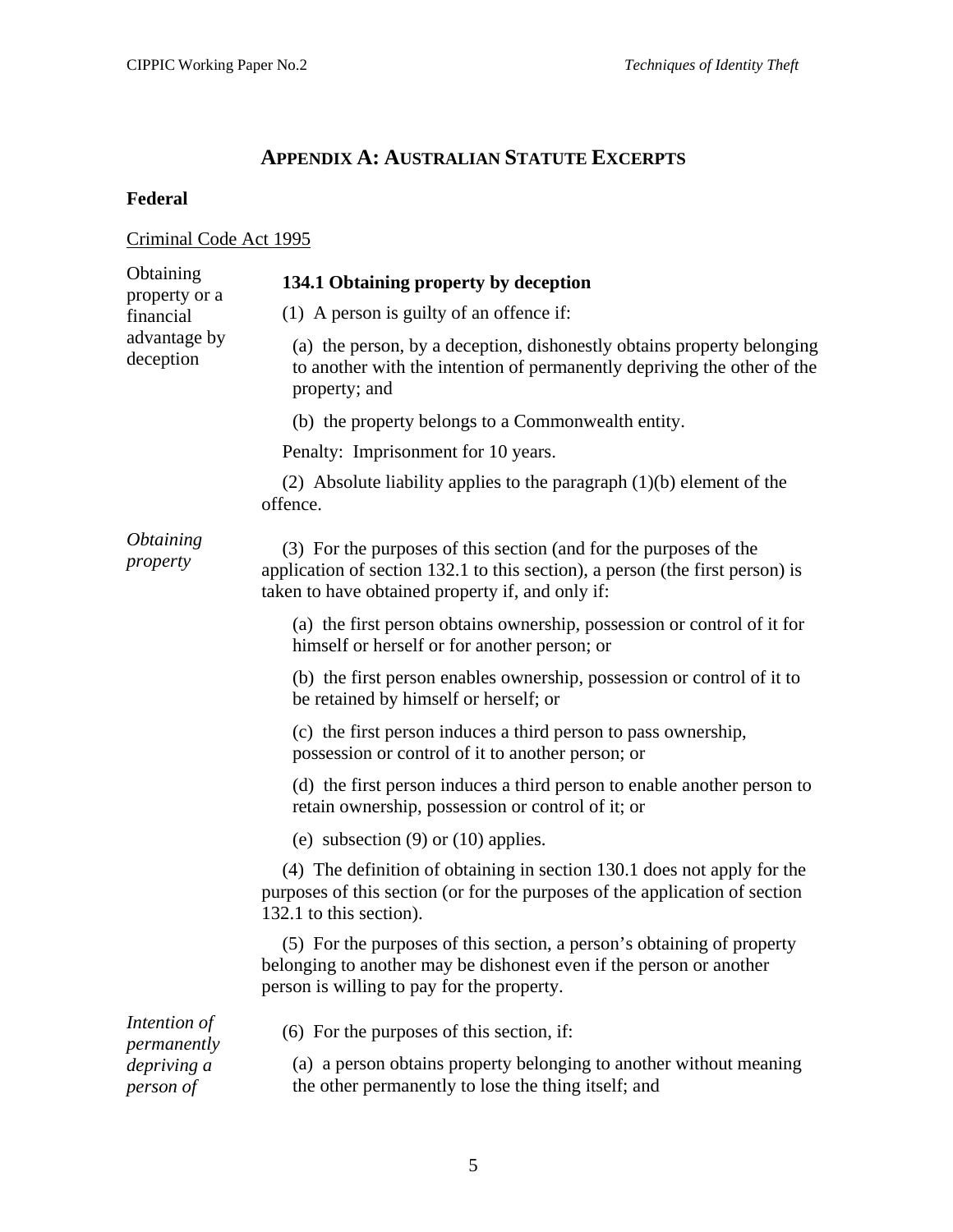# APPENDIX A: AUSTRALIAN STATUTE EXCERPTS

## Federal

Criminal Code Act 1995

Obtaining property or a financial advantage by deception

**134.1 Obtaining property by deception**

(1) A person is guilty of an offence if:

(a) the person, by a deception, dishonestly obtains property belonging to another with the intention of permanently depriving the other of the property; and

(b) the property belongs to a Commonwealth entity.

Penalty: Imprisonment for 10 years.

(2) Absolute liability applies to the paragraph (1)(b) element of the offence.

*Obtaining property*

(3) For the purposes of this section (and for the purposes of the application of section 132.1 to this section), a person (the first person) is taken to have obtained property if, and only if:

(a) the first person obtains ownership, possession or control of it for himself or herself or for another person; or

(b) the first person enables ownership, possession or control of it to be retained by himself or herself; or

(c) the first person induces a third person to pass ownership, possession or control of it to another person; or

(d) the first person induces a third person to enable another person to retain ownership, possession or control of it; or

(e) subsection (9) or (10) applies.

(4) The definition of obtaining in section 130.1 does not apply for the purposes of this section (or for the purposes of the application of section 132.1 to this section).

(5) For the purposes of this section, a person's obtaining of property belonging to another may be dishonest even if the person or another person is willing to pay for the property.

*Intention of permanently depriving a person of*

(6) For the purposes of this section, if:

(a) a person obtains property belonging to another without meaning the other permanently to lose the thing itself; and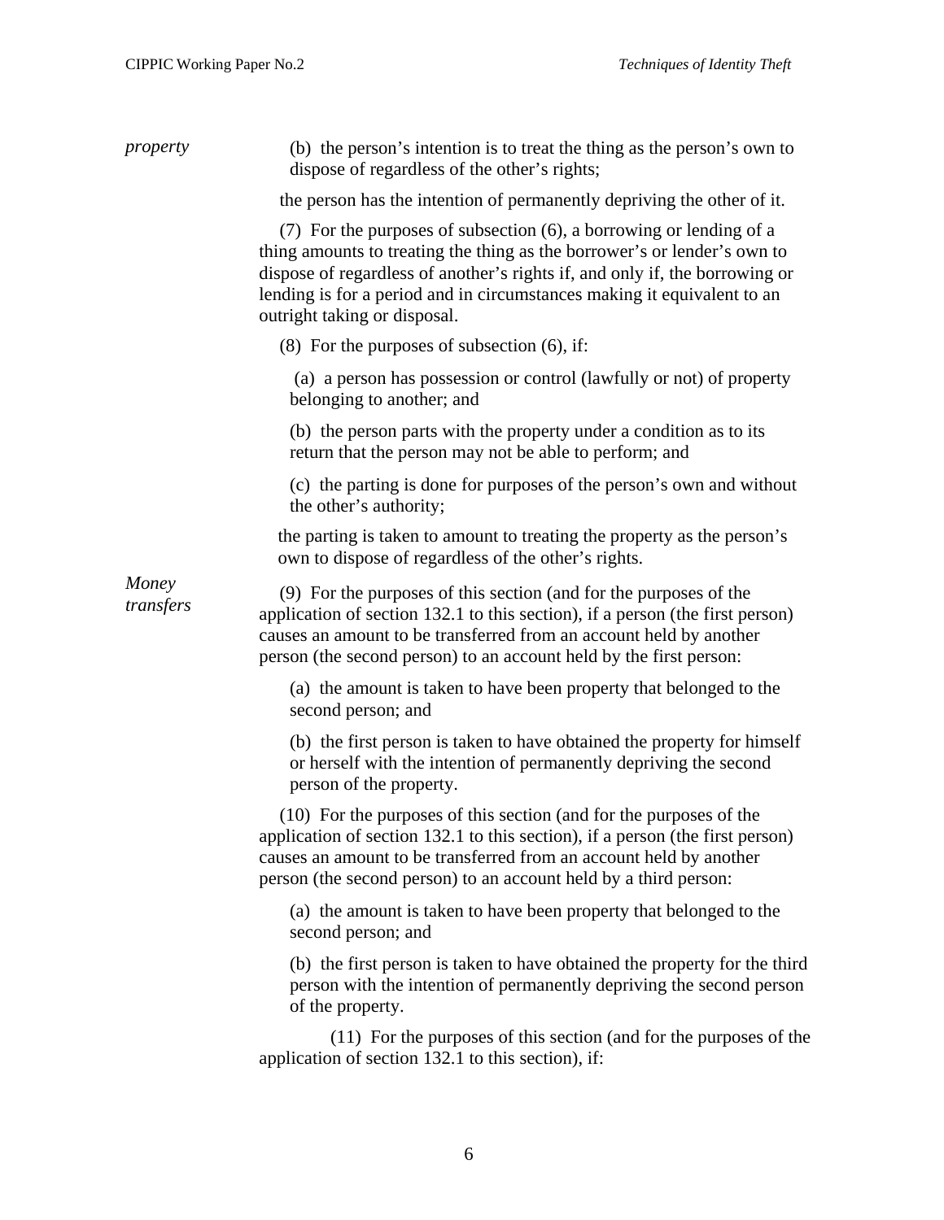*property*

(b) the person's intention is to treat the thing as the person's own to dispose of regardless of the other's rights;

the person has the intention of permanently depriving the other of it.

(7) For the purposes of subsection (6), a borrowing or lending of a thing amounts to treating the thing as the borrower's or lender's own to dispose of regardless of another's rights if, and only if, the borrowing or lending is for a period and in circumstances making it equivalent to an outright taking or disposal.

(8) For the purposes of subsection (6), if:

(a) a person has possession or control (lawfully or not) of property belonging to another; and

(b) the person parts with the property under a condition as to its return that the person may not be able to perform; and

(c) the parting is done for purposes of the person's own and without the other's authority;

the parting is taken to amount to treating the property as the person's own to dispose of regardless of the other's rights.

*Money transfers*

(9) For the purposes of this section (and for the purposes of the application of section 132.1 to this section), if a person (the first person) causes an amount to be transferred from an account held by another person (the second person) to an account held by the first person:

(a) the amount is taken to have been property that belonged to the second person; and

(b) the first person is taken to have obtained the property for himself or herself with the intention of permanently depriving the second person of the property.

(10) For the purposes of this section (and for the purposes of the application of section 132.1 to this section), if a person (the first person) causes an amount to be transferred from an account held by another person (the second person) to an account held by a third person:

(a) the amount is taken to have been property that belonged to the second person; and

(b) the first person is taken to have obtained the property for the third person with the intention of permanently depriving the second person of the property.

(11) For the purposes of this section (and for the purposes of the application of section 132.1 to this section), if: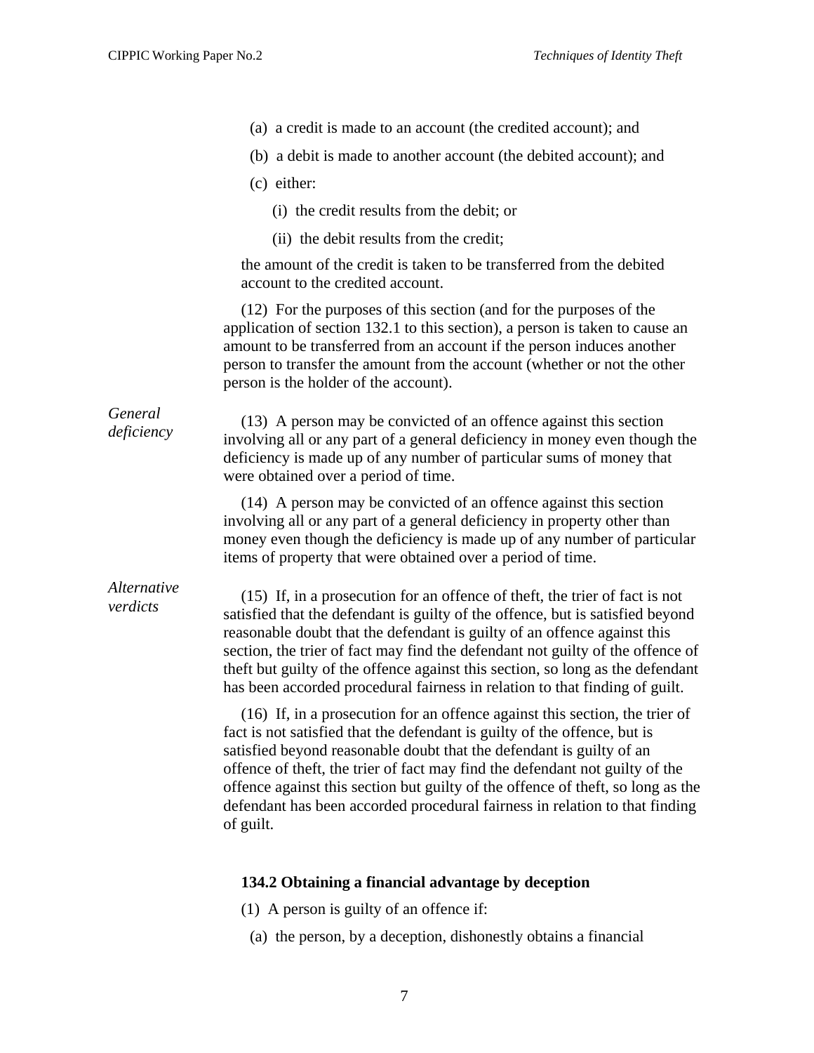(a) a credit is made to an account (the credited account); and

(b) a debit is made to another account (the debited account); and

(c) either:

(i) the credit results from the debit; or

(ii) the debit results from the credit;

the amount of the credit is taken to be transferred from the debited account to the credited account.

(12) For the purposes of this section (and for the purposes of the application of section 132.1 to this section), a person is taken to cause an amount to be transferred from an account if the person induces another person to transfer the amount from the account (whether or not the other person is the holder of the account).

*General deficiency*

(13) A person may be convicted of an offence against this section involving all or any part of a general deficiency in money even though the deficiency is made up of any number of particular sums of money that were obtained over a period of time.

(14) A person may be convicted of an offence against this section involving all or any part of a general deficiency in property other than money even though the deficiency is made up of any number of particular items of property that were obtained over a period of time.

*Alternative verdicts*

(15) If, in a prosecution for an offence of theft, the trier of fact is not satisfied that the defendant is guilty of the offence, but is satisfied beyond reasonable doubt that the defendant is guilty of an offence against this section, the trier of fact may find the defendant not guilty of the offence of theft but guilty of the offence against this section, so long as the defendant has been accorded procedural fairness in relation to that finding of guilt.

(16) If, in a prosecution for an offence against this section, the trier of fact is not satisfied that the defendant is guilty of the offence, but is satisfied beyond reasonable doubt that the defendant is guilty of an offence of theft, the trier of fact may find the defendant not guilty of the offence against this section but guilty of the offence of theft, so long as the defendant has been accorded procedural fairness in relation to that finding of guilt.

**134.2 Obtaining a financial advantage by deception**

(1) A person is guilty of an offence if:

(a) the person, by a deception, dishonestly obtains a financial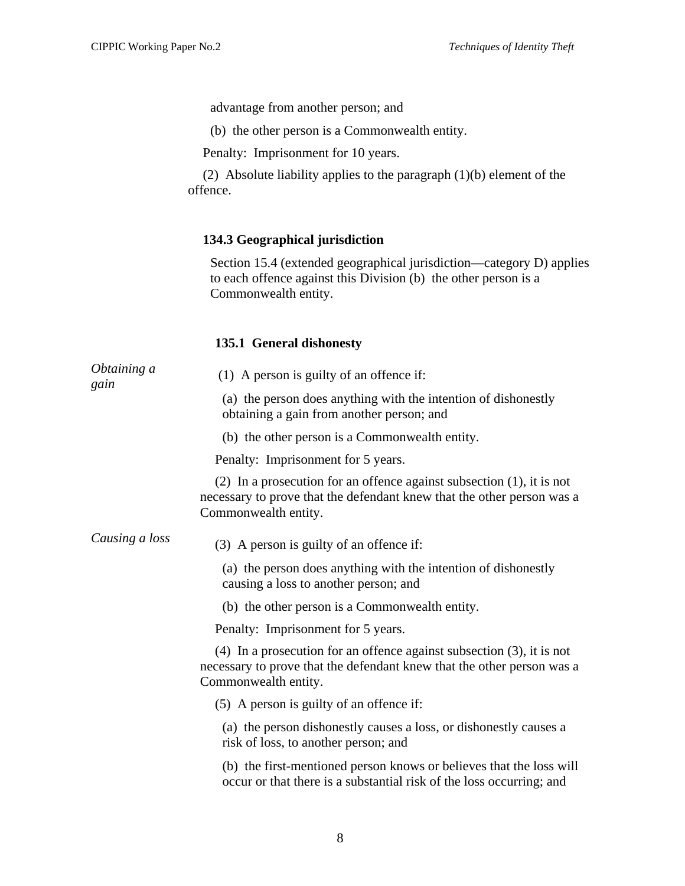advantage from another person; and

(b) the other person is a Commonwealth entity.

Penalty: Imprisonment for 10 years.

(2) Absolute liability applies to the paragraph (1)(b) element of the offence.

**134.3 Geographical jurisdiction**

Section 15.4 (extended geographical jurisdiction—category D) applies to each offence against this Division (b) the other person is a Commonwealth entity.

**135.1 General dishonesty**

*Obtaining a gain*

(1) A person is guilty of an offence if:

(a) the person does anything with the intention of dishonestly obtaining a gain from another person; and

(b) the other person is a Commonwealth entity.

Penalty: Imprisonment for 5 years.

(2) In a prosecution for an offence against subsection (1), it is not necessary to prove that the defendant knew that the other person was a Commonwealth entity.

*Causing a loss*

(3) A person is guilty of an offence if:

(a) the person does anything with the intention of dishonestly causing a loss to another person; and

(b) the other person is a Commonwealth entity.

Penalty: Imprisonment for 5 years.

(4) In a prosecution for an offence against subsection (3), it is not necessary to prove that the defendant knew that the other person was a Commonwealth entity.

(5) A person is guilty of an offence if:

(a) the person dishonestly causes a loss, or dishonestly causes a risk of loss, to another person; and

(b) the first-mentioned person knows or believes that the loss will occur or that there is a substantial risk of the loss occurring; and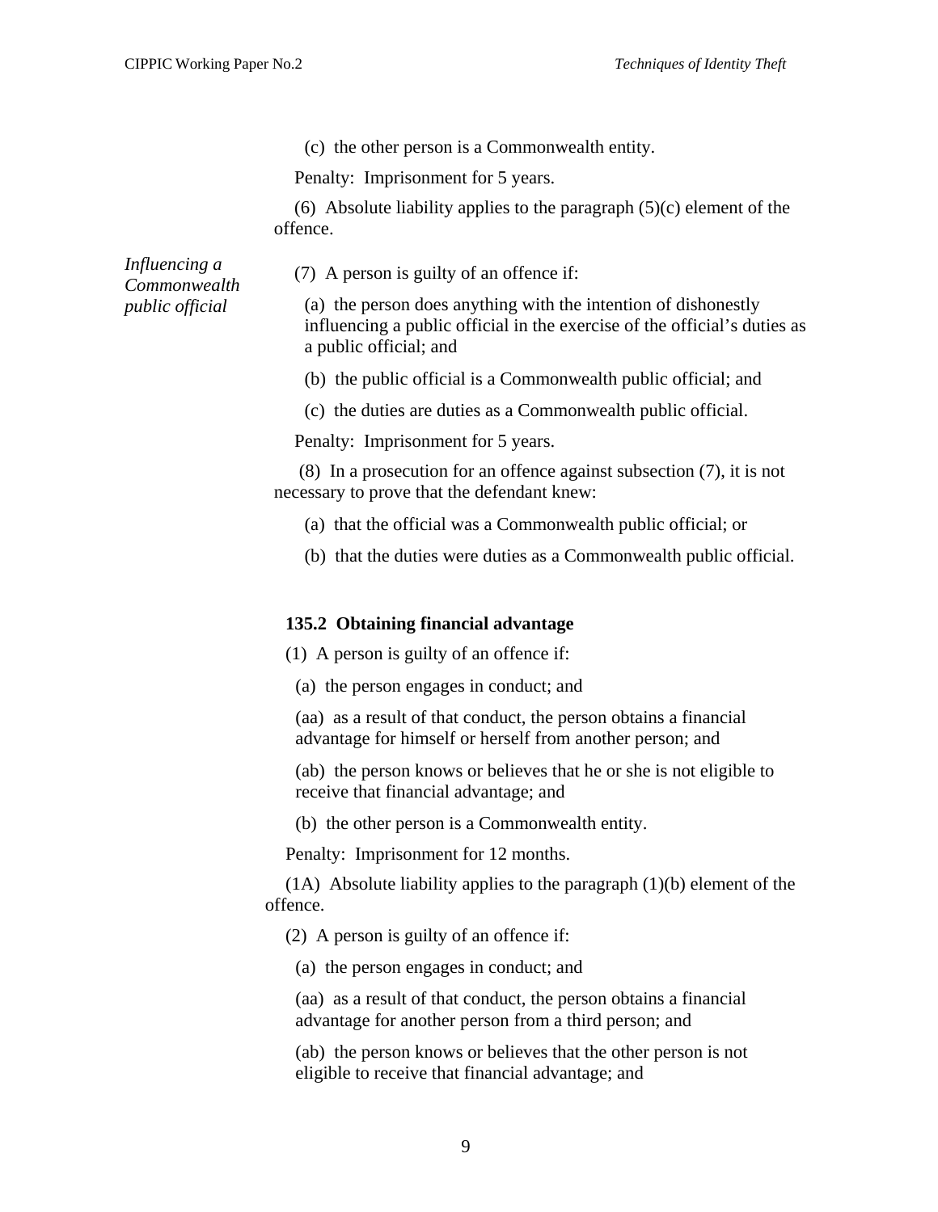(c) the other person is a Commonwealth entity.

Penalty: Imprisonment for 5 years.

(6) Absolute liability applies to the paragraph (5)(c) element of the offence.

*Influencing a Commonwealth public official*

(7) A person is guilty of an offence if:

(a) the person does anything with the intention of dishonestly influencing a public official in the exercise of the official's duties as a public official; and

(b) the public official is a Commonwealth public official; and

(c) the duties are duties as a Commonwealth public official.

Penalty: Imprisonment for 5 years.

(8) In a prosecution for an offence against subsection (7), it is not necessary to prove that the defendant knew:

(a) that the official was a Commonwealth public official; or

(b) that the duties were duties as a Commonwealth public official.

**135.2 Obtaining financial advantage**

(1) A person is guilty of an offence if:

(a) the person engages in conduct; and

(aa) as a result of that conduct, the person obtains a financial advantage for himself or herself from another person; and

(ab) the person knows or believes that he or she is not eligible to receive that financial advantage; and

(b) the other person is a Commonwealth entity.

Penalty: Imprisonment for 12 months.

(1A) Absolute liability applies to the paragraph (1)(b) element of the offence.

(2) A person is guilty of an offence if:

(a) the person engages in conduct; and

(aa) as a result of that conduct, the person obtains a financial advantage for another person from a third person; and

(ab) the person knows or believes that the other person is not eligible to receive that financial advantage; and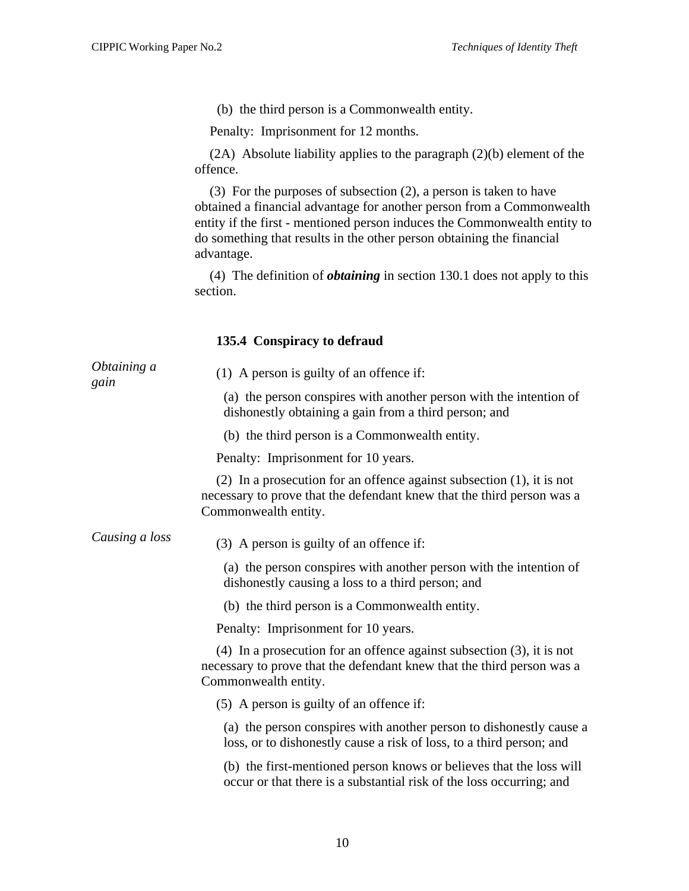(b) the third person is a Commonwealth entity.

Penalty: Imprisonment for 12 months.

(2A) Absolute liability applies to the paragraph (2)(b) element of the offence.

(3) For the purposes of subsection (2), a person is taken to have obtained a financial advantage for another person from a Commonwealth entity if the first - mentioned person induces the Commonwealth entity to do something that results in the other person obtaining the financial advantage.

(4) The definition of ***obtaining*** in section 130.1 does not apply to this section.

**135.4 Conspiracy to defraud**

*Obtaining a gain*

(1) A person is guilty of an offence if:

(a) the person conspires with another person with the intention of dishonestly obtaining a gain from a third person; and

(b) the third person is a Commonwealth entity.

Penalty: Imprisonment for 10 years.

(2) In a prosecution for an offence against subsection (1), it is not necessary to prove that the defendant knew that the third person was a Commonwealth entity.

*Causing a loss*

(3) A person is guilty of an offence if:

(a) the person conspires with another person with the intention of dishonestly causing a loss to a third person; and

(b) the third person is a Commonwealth entity.

Penalty: Imprisonment for 10 years.

(4) In a prosecution for an offence against subsection (3), it is not necessary to prove that the defendant knew that the third person was a Commonwealth entity.

(5) A person is guilty of an offence if:

(a) the person conspires with another person to dishonestly cause a loss, or to dishonestly cause a risk of loss, to a third person; and

(b) the first-mentioned person knows or believes that the loss will occur or that there is a substantial risk of the loss occurring; and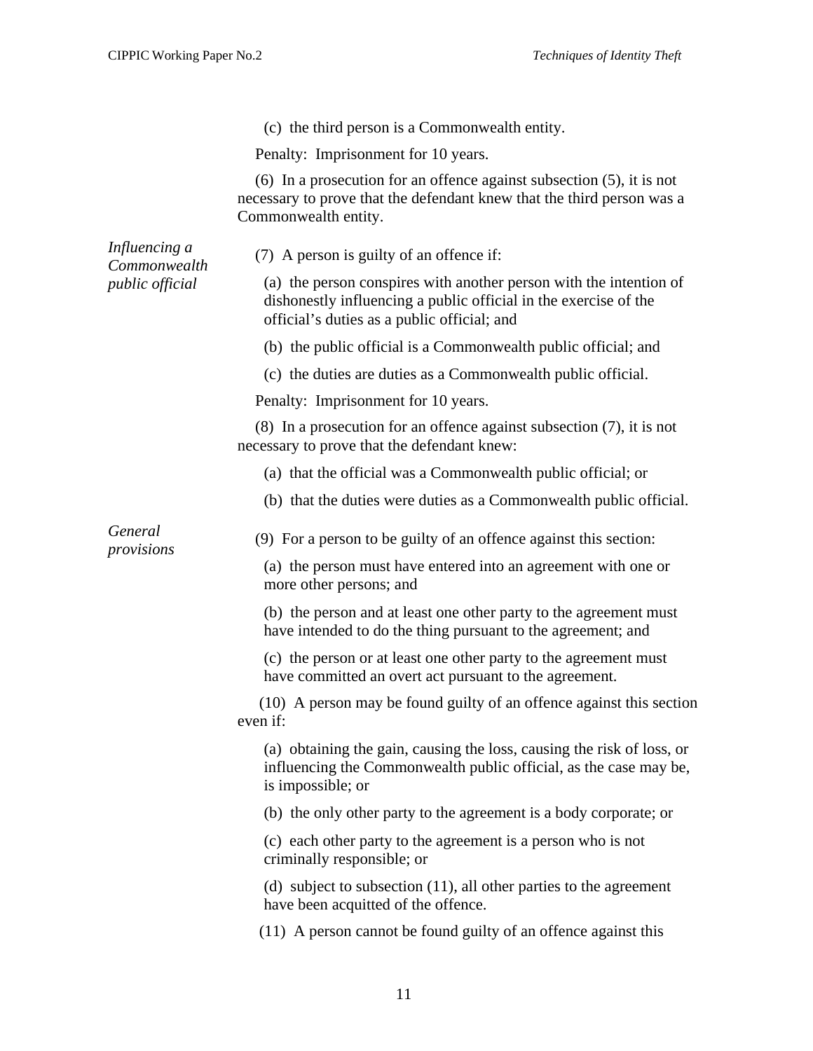(c) the third person is a Commonwealth entity.

Penalty: Imprisonment for 10 years.

(6) In a prosecution for an offence against subsection (5), it is not necessary to prove that the defendant knew that the third person was a Commonwealth entity.

*Influencing a Commonwealth public official*

(7) A person is guilty of an offence if:

(a) the person conspires with another person with the intention of dishonestly influencing a public official in the exercise of the official's duties as a public official; and

(b) the public official is a Commonwealth public official; and

(c) the duties are duties as a Commonwealth public official.

Penalty: Imprisonment for 10 years.

(8) In a prosecution for an offence against subsection (7), it is not necessary to prove that the defendant knew:

(a) that the official was a Commonwealth public official; or

(b) that the duties were duties as a Commonwealth public official.

*General provisions*

(9) For a person to be guilty of an offence against this section:

(a) the person must have entered into an agreement with one or more other persons; and

(b) the person and at least one other party to the agreement must have intended to do the thing pursuant to the agreement; and

(c) the person or at least one other party to the agreement must have committed an overt act pursuant to the agreement.

(10) A person may be found guilty of an offence against this section even if:

(a) obtaining the gain, causing the loss, causing the risk of loss, or influencing the Commonwealth public official, as the case may be, is impossible; or

(b) the only other party to the agreement is a body corporate; or

(c) each other party to the agreement is a person who is not criminally responsible; or

(d) subject to subsection (11), all other parties to the agreement have been acquitted of the offence.

(11) A person cannot be found guilty of an offence against this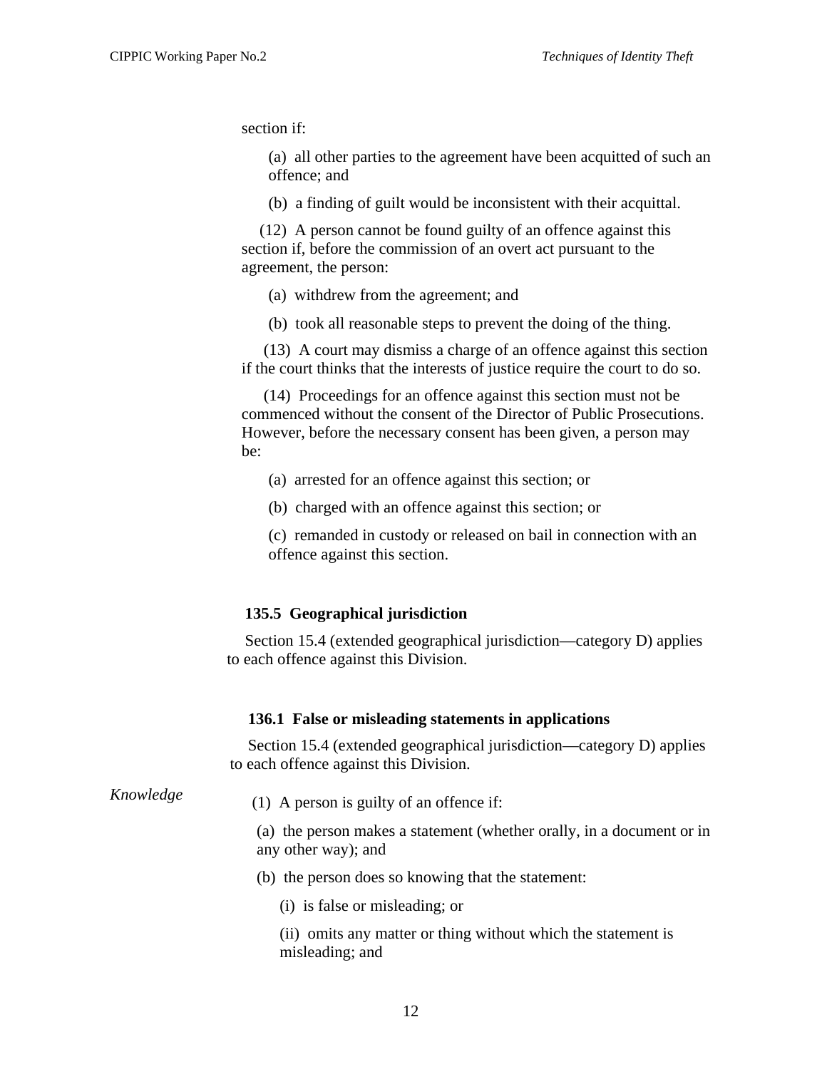section if:

(a) all other parties to the agreement have been acquitted of such an offence; and

(b) a finding of guilt would be inconsistent with their acquittal.

(12) A person cannot be found guilty of an offence against this section if, before the commission of an overt act pursuant to the agreement, the person:

(a) withdrew from the agreement; and

(b) took all reasonable steps to prevent the doing of the thing.

(13) A court may dismiss a charge of an offence against this section if the court thinks that the interests of justice require the court to do so.

(14) Proceedings for an offence against this section must not be commenced without the consent of the Director of Public Prosecutions. However, before the necessary consent has been given, a person may be:

(a) arrested for an offence against this section; or

(b) charged with an offence against this section; or

(c) remanded in custody or released on bail in connection with an offence against this section.

**135.5 Geographical jurisdiction**

Section 15.4 (extended geographical jurisdiction—category D) applies to each offence against this Division.

**136.1 False or misleading statements in applications**

Section 15.4 (extended geographical jurisdiction—category D) applies to each offence against this Division.

*Knowledge*

(1) A person is guilty of an offence if:

(a) the person makes a statement (whether orally, in a document or in any other way); and

(b) the person does so knowing that the statement:

(i) is false or misleading; or

(ii) omits any matter or thing without which the statement is misleading; and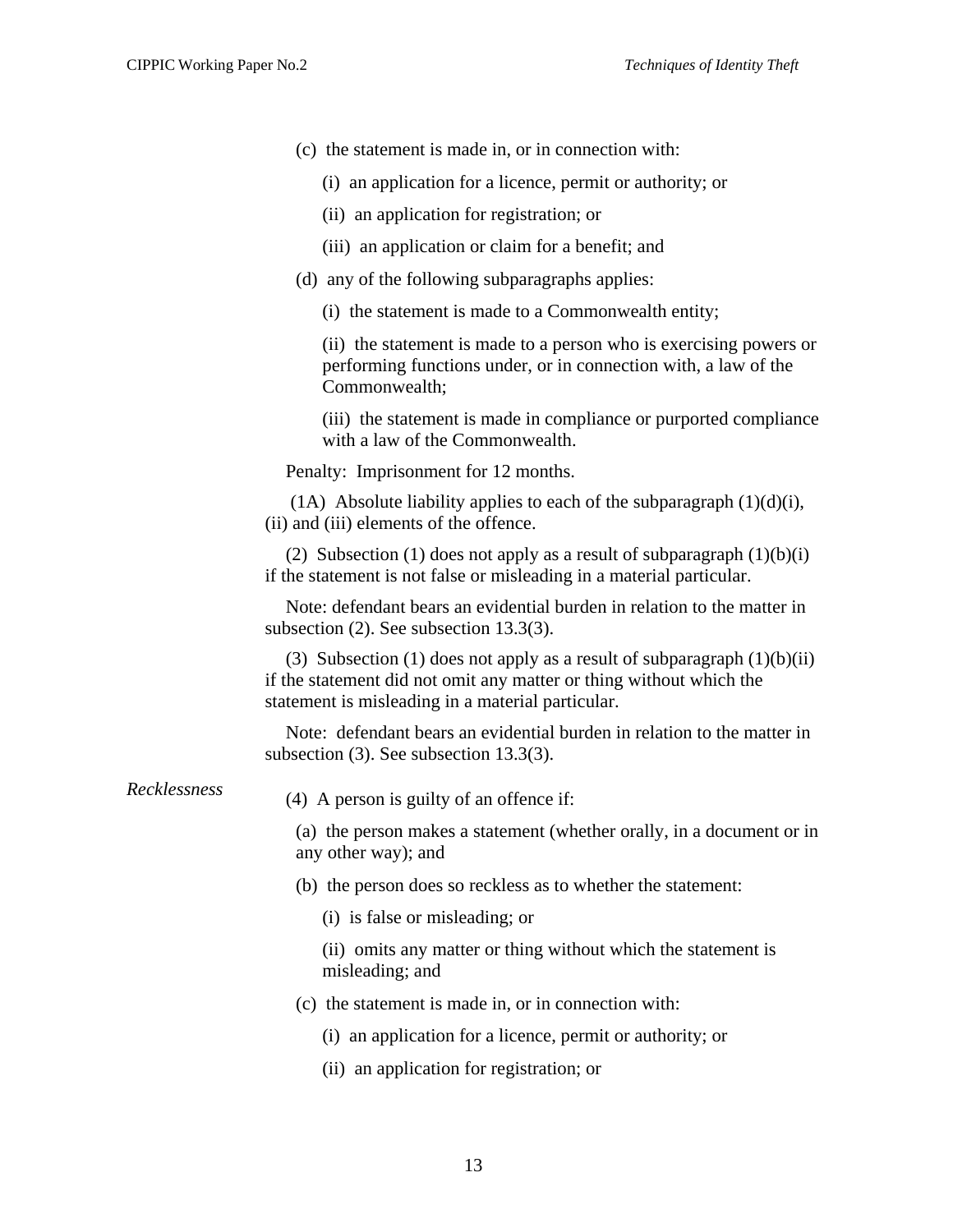(c) the statement is made in, or in connection with:

(i) an application for a licence, permit or authority; or

(ii) an application for registration; or

(iii) an application or claim for a benefit; and

(d) any of the following subparagraphs applies:

(i) the statement is made to a Commonwealth entity;

(ii) the statement is made to a person who is exercising powers or performing functions under, or in connection with, a law of the Commonwealth;

(iii) the statement is made in compliance or purported compliance with a law of the Commonwealth.

Penalty: Imprisonment for 12 months.

(1A) Absolute liability applies to each of the subparagraph (1)(d)(i), (ii) and (iii) elements of the offence.

(2) Subsection (1) does not apply as a result of subparagraph (1)(b)(i) if the statement is not false or misleading in a material particular.

Note: defendant bears an evidential burden in relation to the matter in subsection (2). See subsection 13.3(3).

(3) Subsection (1) does not apply as a result of subparagraph (1)(b)(ii) if the statement did not omit any matter or thing without which the statement is misleading in a material particular.

Note: defendant bears an evidential burden in relation to the matter in subsection (3). See subsection 13.3(3).

*Recklessness*

(4) A person is guilty of an offence if:

(a) the person makes a statement (whether orally, in a document or in any other way); and

(b) the person does so reckless as to whether the statement:

(i) is false or misleading; or

(ii) omits any matter or thing without which the statement is misleading; and

(c) the statement is made in, or in connection with:

(i) an application for a licence, permit or authority; or

(ii) an application for registration; or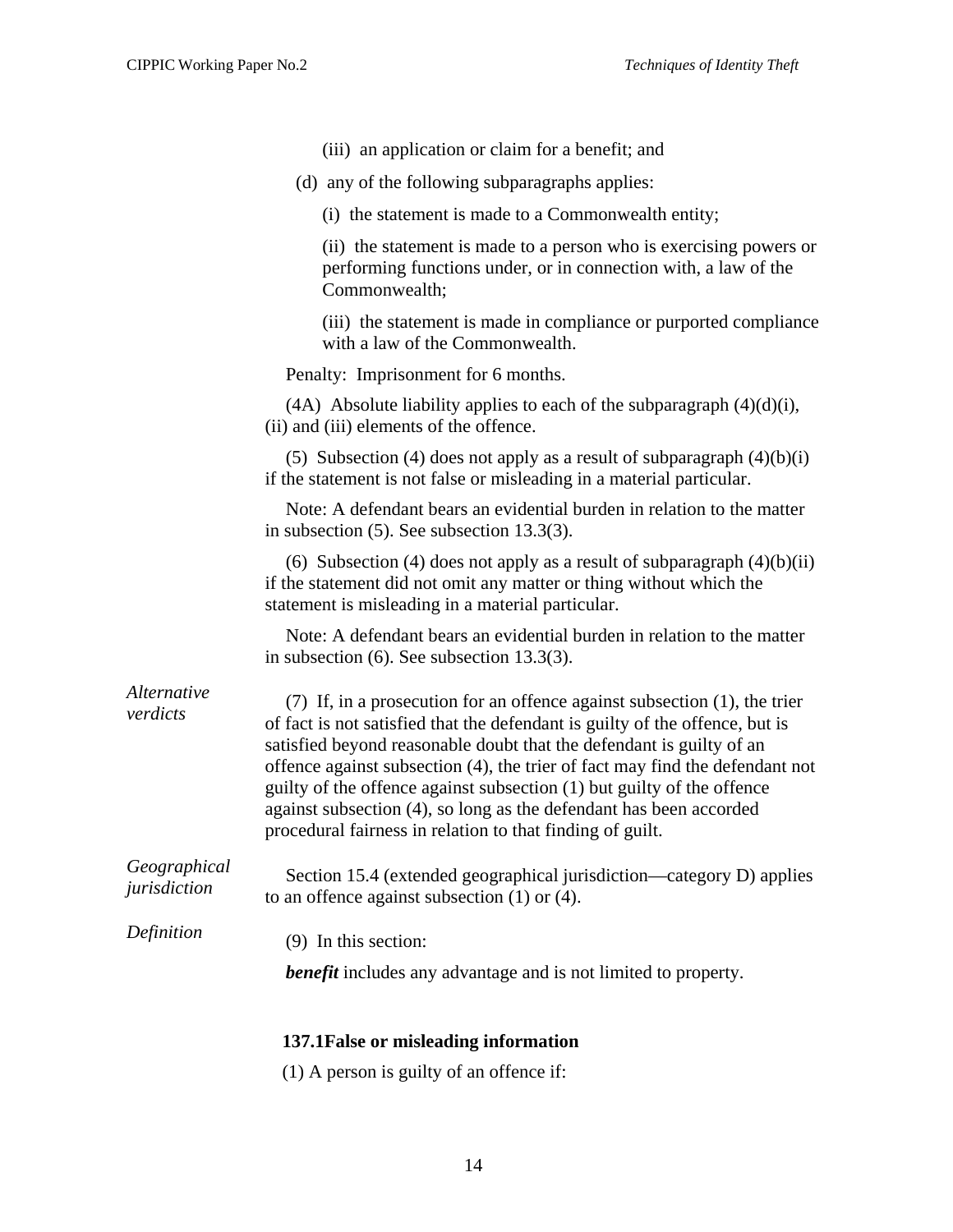(iii) an application or claim for a benefit; and

(d) any of the following subparagraphs applies:

(i) the statement is made to a Commonwealth entity;

(ii) the statement is made to a person who is exercising powers or performing functions under, or in connection with, a law of the Commonwealth;

(iii) the statement is made in compliance or purported compliance with a law of the Commonwealth.

Penalty: Imprisonment for 6 months.

(4A) Absolute liability applies to each of the subparagraph (4)(d)(i), (ii) and (iii) elements of the offence.

(5) Subsection (4) does not apply as a result of subparagraph (4)(b)(i) if the statement is not false or misleading in a material particular.

Note: A defendant bears an evidential burden in relation to the matter in subsection (5). See subsection 13.3(3).

(6) Subsection (4) does not apply as a result of subparagraph (4)(b)(ii) if the statement did not omit any matter or thing without which the statement is misleading in a material particular.

Note: A defendant bears an evidential burden in relation to the matter in subsection (6). See subsection 13.3(3).

*Alternative verdicts*

(7) If, in a prosecution for an offence against subsection (1), the trier of fact is not satisfied that the defendant is guilty of the offence, but is satisfied beyond reasonable doubt that the defendant is guilty of an offence against subsection (4), the trier of fact may find the defendant not guilty of the offence against subsection (1) but guilty of the offence against subsection (4), so long as the defendant has been accorded procedural fairness in relation to that finding of guilt.

*Geographical jurisdiction*

Section 15.4 (extended geographical jurisdiction—category D) applies to an offence against subsection (1) or (4).

*Definition*

(9) In this section:

***benefit*** includes any advantage and is not limited to property.

**137.1False or misleading information**

(1) A person is guilty of an offence if: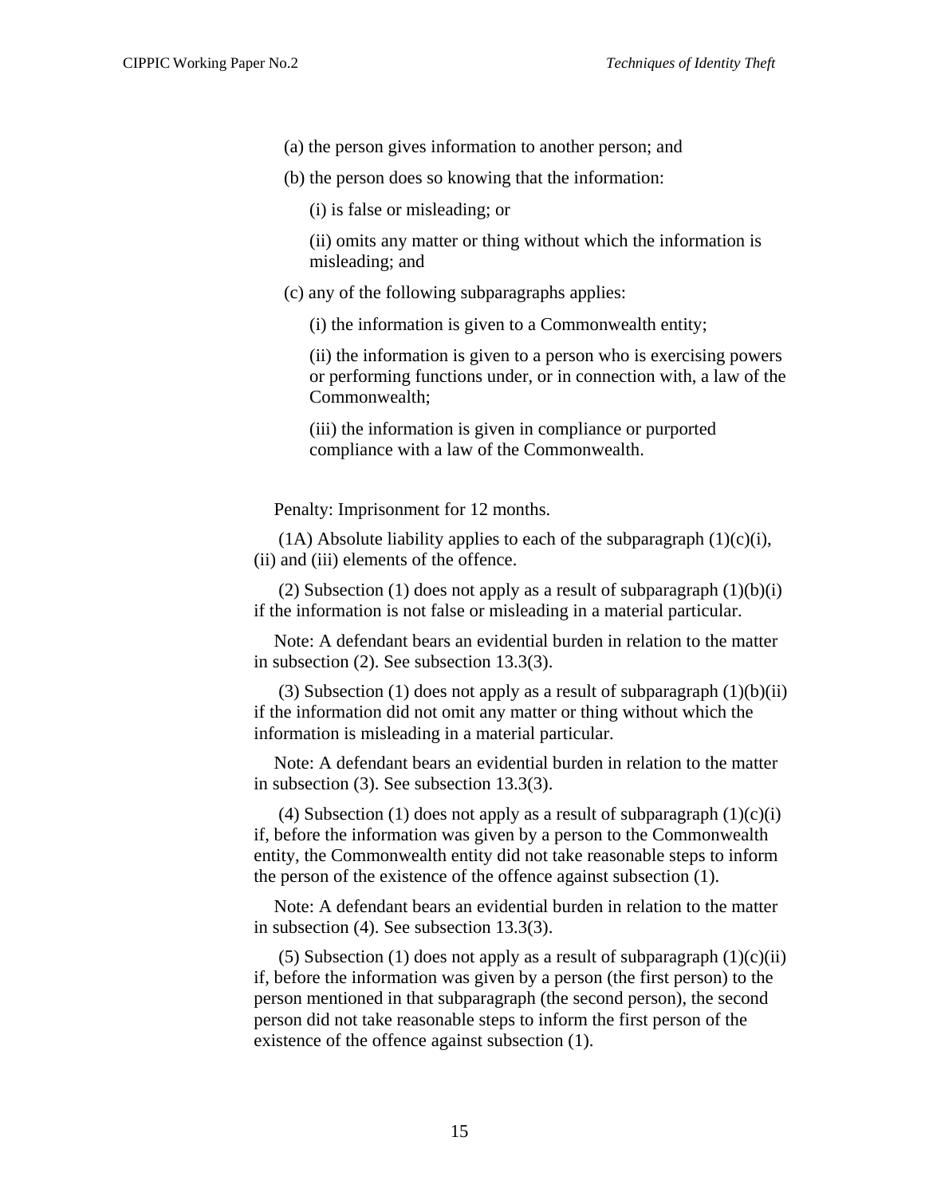(a) the person gives information to another person; and

(b) the person does so knowing that the information:

(i) is false or misleading; or

(ii) omits any matter or thing without which the information is misleading; and

(c) any of the following subparagraphs applies:

(i) the information is given to a Commonwealth entity;

(ii) the information is given to a person who is exercising powers or performing functions under, or in connection with, a law of the Commonwealth;

(iii) the information is given in compliance or purported compliance with a law of the Commonwealth.

Penalty: Imprisonment for 12 months.

(1A) Absolute liability applies to each of the subparagraph (1)(c)(i), (ii) and (iii) elements of the offence.

(2) Subsection (1) does not apply as a result of subparagraph (1)(b)(i) if the information is not false or misleading in a material particular.

Note: A defendant bears an evidential burden in relation to the matter in subsection (2). See subsection 13.3(3).

(3) Subsection (1) does not apply as a result of subparagraph (1)(b)(ii) if the information did not omit any matter or thing without which the information is misleading in a material particular.

Note: A defendant bears an evidential burden in relation to the matter in subsection (3). See subsection 13.3(3).

(4) Subsection (1) does not apply as a result of subparagraph (1)(c)(i) if, before the information was given by a person to the Commonwealth entity, the Commonwealth entity did not take reasonable steps to inform the person of the existence of the offence against subsection (1).

Note: A defendant bears an evidential burden in relation to the matter in subsection (4). See subsection 13.3(3).

(5) Subsection (1) does not apply as a result of subparagraph (1)(c)(ii) if, before the information was given by a person (the first person) to the person mentioned in that subparagraph (the second person), the second person did not take reasonable steps to inform the first person of the existence of the offence against subsection (1).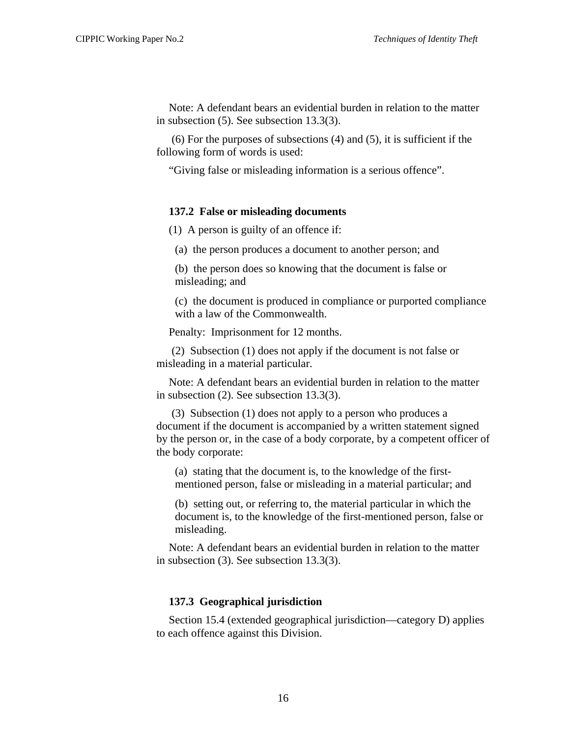Note: A defendant bears an evidential burden in relation to the matter in subsection (5). See subsection 13.3(3).

(6) For the purposes of subsections (4) and (5), it is sufficient if the following form of words is used:

"Giving false or misleading information is a serious offence".

**137.2 False or misleading documents**

(1) A person is guilty of an offence if:

(a) the person produces a document to another person; and

(b) the person does so knowing that the document is false or misleading; and

(c) the document is produced in compliance or purported compliance with a law of the Commonwealth.

Penalty: Imprisonment for 12 months.

(2) Subsection (1) does not apply if the document is not false or misleading in a material particular.

Note: A defendant bears an evidential burden in relation to the matter in subsection (2). See subsection 13.3(3).

(3) Subsection (1) does not apply to a person who produces a document if the document is accompanied by a written statement signed by the person or, in the case of a body corporate, by a competent officer of the body corporate:

(a) stating that the document is, to the knowledge of the first-mentioned person, false or misleading in a material particular; and

(b) setting out, or referring to, the material particular in which the document is, to the knowledge of the first-mentioned person, false or misleading.

Note: A defendant bears an evidential burden in relation to the matter in subsection (3). See subsection 13.3(3).

**137.3 Geographical jurisdiction**

Section 15.4 (extended geographical jurisdiction—category D) applies to each offence against this Division.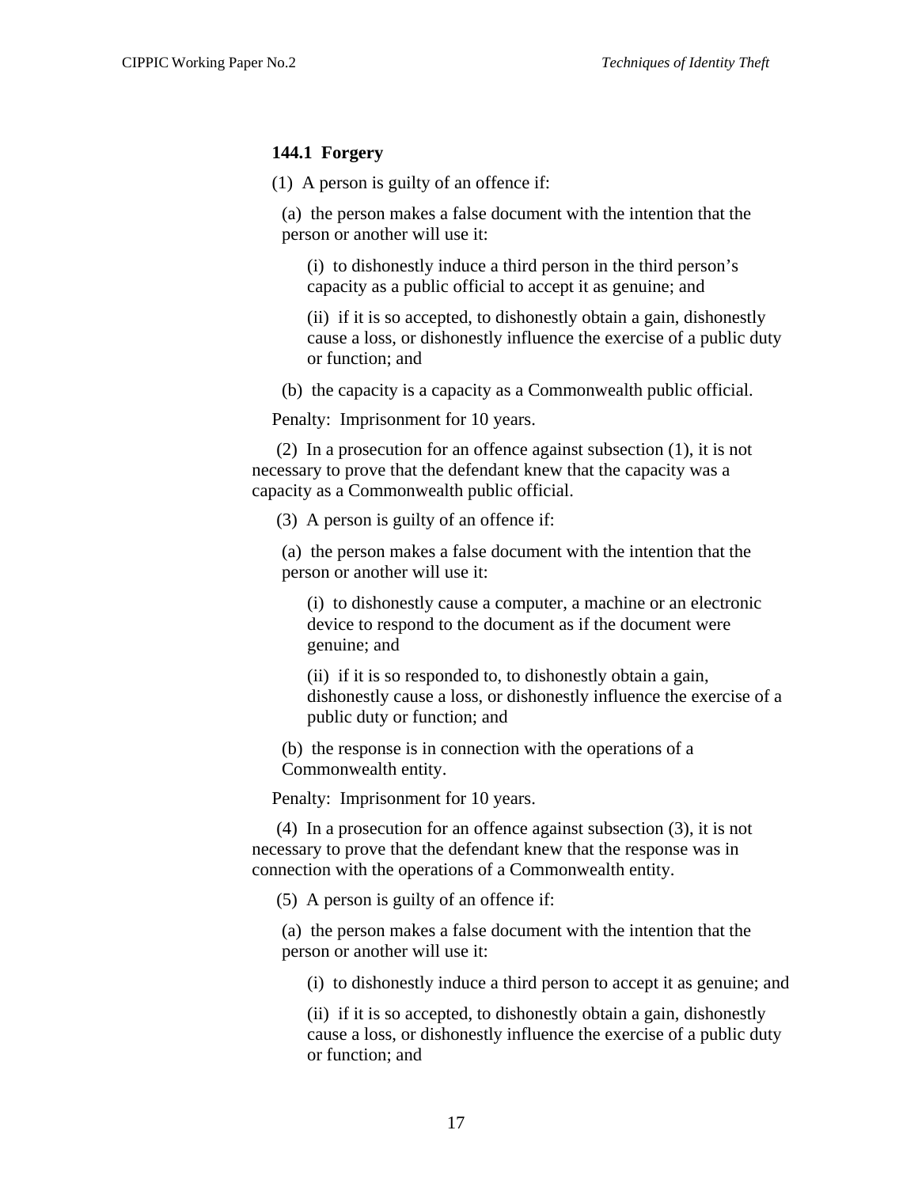**144.1 Forgery**

(1) A person is guilty of an offence if:

(a) the person makes a false document with the intention that the person or another will use it:

(i) to dishonestly induce a third person in the third person's capacity as a public official to accept it as genuine; and

(ii) if it is so accepted, to dishonestly obtain a gain, dishonestly cause a loss, or dishonestly influence the exercise of a public duty or function; and

(b) the capacity is a capacity as a Commonwealth public official.

Penalty: Imprisonment for 10 years.

(2) In a prosecution for an offence against subsection (1), it is not necessary to prove that the defendant knew that the capacity was a capacity as a Commonwealth public official.

(3) A person is guilty of an offence if:

(a) the person makes a false document with the intention that the person or another will use it:

(i) to dishonestly cause a computer, a machine or an electronic device to respond to the document as if the document were genuine; and

(ii) if it is so responded to, to dishonestly obtain a gain, dishonestly cause a loss, or dishonestly influence the exercise of a public duty or function; and

(b) the response is in connection with the operations of a Commonwealth entity.

Penalty: Imprisonment for 10 years.

(4) In a prosecution for an offence against subsection (3), it is not necessary to prove that the defendant knew that the response was in connection with the operations of a Commonwealth entity.

(5) A person is guilty of an offence if:

(a) the person makes a false document with the intention that the person or another will use it:

(i) to dishonestly induce a third person to accept it as genuine; and

(ii) if it is so accepted, to dishonestly obtain a gain, dishonestly cause a loss, or dishonestly influence the exercise of a public duty or function; and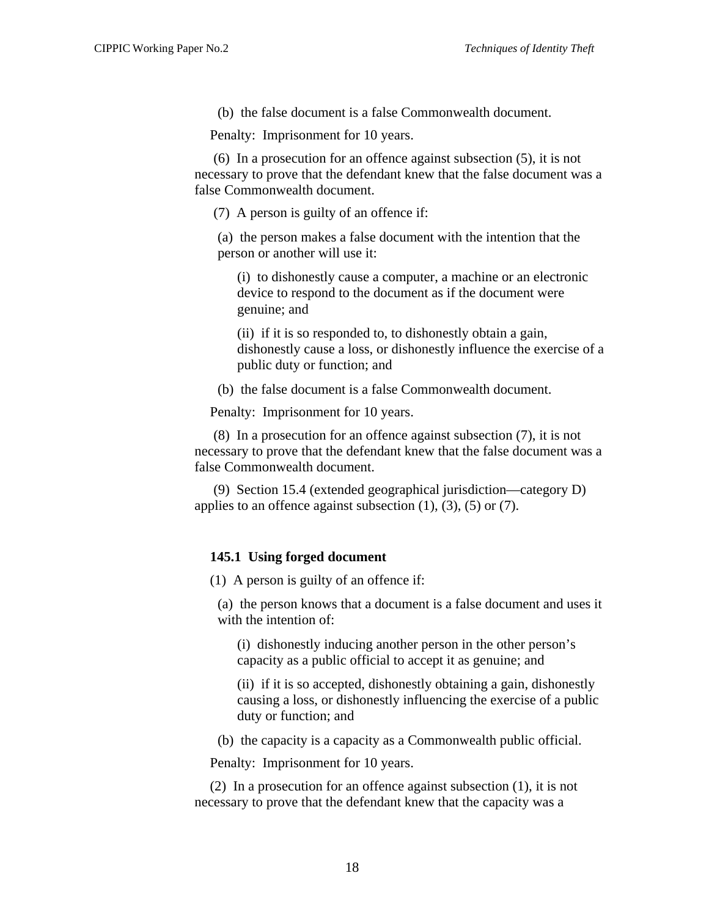(b) the false document is a false Commonwealth document.

Penalty: Imprisonment for 10 years.

(6) In a prosecution for an offence against subsection (5), it is not necessary to prove that the defendant knew that the false document was a false Commonwealth document.

(7) A person is guilty of an offence if:

(a) the person makes a false document with the intention that the person or another will use it:

(i) to dishonestly cause a computer, a machine or an electronic device to respond to the document as if the document were genuine; and

(ii) if it is so responded to, to dishonestly obtain a gain, dishonestly cause a loss, or dishonestly influence the exercise of a public duty or function; and

(b) the false document is a false Commonwealth document.

Penalty: Imprisonment for 10 years.

(8) In a prosecution for an offence against subsection (7), it is not necessary to prove that the defendant knew that the false document was a false Commonwealth document.

(9) Section 15.4 (extended geographical jurisdiction—category D) applies to an offence against subsection (1), (3), (5) or (7).

**145.1 Using forged document**

(1) A person is guilty of an offence if:

(a) the person knows that a document is a false document and uses it with the intention of:

(i) dishonestly inducing another person in the other person's capacity as a public official to accept it as genuine; and

(ii) if it is so accepted, dishonestly obtaining a gain, dishonestly causing a loss, or dishonestly influencing the exercise of a public duty or function; and

(b) the capacity is a capacity as a Commonwealth public official.

Penalty: Imprisonment for 10 years.

(2) In a prosecution for an offence against subsection (1), it is not necessary to prove that the defendant knew that the capacity was a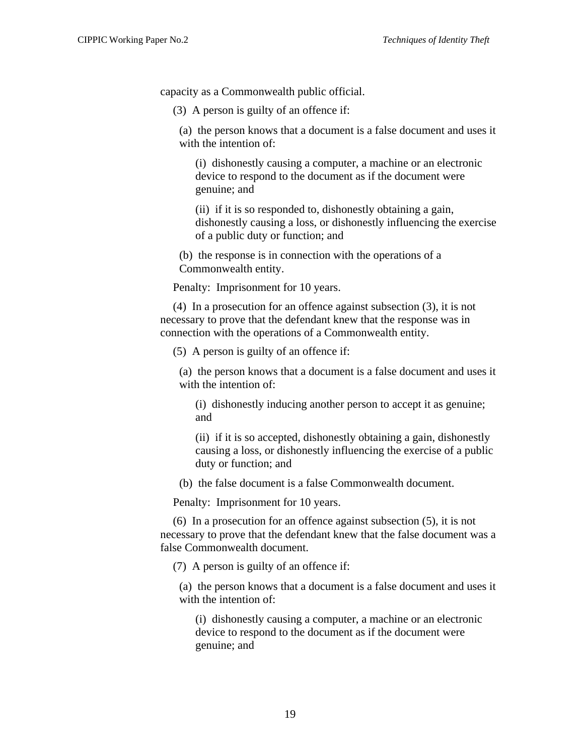capacity as a Commonwealth public official.

(3) A person is guilty of an offence if:

(a) the person knows that a document is a false document and uses it with the intention of:

(i) dishonestly causing a computer, a machine or an electronic device to respond to the document as if the document were genuine; and

(ii) if it is so responded to, dishonestly obtaining a gain, dishonestly causing a loss, or dishonestly influencing the exercise of a public duty or function; and

(b) the response is in connection with the operations of a Commonwealth entity.

Penalty: Imprisonment for 10 years.

(4) In a prosecution for an offence against subsection (3), it is not necessary to prove that the defendant knew that the response was in connection with the operations of a Commonwealth entity.

(5) A person is guilty of an offence if:

(a) the person knows that a document is a false document and uses it with the intention of:

(i) dishonestly inducing another person to accept it as genuine; and

(ii) if it is so accepted, dishonestly obtaining a gain, dishonestly causing a loss, or dishonestly influencing the exercise of a public duty or function; and

(b) the false document is a false Commonwealth document.

Penalty: Imprisonment for 10 years.

(6) In a prosecution for an offence against subsection (5), it is not necessary to prove that the defendant knew that the false document was a false Commonwealth document.

(7) A person is guilty of an offence if:

(a) the person knows that a document is a false document and uses it with the intention of:

(i) dishonestly causing a computer, a machine or an electronic device to respond to the document as if the document were genuine; and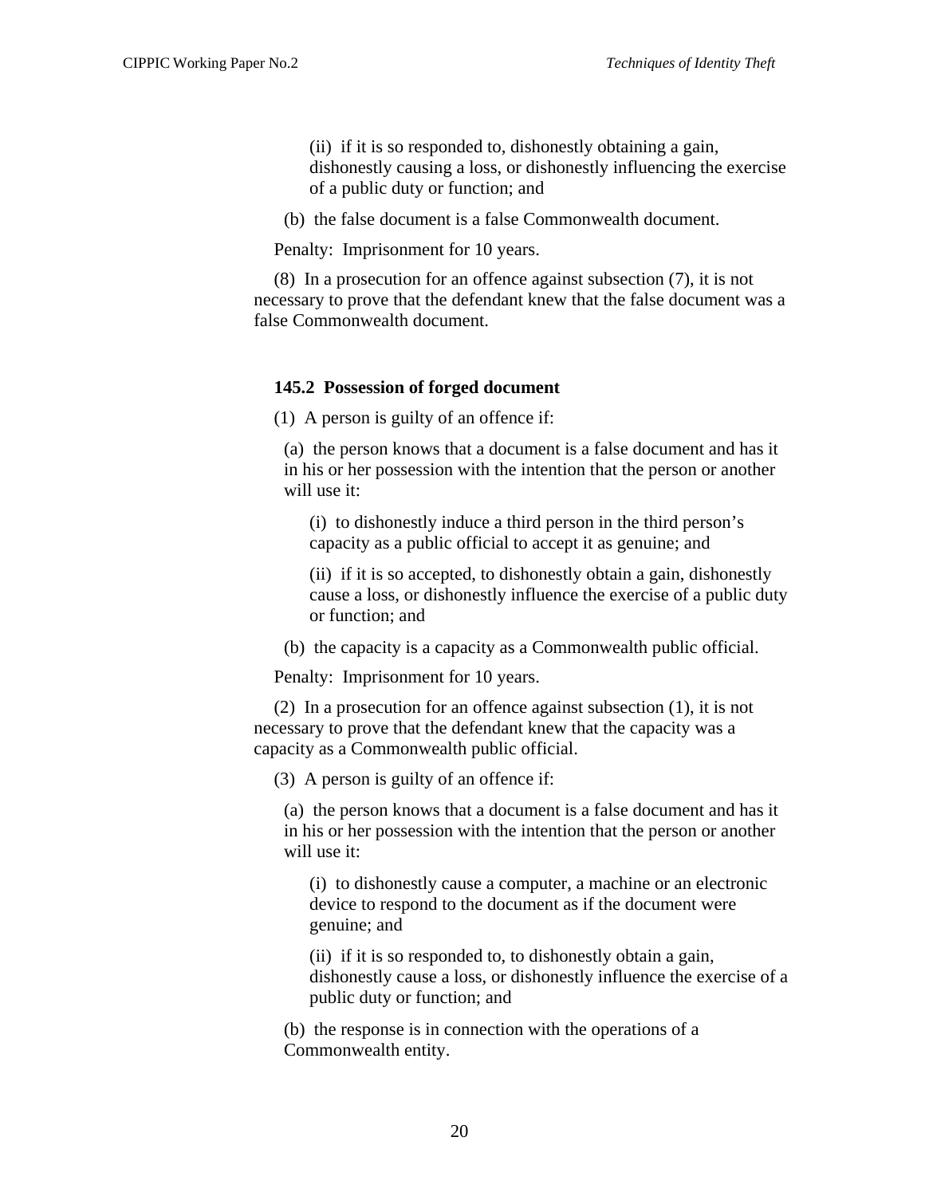(ii) if it is so responded to, dishonestly obtaining a gain, dishonestly causing a loss, or dishonestly influencing the exercise of a public duty or function; and

(b) the false document is a false Commonwealth document.

Penalty: Imprisonment for 10 years.

(8) In a prosecution for an offence against subsection (7), it is not necessary to prove that the defendant knew that the false document was a false Commonwealth document.

**145.2 Possession of forged document**

(1) A person is guilty of an offence if:

(a) the person knows that a document is a false document and has it in his or her possession with the intention that the person or another will use it:

(i) to dishonestly induce a third person in the third person's capacity as a public official to accept it as genuine; and

(ii) if it is so accepted, to dishonestly obtain a gain, dishonestly cause a loss, or dishonestly influence the exercise of a public duty or function; and

(b) the capacity is a capacity as a Commonwealth public official.

Penalty: Imprisonment for 10 years.

(2) In a prosecution for an offence against subsection (1), it is not necessary to prove that the defendant knew that the capacity was a capacity as a Commonwealth public official.

(3) A person is guilty of an offence if:

(a) the person knows that a document is a false document and has it in his or her possession with the intention that the person or another will use it:

(i) to dishonestly cause a computer, a machine or an electronic device to respond to the document as if the document were genuine; and

(ii) if it is so responded to, to dishonestly obtain a gain, dishonestly cause a loss, or dishonestly influence the exercise of a public duty or function; and

(b) the response is in connection with the operations of a Commonwealth entity.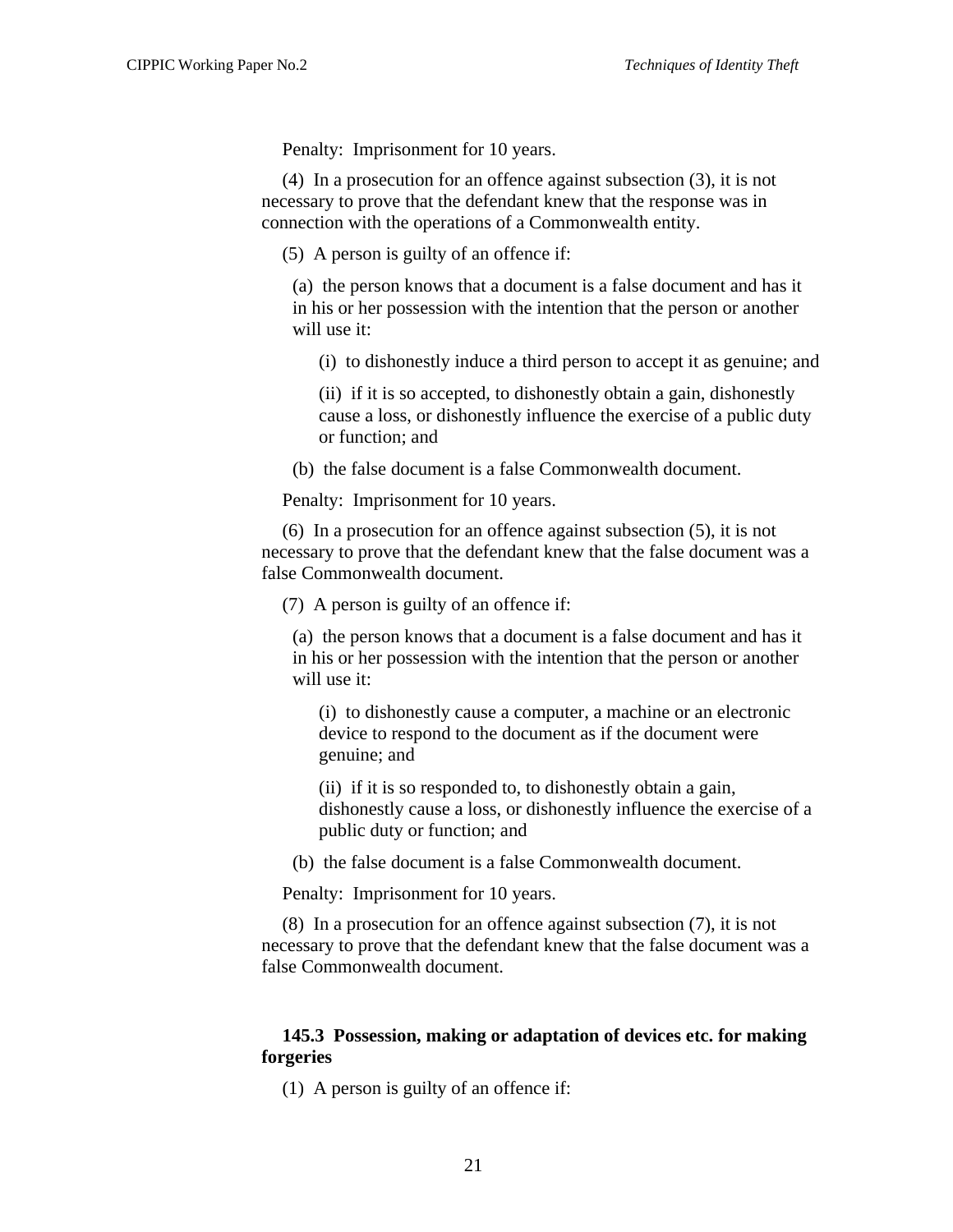Penalty: Imprisonment for 10 years.

(4) In a prosecution for an offence against subsection (3), it is not necessary to prove that the defendant knew that the response was in connection with the operations of a Commonwealth entity.

(5) A person is guilty of an offence if:

(a) the person knows that a document is a false document and has it in his or her possession with the intention that the person or another will use it:

(i) to dishonestly induce a third person to accept it as genuine; and

(ii) if it is so accepted, to dishonestly obtain a gain, dishonestly cause a loss, or dishonestly influence the exercise of a public duty or function; and

(b) the false document is a false Commonwealth document.

Penalty: Imprisonment for 10 years.

(6) In a prosecution for an offence against subsection (5), it is not necessary to prove that the defendant knew that the false document was a false Commonwealth document.

(7) A person is guilty of an offence if:

(a) the person knows that a document is a false document and has it in his or her possession with the intention that the person or another will use it:

(i) to dishonestly cause a computer, a machine or an electronic device to respond to the document as if the document were genuine; and

(ii) if it is so responded to, to dishonestly obtain a gain, dishonestly cause a loss, or dishonestly influence the exercise of a public duty or function; and

(b) the false document is a false Commonwealth document.

Penalty: Imprisonment for 10 years.

(8) In a prosecution for an offence against subsection (7), it is not necessary to prove that the defendant knew that the false document was a false Commonwealth document.

**145.3 Possession, making or adaptation of devices etc. for making forgeries**

(1) A person is guilty of an offence if: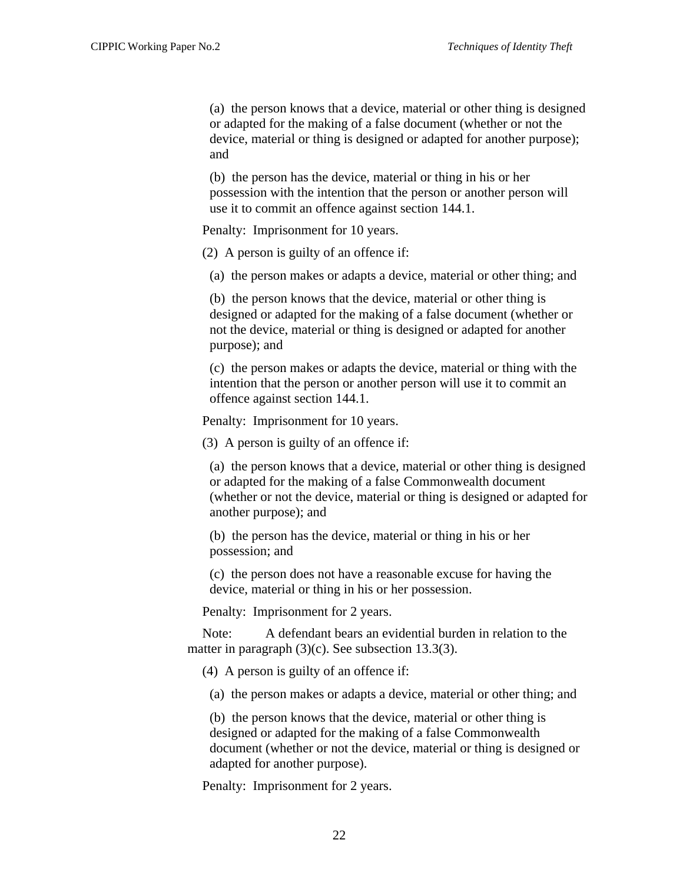(a) the person knows that a device, material or other thing is designed or adapted for the making of a false document (whether or not the device, material or thing is designed or adapted for another purpose); and

(b) the person has the device, material or thing in his or her possession with the intention that the person or another person will use it to commit an offence against section 144.1.

Penalty: Imprisonment for 10 years.

(2) A person is guilty of an offence if:

(a) the person makes or adapts a device, material or other thing; and

(b) the person knows that the device, material or other thing is designed or adapted for the making of a false document (whether or not the device, material or thing is designed or adapted for another purpose); and

(c) the person makes or adapts the device, material or thing with the intention that the person or another person will use it to commit an offence against section 144.1.

Penalty: Imprisonment for 10 years.

(3) A person is guilty of an offence if:

(a) the person knows that a device, material or other thing is designed or adapted for the making of a false Commonwealth document (whether or not the device, material or thing is designed or adapted for another purpose); and

(b) the person has the device, material or thing in his or her possession; and

(c) the person does not have a reasonable excuse for having the device, material or thing in his or her possession.

Penalty: Imprisonment for 2 years.

Note: A defendant bears an evidential burden in relation to the matter in paragraph (3)(c). See subsection 13.3(3).

(4) A person is guilty of an offence if:

(a) the person makes or adapts a device, material or other thing; and

(b) the person knows that the device, material or other thing is designed or adapted for the making of a false Commonwealth document (whether or not the device, material or thing is designed or adapted for another purpose).

Penalty: Imprisonment for 2 years.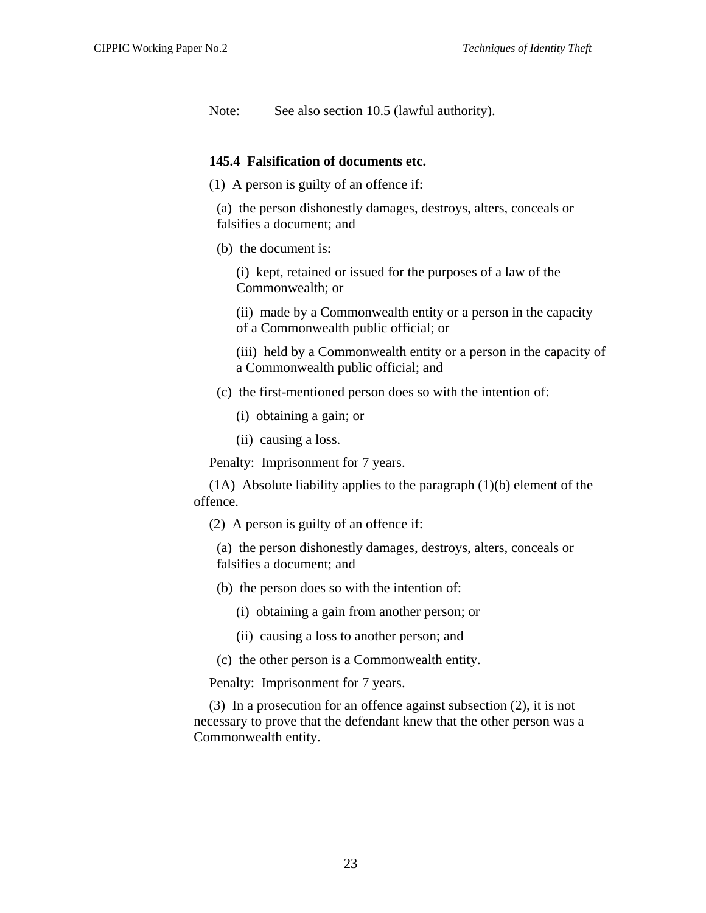Note: See also section 10.5 (lawful authority).

**145.4 Falsification of documents etc.**

(1) A person is guilty of an offence if:

(a) the person dishonestly damages, destroys, alters, conceals or falsifies a document; and

(b) the document is:

(i) kept, retained or issued for the purposes of a law of the Commonwealth; or

(ii) made by a Commonwealth entity or a person in the capacity of a Commonwealth public official; or

(iii) held by a Commonwealth entity or a person in the capacity of a Commonwealth public official; and

(c) the first-mentioned person does so with the intention of:

(i) obtaining a gain; or

(ii) causing a loss.

Penalty: Imprisonment for 7 years.

(1A) Absolute liability applies to the paragraph (1)(b) element of the offence.

(2) A person is guilty of an offence if:

(a) the person dishonestly damages, destroys, alters, conceals or falsifies a document; and

(b) the person does so with the intention of:

(i) obtaining a gain from another person; or

(ii) causing a loss to another person; and

(c) the other person is a Commonwealth entity.

Penalty: Imprisonment for 7 years.

(3) In a prosecution for an offence against subsection (2), it is not necessary to prove that the defendant knew that the other person was a Commonwealth entity.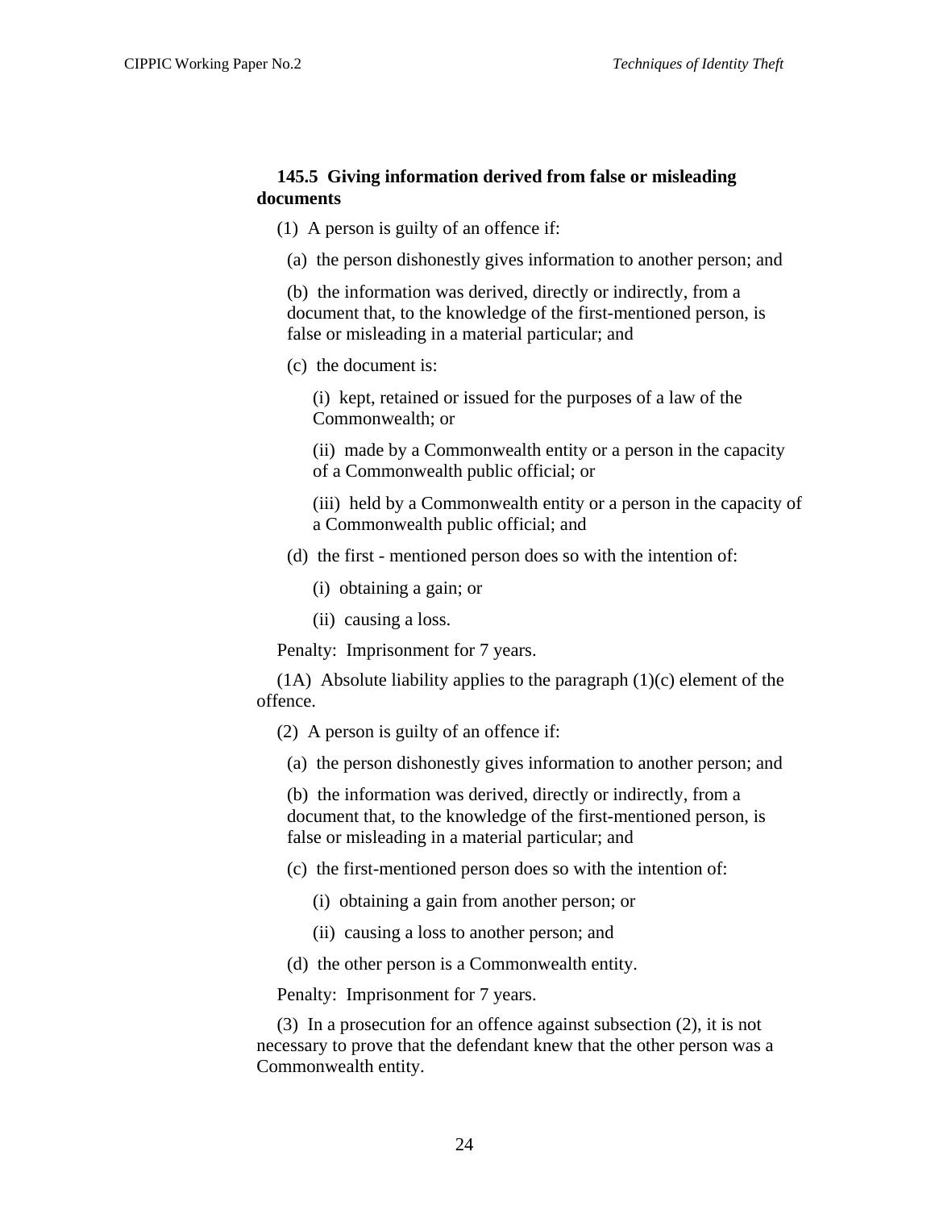**145.5 Giving information derived from false or misleading documents**

(1) A person is guilty of an offence if:

(a) the person dishonestly gives information to another person; and

(b) the information was derived, directly or indirectly, from a document that, to the knowledge of the first-mentioned person, is false or misleading in a material particular; and

(c) the document is:

(i) kept, retained or issued for the purposes of a law of the Commonwealth; or

(ii) made by a Commonwealth entity or a person in the capacity of a Commonwealth public official; or

(iii) held by a Commonwealth entity or a person in the capacity of a Commonwealth public official; and

(d) the first - mentioned person does so with the intention of:

(i) obtaining a gain; or

(ii) causing a loss.

Penalty: Imprisonment for 7 years.

(1A) Absolute liability applies to the paragraph (1)(c) element of the offence.

(2) A person is guilty of an offence if:

(a) the person dishonestly gives information to another person; and

(b) the information was derived, directly or indirectly, from a document that, to the knowledge of the first-mentioned person, is false or misleading in a material particular; and

(c) the first-mentioned person does so with the intention of:

(i) obtaining a gain from another person; or

(ii) causing a loss to another person; and

(d) the other person is a Commonwealth entity.

Penalty: Imprisonment for 7 years.

(3) In a prosecution for an offence against subsection (2), it is not necessary to prove that the defendant knew that the other person was a Commonwealth entity.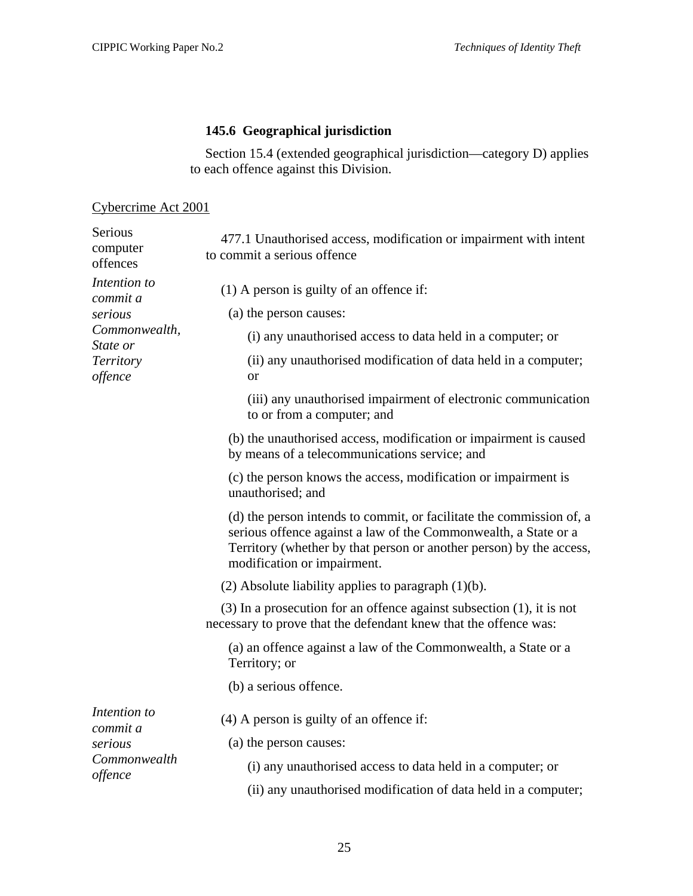**145.6 Geographical jurisdiction**

Section 15.4 (extended geographical jurisdiction—category D) applies to each offence against this Division.

Cybercrime Act 2001

Serious computer offences

477.1 Unauthorised access, modification or impairment with intent to commit a serious offence

*Intention to commit a serious Commonwealth, State or Territory offence*

(1) A person is guilty of an offence if:

(a) the person causes:

(i) any unauthorised access to data held in a computer; or

(ii) any unauthorised modification of data held in a computer; or

(iii) any unauthorised impairment of electronic communication to or from a computer; and

(b) the unauthorised access, modification or impairment is caused by means of a telecommunications service; and

(c) the person knows the access, modification or impairment is unauthorised; and

(d) the person intends to commit, or facilitate the commission of, a serious offence against a law of the Commonwealth, a State or a Territory (whether by that person or another person) by the access, modification or impairment.

(2) Absolute liability applies to paragraph (1)(b).

(3) In a prosecution for an offence against subsection (1), it is not necessary to prove that the defendant knew that the offence was:

(a) an offence against a law of the Commonwealth, a State or a Territory; or

(b) a serious offence.

*Intention to commit a serious Commonwealth offence*

(4) A person is guilty of an offence if:

(a) the person causes:

(i) any unauthorised access to data held in a computer; or

(ii) any unauthorised modification of data held in a computer;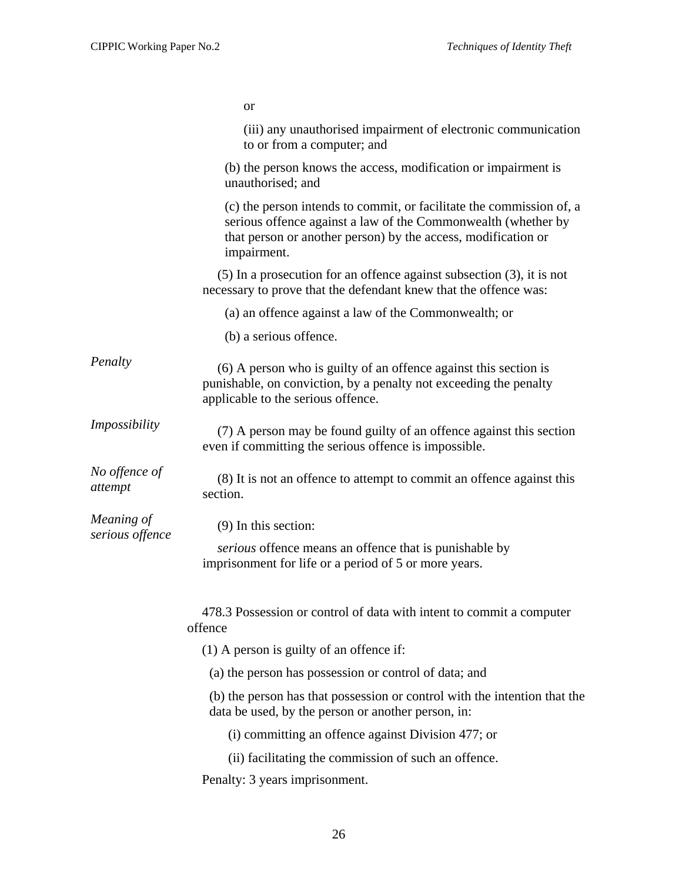or

(iii) any unauthorised impairment of electronic communication to or from a computer; and

(b) the person knows the access, modification or impairment is unauthorised; and

(c) the person intends to commit, or facilitate the commission of, a serious offence against a law of the Commonwealth (whether by that person or another person) by the access, modification or impairment.

(5) In a prosecution for an offence against subsection (3), it is not necessary to prove that the defendant knew that the offence was:

(a) an offence against a law of the Commonwealth; or

(b) a serious offence.

*Penalty*

(6) A person who is guilty of an offence against this section is punishable, on conviction, by a penalty not exceeding the penalty applicable to the serious offence.

*Impossibility*

(7) A person may be found guilty of an offence against this section even if committing the serious offence is impossible.

*No offence of attempt*

(8) It is not an offence to attempt to commit an offence against this section.

*Meaning of serious offence*

(9) In this section:

*serious* offence means an offence that is punishable by imprisonment for life or a period of 5 or more years.

478.3 Possession or control of data with intent to commit a computer offence

(1) A person is guilty of an offence if:

(a) the person has possession or control of data; and

(b) the person has that possession or control with the intention that the data be used, by the person or another person, in:

(i) committing an offence against Division 477; or

(ii) facilitating the commission of such an offence.

Penalty: 3 years imprisonment.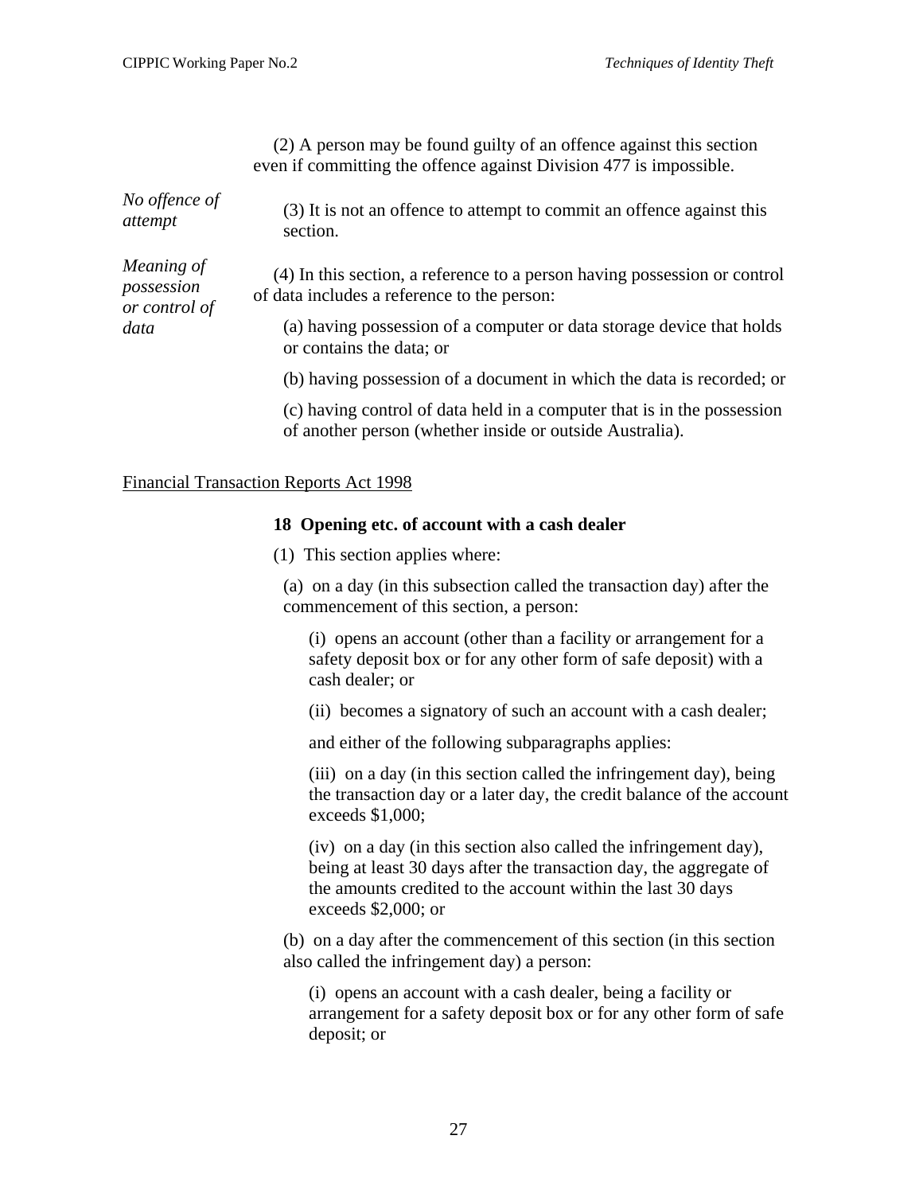(2) A person may be found guilty of an offence against this section even if committing the offence against Division 477 is impossible.

*No offence of attempt*

(3) It is not an offence to attempt to commit an offence against this section.

*Meaning of possession or control of data*

(4) In this section, a reference to a person having possession or control of data includes a reference to the person:

(a) having possession of a computer or data storage device that holds or contains the data; or

(b) having possession of a document in which the data is recorded; or

(c) having control of data held in a computer that is in the possession of another person (whether inside or outside Australia).

Financial Transaction Reports Act 1998

**18 Opening etc. of account with a cash dealer**

(1) This section applies where:

(a) on a day (in this subsection called the transaction day) after the commencement of this section, a person:

(i) opens an account (other than a facility or arrangement for a safety deposit box or for any other form of safe deposit) with a cash dealer; or

(ii) becomes a signatory of such an account with a cash dealer;

and either of the following subparagraphs applies:

(iii) on a day (in this section called the infringement day), being the transaction day or a later day, the credit balance of the account exceeds $1,000;

(iv) on a day (in this section also called the infringement day), being at least 30 days after the transaction day, the aggregate of the amounts credited to the account within the last 30 days exceeds $2,000; or

(b) on a day after the commencement of this section (in this section also called the infringement day) a person:

(i) opens an account with a cash dealer, being a facility or arrangement for a safety deposit box or for any other form of safe deposit; or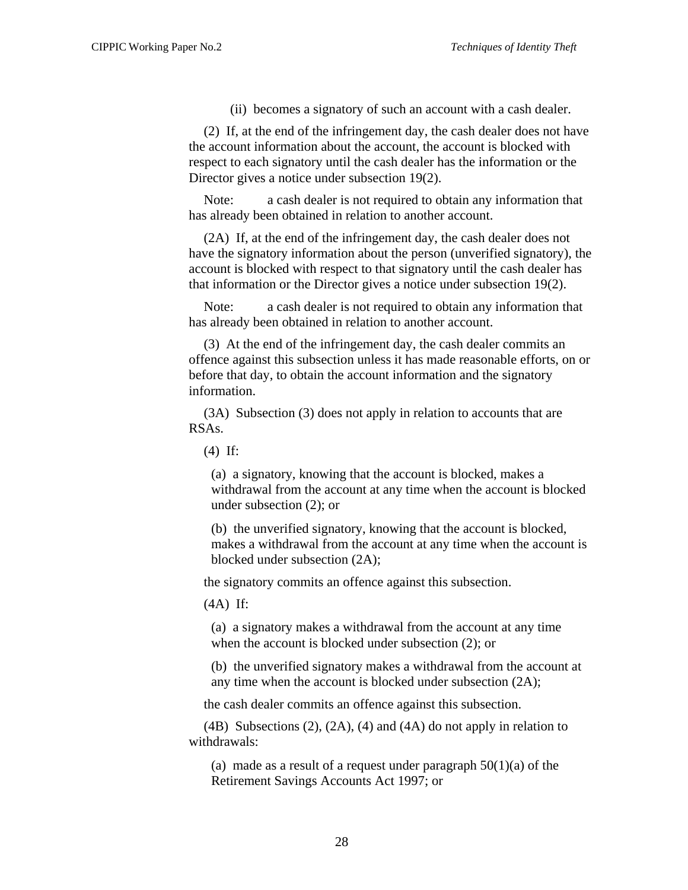(ii) becomes a signatory of such an account with a cash dealer.

(2) If, at the end of the infringement day, the cash dealer does not have the account information about the account, the account is blocked with respect to each signatory until the cash dealer has the information or the Director gives a notice under subsection 19(2).

Note: a cash dealer is not required to obtain any information that has already been obtained in relation to another account.

(2A) If, at the end of the infringement day, the cash dealer does not have the signatory information about the person (unverified signatory), the account is blocked with respect to that signatory until the cash dealer has that information or the Director gives a notice under subsection 19(2).

Note: a cash dealer is not required to obtain any information that has already been obtained in relation to another account.

(3) At the end of the infringement day, the cash dealer commits an offence against this subsection unless it has made reasonable efforts, on or before that day, to obtain the account information and the signatory information.

(3A) Subsection (3) does not apply in relation to accounts that are RSAs.

(4) If:

(a) a signatory, knowing that the account is blocked, makes a withdrawal from the account at any time when the account is blocked under subsection (2); or

(b) the unverified signatory, knowing that the account is blocked, makes a withdrawal from the account at any time when the account is blocked under subsection (2A);

the signatory commits an offence against this subsection.

(4A) If:

(a) a signatory makes a withdrawal from the account at any time when the account is blocked under subsection (2); or

(b) the unverified signatory makes a withdrawal from the account at any time when the account is blocked under subsection (2A);

the cash dealer commits an offence against this subsection.

(4B) Subsections (2), (2A), (4) and (4A) do not apply in relation to withdrawals:

(a) made as a result of a request under paragraph 50(1)(a) of the Retirement Savings Accounts Act 1997; or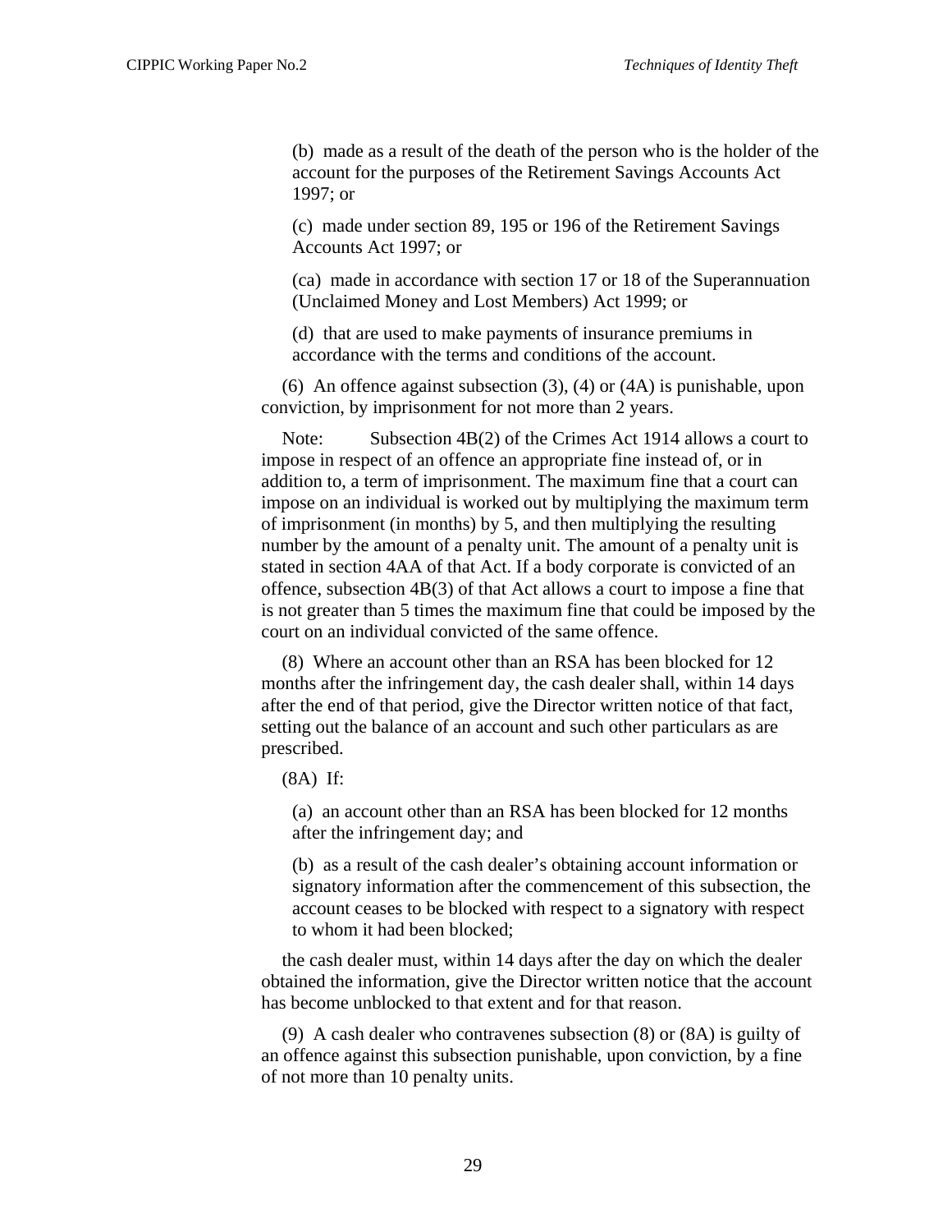(b) made as a result of the death of the person who is the holder of the account for the purposes of the Retirement Savings Accounts Act 1997; or

(c) made under section 89, 195 or 196 of the Retirement Savings Accounts Act 1997; or

(ca) made in accordance with section 17 or 18 of the Superannuation (Unclaimed Money and Lost Members) Act 1999; or

(d) that are used to make payments of insurance premiums in accordance with the terms and conditions of the account.

(6) An offence against subsection (3), (4) or (4A) is punishable, upon conviction, by imprisonment for not more than 2 years.

Note: Subsection 4B(2) of the Crimes Act 1914 allows a court to impose in respect of an offence an appropriate fine instead of, or in addition to, a term of imprisonment. The maximum fine that a court can impose on an individual is worked out by multiplying the maximum term of imprisonment (in months) by 5, and then multiplying the resulting number by the amount of a penalty unit. The amount of a penalty unit is stated in section 4AA of that Act. If a body corporate is convicted of an offence, subsection 4B(3) of that Act allows a court to impose a fine that is not greater than 5 times the maximum fine that could be imposed by the court on an individual convicted of the same offence.

(8) Where an account other than an RSA has been blocked for 12 months after the infringement day, the cash dealer shall, within 14 days after the end of that period, give the Director written notice of that fact, setting out the balance of an account and such other particulars as are prescribed.

(8A) If:

(a) an account other than an RSA has been blocked for 12 months after the infringement day; and

(b) as a result of the cash dealer's obtaining account information or signatory information after the commencement of this subsection, the account ceases to be blocked with respect to a signatory with respect to whom it had been blocked;

the cash dealer must, within 14 days after the day on which the dealer obtained the information, give the Director written notice that the account has become unblocked to that extent and for that reason.

(9) A cash dealer who contravenes subsection (8) or (8A) is guilty of an offence against this subsection punishable, upon conviction, by a fine of not more than 10 penalty units.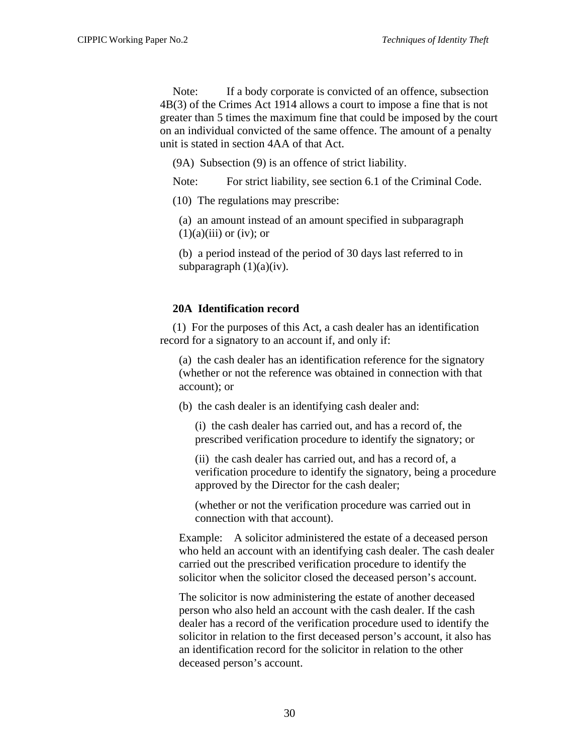Note: If a body corporate is convicted of an offence, subsection 4B(3) of the Crimes Act 1914 allows a court to impose a fine that is not greater than 5 times the maximum fine that could be imposed by the court on an individual convicted of the same offence. The amount of a penalty unit is stated in section 4AA of that Act.

(9A) Subsection (9) is an offence of strict liability.

Note: For strict liability, see section 6.1 of the Criminal Code.

(10) The regulations may prescribe:

(a) an amount instead of an amount specified in subparagraph (1)(a)(iii) or (iv); or

(b) a period instead of the period of 30 days last referred to in subparagraph (1)(a)(iv).

**20A Identification record**

(1) For the purposes of this Act, a cash dealer has an identification record for a signatory to an account if, and only if:

(a) the cash dealer has an identification reference for the signatory (whether or not the reference was obtained in connection with that account); or

(b) the cash dealer is an identifying cash dealer and:

(i) the cash dealer has carried out, and has a record of, the prescribed verification procedure to identify the signatory; or

(ii) the cash dealer has carried out, and has a record of, a verification procedure to identify the signatory, being a procedure approved by the Director for the cash dealer;

(whether or not the verification procedure was carried out in connection with that account).

Example: A solicitor administered the estate of a deceased person who held an account with an identifying cash dealer. The cash dealer carried out the prescribed verification procedure to identify the solicitor when the solicitor closed the deceased person's account.

The solicitor is now administering the estate of another deceased person who also held an account with the cash dealer. If the cash dealer has a record of the verification procedure used to identify the solicitor in relation to the first deceased person's account, it also has an identification record for the solicitor in relation to the other deceased person's account.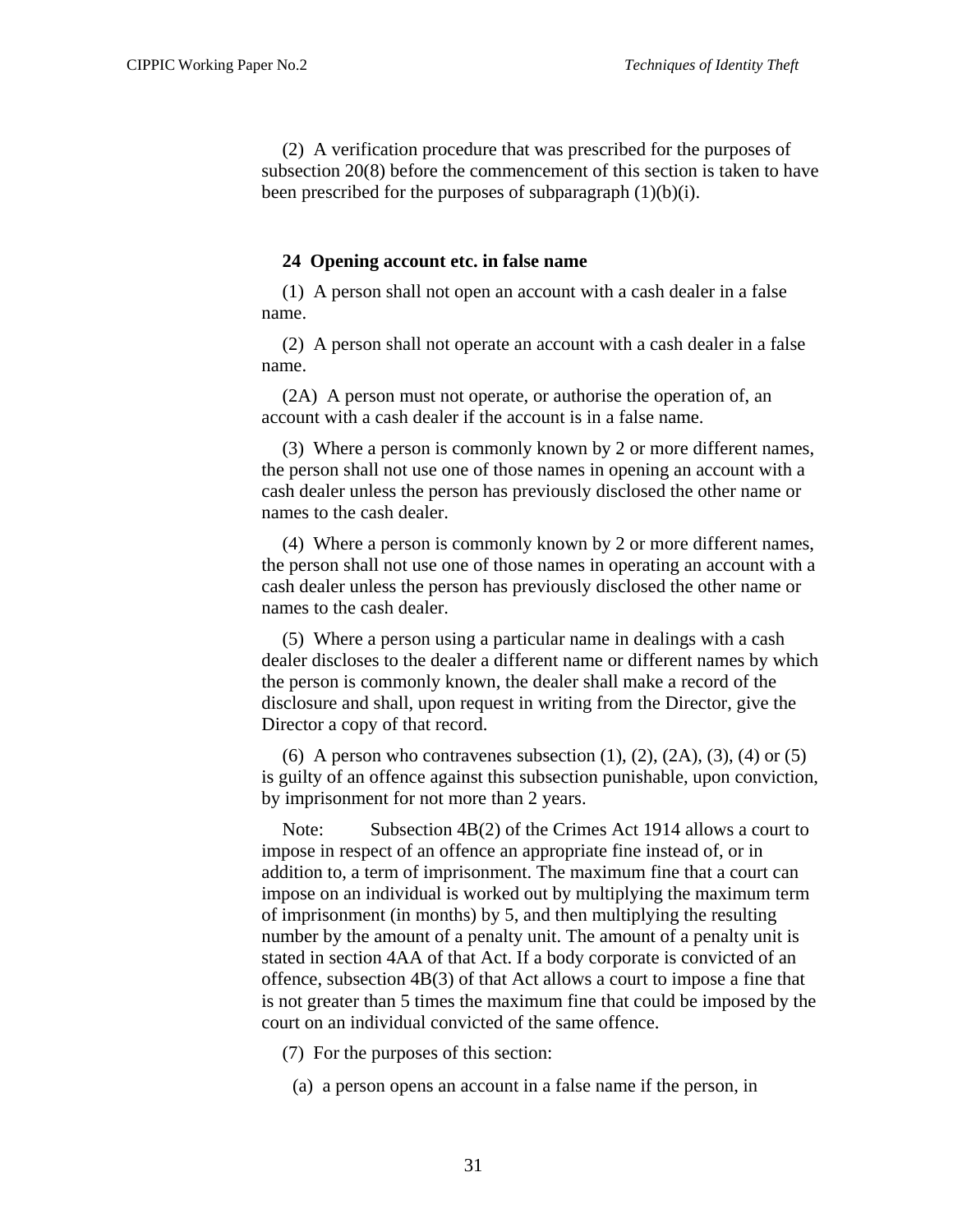(2) A verification procedure that was prescribed for the purposes of subsection 20(8) before the commencement of this section is taken to have been prescribed for the purposes of subparagraph (1)(b)(i).

**24 Opening account etc. in false name**

(1) A person shall not open an account with a cash dealer in a false name.

(2) A person shall not operate an account with a cash dealer in a false name.

(2A) A person must not operate, or authorise the operation of, an account with a cash dealer if the account is in a false name.

(3) Where a person is commonly known by 2 or more different names, the person shall not use one of those names in opening an account with a cash dealer unless the person has previously disclosed the other name or names to the cash dealer.

(4) Where a person is commonly known by 2 or more different names, the person shall not use one of those names in operating an account with a cash dealer unless the person has previously disclosed the other name or names to the cash dealer.

(5) Where a person using a particular name in dealings with a cash dealer discloses to the dealer a different name or different names by which the person is commonly known, the dealer shall make a record of the disclosure and shall, upon request in writing from the Director, give the Director a copy of that record.

(6) A person who contravenes subsection (1), (2), (2A), (3), (4) or (5) is guilty of an offence against this subsection punishable, upon conviction, by imprisonment for not more than 2 years.

Note: Subsection 4B(2) of the Crimes Act 1914 allows a court to impose in respect of an offence an appropriate fine instead of, or in addition to, a term of imprisonment. The maximum fine that a court can impose on an individual is worked out by multiplying the maximum term of imprisonment (in months) by 5, and then multiplying the resulting number by the amount of a penalty unit. The amount of a penalty unit is stated in section 4AA of that Act. If a body corporate is convicted of an offence, subsection 4B(3) of that Act allows a court to impose a fine that is not greater than 5 times the maximum fine that could be imposed by the court on an individual convicted of the same offence.

(7) For the purposes of this section:

(a) a person opens an account in a false name if the person, in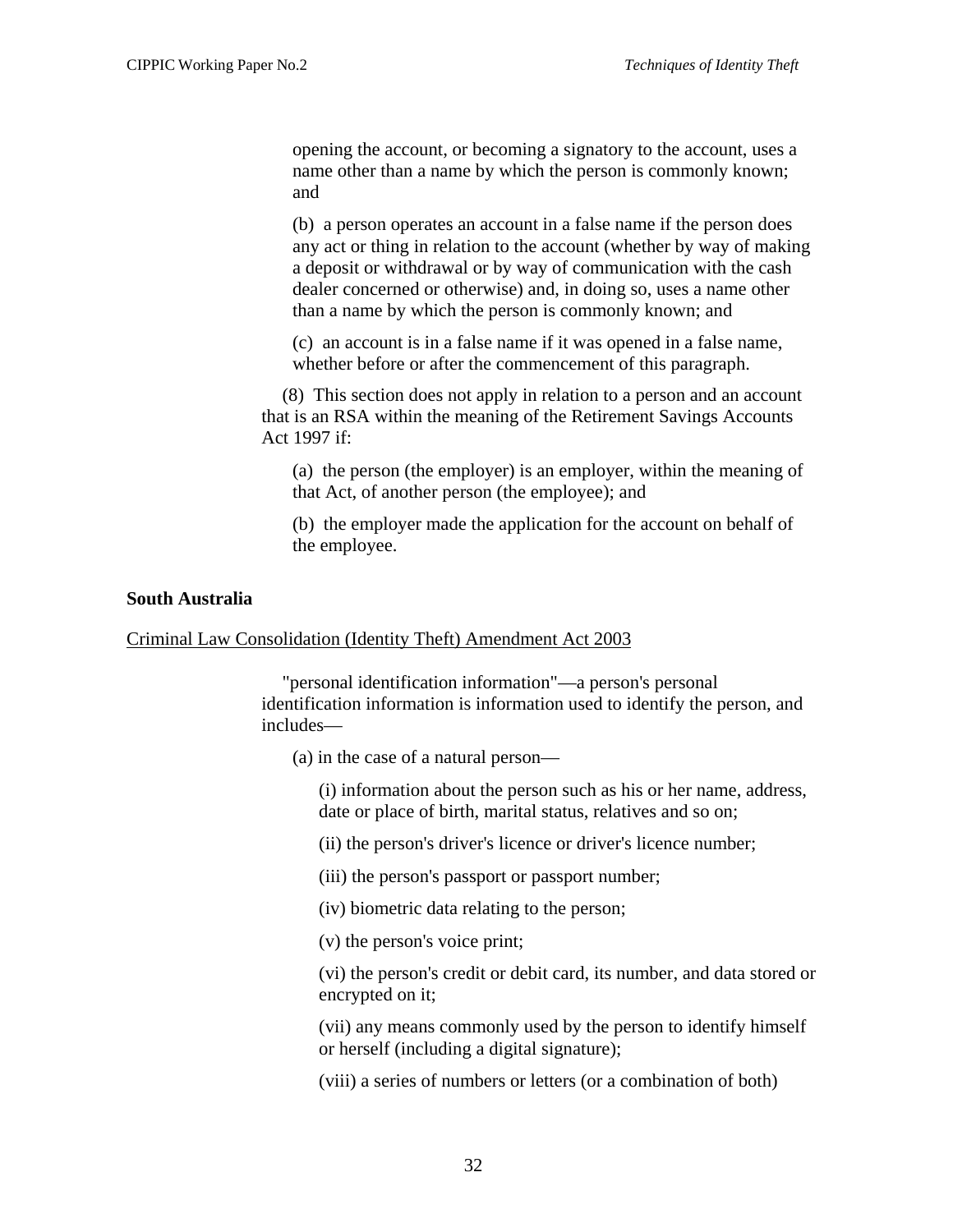opening the account, or becoming a signatory to the account, uses a name other than a name by which the person is commonly known; and

(b) a person operates an account in a false name if the person does any act or thing in relation to the account (whether by way of making a deposit or withdrawal or by way of communication with the cash dealer concerned or otherwise) and, in doing so, uses a name other than a name by which the person is commonly known; and

(c) an account is in a false name if it was opened in a false name, whether before or after the commencement of this paragraph.

(8) This section does not apply in relation to a person and an account that is an RSA within the meaning of the Retirement Savings Accounts Act 1997 if:

(a) the person (the employer) is an employer, within the meaning of that Act, of another person (the employee); and

(b) the employer made the application for the account on behalf of the employee.

**South Australia**

Criminal Law Consolidation (Identity Theft) Amendment Act 2003

"personal identification information"—a person's personal identification information is information used to identify the person, and includes—

(a) in the case of a natural person—

(i) information about the person such as his or her name, address, date or place of birth, marital status, relatives and so on;

(ii) the person's driver's licence or driver's licence number;

(iii) the person's passport or passport number;

(iv) biometric data relating to the person;

(v) the person's voice print;

(vi) the person's credit or debit card, its number, and data stored or encrypted on it;

(vii) any means commonly used by the person to identify himself or herself (including a digital signature);

(viii) a series of numbers or letters (or a combination of both)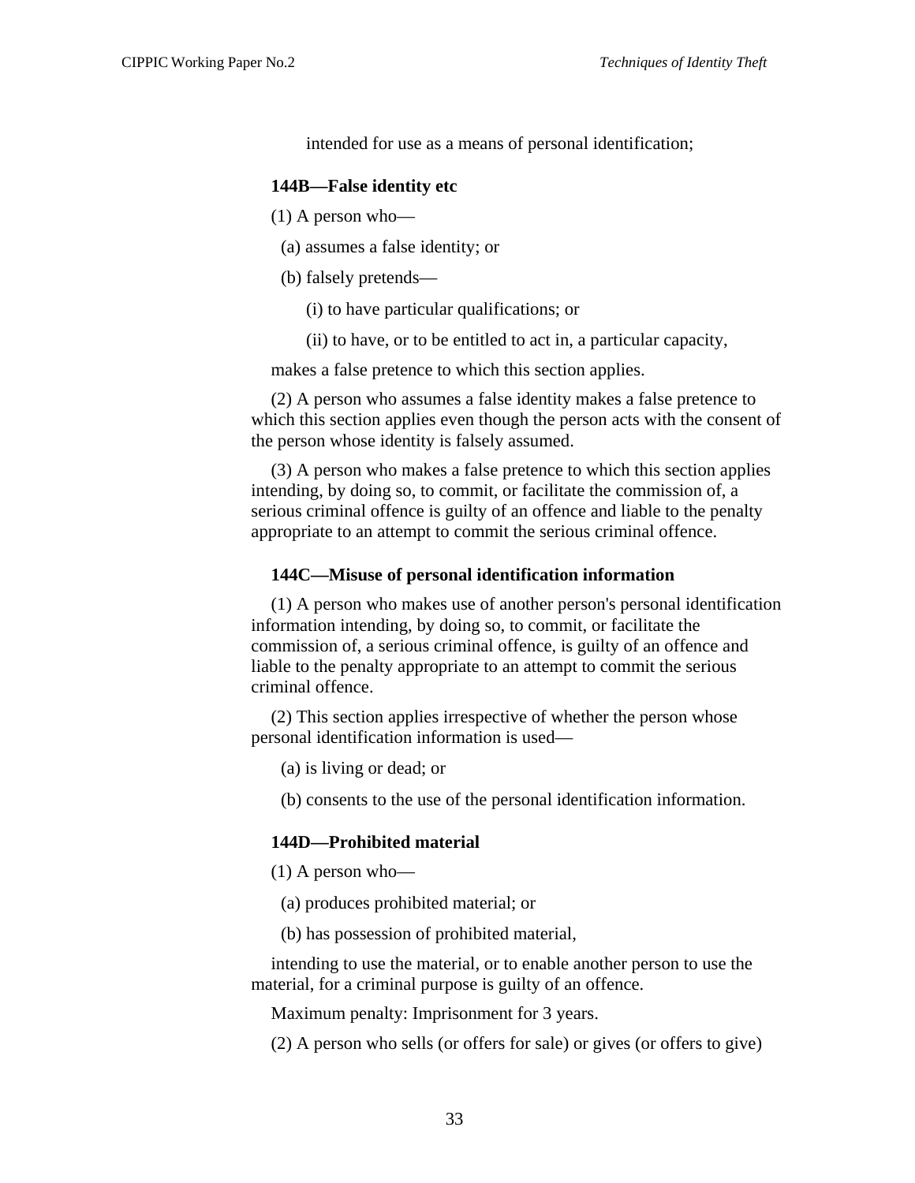intended for use as a means of personal identification;

**144B—False identity etc**

(1) A person who—

(a) assumes a false identity; or

(b) falsely pretends—

(i) to have particular qualifications; or

(ii) to have, or to be entitled to act in, a particular capacity,

makes a false pretence to which this section applies.

(2) A person who assumes a false identity makes a false pretence to which this section applies even though the person acts with the consent of the person whose identity is falsely assumed.

(3) A person who makes a false pretence to which this section applies intending, by doing so, to commit, or facilitate the commission of, a serious criminal offence is guilty of an offence and liable to the penalty appropriate to an attempt to commit the serious criminal offence.

**144C—Misuse of personal identification information**

(1) A person who makes use of another person's personal identification information intending, by doing so, to commit, or facilitate the commission of, a serious criminal offence, is guilty of an offence and liable to the penalty appropriate to an attempt to commit the serious criminal offence.

(2) This section applies irrespective of whether the person whose personal identification information is used—

(a) is living or dead; or

(b) consents to the use of the personal identification information.

**144D—Prohibited material**

(1) A person who—

(a) produces prohibited material; or

(b) has possession of prohibited material,

intending to use the material, or to enable another person to use the material, for a criminal purpose is guilty of an offence.

Maximum penalty: Imprisonment for 3 years.

(2) A person who sells (or offers for sale) or gives (or offers to give)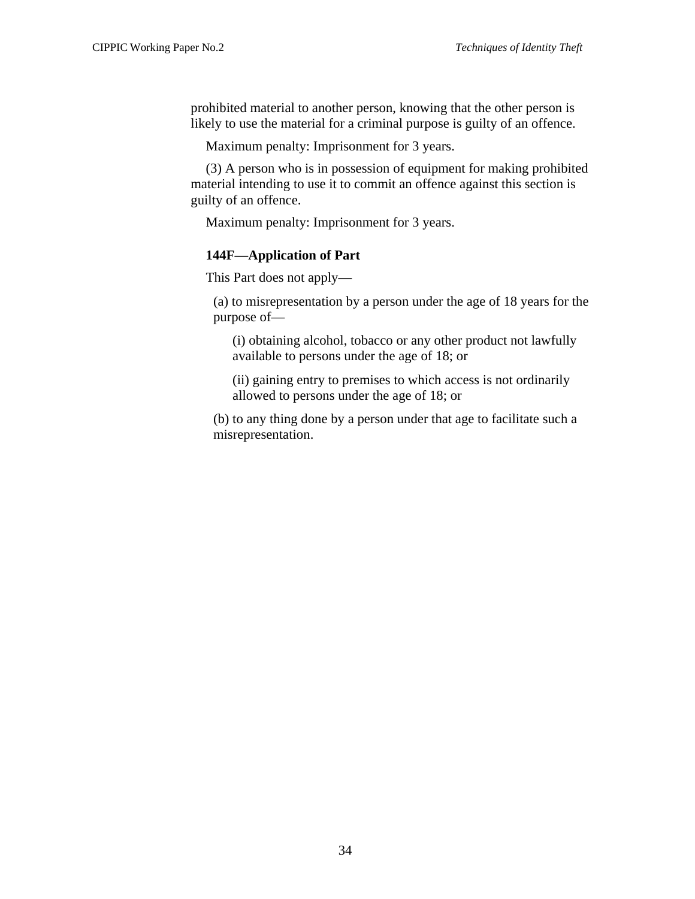prohibited material to another person, knowing that the other person is likely to use the material for a criminal purpose is guilty of an offence.

Maximum penalty: Imprisonment for 3 years.

(3) A person who is in possession of equipment for making prohibited material intending to use it to commit an offence against this section is guilty of an offence.

Maximum penalty: Imprisonment for 3 years.

**144F—Application of Part**

This Part does not apply—

(a) to misrepresentation by a person under the age of 18 years for the purpose of—

(i) obtaining alcohol, tobacco or any other product not lawfully available to persons under the age of 18; or

(ii) gaining entry to premises to which access is not ordinarily allowed to persons under the age of 18; or

(b) to any thing done by a person under that age to facilitate such a misrepresentation.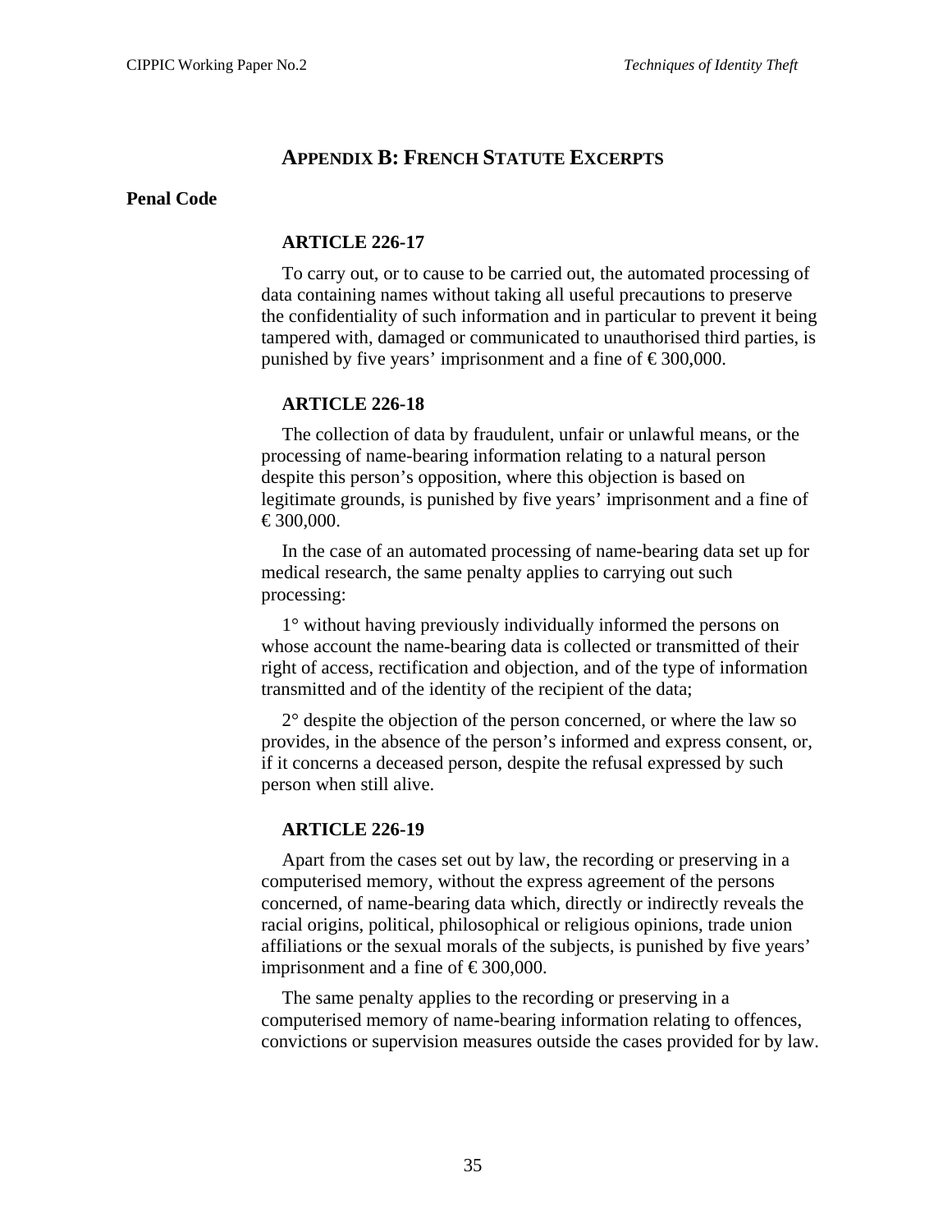## APPENDIX B: FRENCH STATUTE EXCERPTS

### Penal Code

#### ARTICLE 226-17

To carry out, or to cause to be carried out, the automated processing of data containing names without taking all useful precautions to preserve the confidentiality of such information and in particular to prevent it being tampered with, damaged or communicated to unauthorised third parties, is punished by five years' imprisonment and a fine of € 300,000.

#### ARTICLE 226-18

The collection of data by fraudulent, unfair or unlawful means, or the processing of name-bearing information relating to a natural person despite this person's opposition, where this objection is based on legitimate grounds, is punished by five years' imprisonment and a fine of € 300,000.

In the case of an automated processing of name-bearing data set up for medical research, the same penalty applies to carrying out such processing:

1° without having previously individually informed the persons on whose account the name-bearing data is collected or transmitted of their right of access, rectification and objection, and of the type of information transmitted and of the identity of the recipient of the data;

2° despite the objection of the person concerned, or where the law so provides, in the absence of the person's informed and express consent, or, if it concerns a deceased person, despite the refusal expressed by such person when still alive.

#### ARTICLE 226-19

Apart from the cases set out by law, the recording or preserving in a computerised memory, without the express agreement of the persons concerned, of name-bearing data which, directly or indirectly reveals the racial origins, political, philosophical or religious opinions, trade union affiliations or the sexual morals of the subjects, is punished by five years' imprisonment and a fine of € 300,000.

The same penalty applies to the recording or preserving in a computerised memory of name-bearing information relating to offences, convictions or supervision measures outside the cases provided for by law.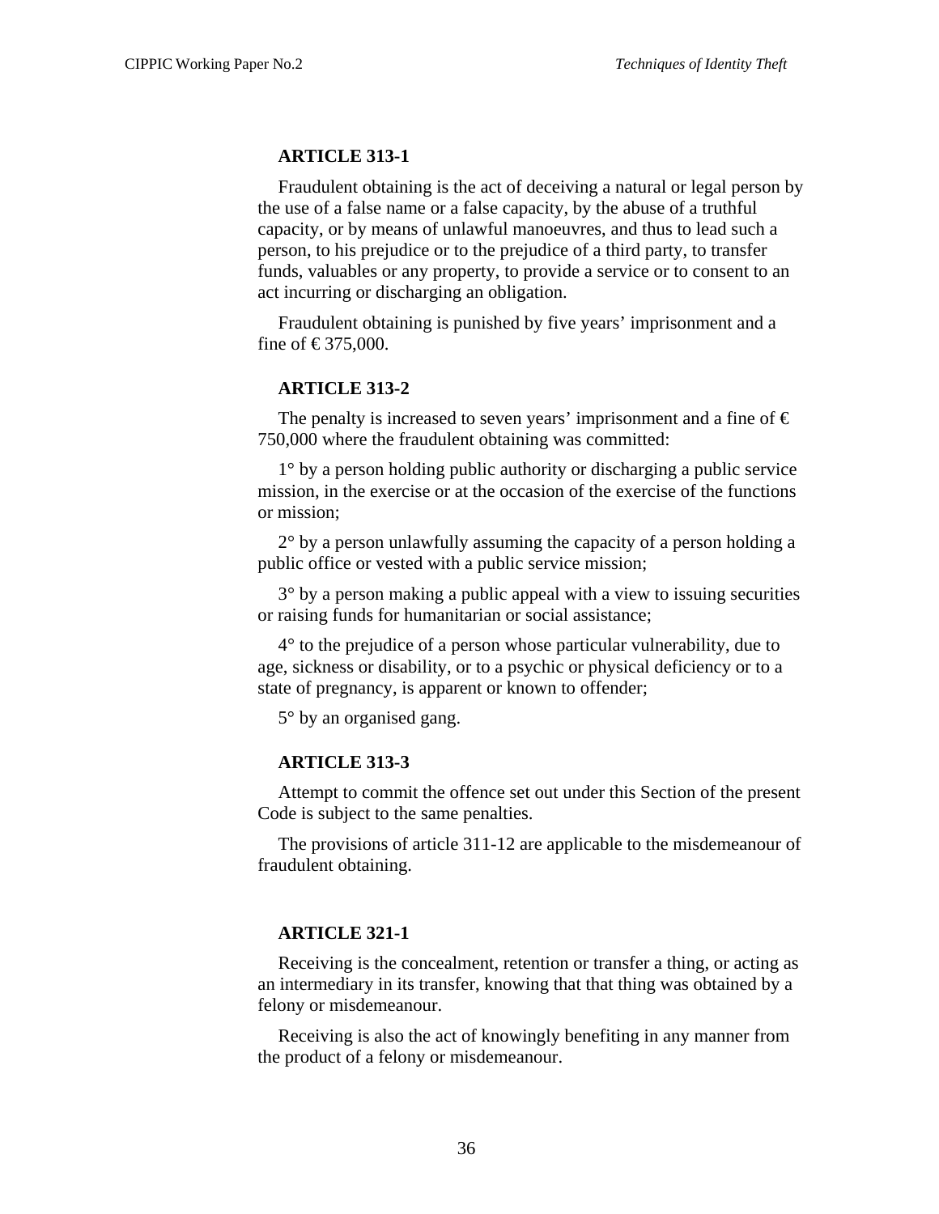**ARTICLE 313-1**

Fraudulent obtaining is the act of deceiving a natural or legal person by the use of a false name or a false capacity, by the abuse of a truthful capacity, or by means of unlawful manoeuvres, and thus to lead such a person, to his prejudice or to the prejudice of a third party, to transfer funds, valuables or any property, to provide a service or to consent to an act incurring or discharging an obligation.

Fraudulent obtaining is punished by five years' imprisonment and a fine of € 375,000.

**ARTICLE 313-2**

The penalty is increased to seven years' imprisonment and a fine of € 750,000 where the fraudulent obtaining was committed:

1° by a person holding public authority or discharging a public service mission, in the exercise or at the occasion of the exercise of the functions or mission;

2° by a person unlawfully assuming the capacity of a person holding a public office or vested with a public service mission;

3° by a person making a public appeal with a view to issuing securities or raising funds for humanitarian or social assistance;

4° to the prejudice of a person whose particular vulnerability, due to age, sickness or disability, or to a psychic or physical deficiency or to a state of pregnancy, is apparent or known to offender;

5° by an organised gang.

**ARTICLE 313-3**

Attempt to commit the offence set out under this Section of the present Code is subject to the same penalties.

The provisions of article 311-12 are applicable to the misdemeanour of fraudulent obtaining.

**ARTICLE 321-1**

Receiving is the concealment, retention or transfer a thing, or acting as an intermediary in its transfer, knowing that that thing was obtained by a felony or misdemeanour.

Receiving is also the act of knowingly benefiting in any manner from the product of a felony or misdemeanour.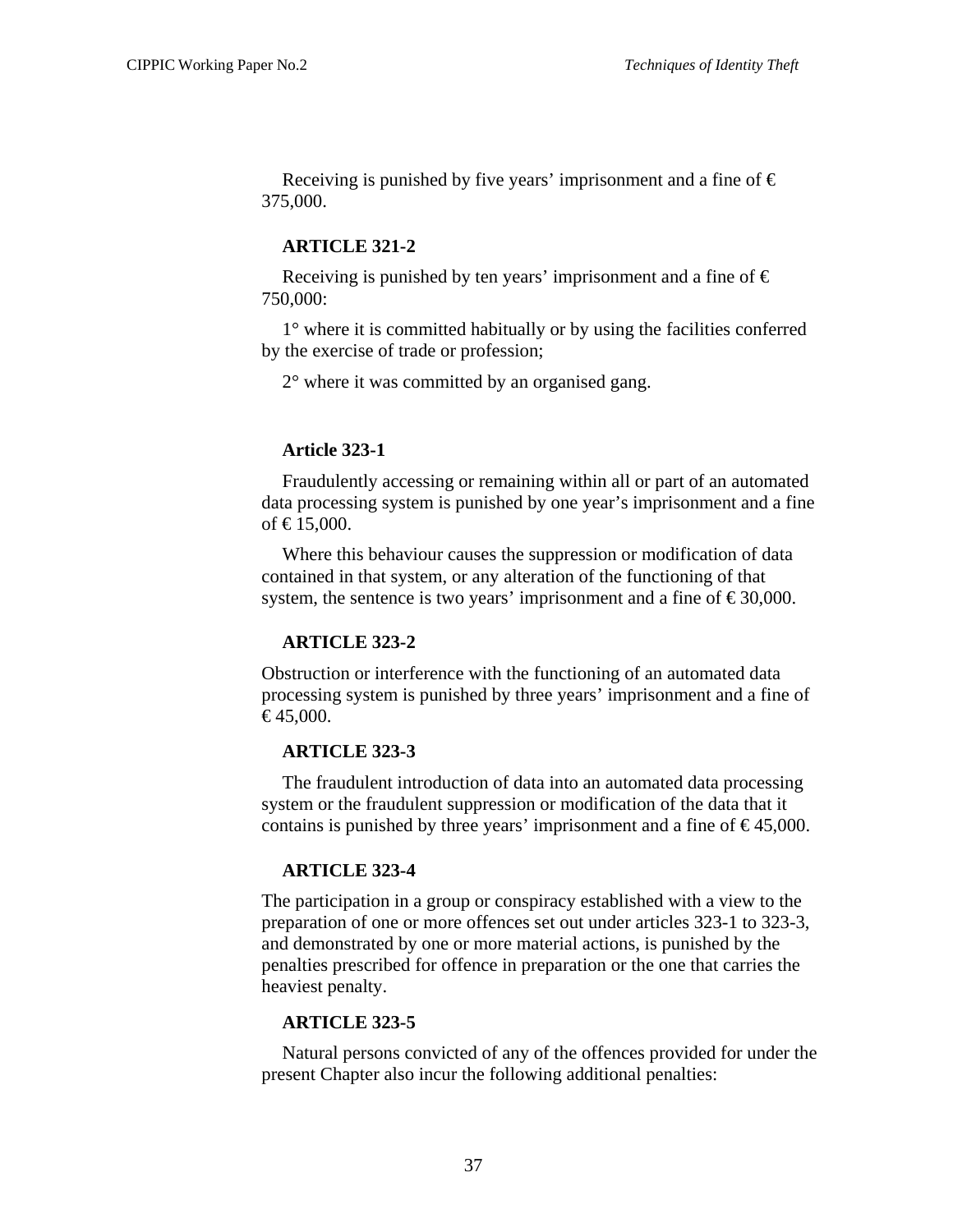Receiving is punished by five years' imprisonment and a fine of € 375,000.

**ARTICLE 321-2**

Receiving is punished by ten years' imprisonment and a fine of € 750,000:

1° where it is committed habitually or by using the facilities conferred by the exercise of trade or profession;

2° where it was committed by an organised gang.

**Article 323-1**

Fraudulently accessing or remaining within all or part of an automated data processing system is punished by one year's imprisonment and a fine of € 15,000.

Where this behaviour causes the suppression or modification of data contained in that system, or any alteration of the functioning of that system, the sentence is two years' imprisonment and a fine of € 30,000.

**ARTICLE 323-2**

Obstruction or interference with the functioning of an automated data processing system is punished by three years' imprisonment and a fine of € 45,000.

**ARTICLE 323-3**

The fraudulent introduction of data into an automated data processing system or the fraudulent suppression or modification of the data that it contains is punished by three years' imprisonment and a fine of € 45,000.

**ARTICLE 323-4**

The participation in a group or conspiracy established with a view to the preparation of one or more offences set out under articles 323-1 to 323-3, and demonstrated by one or more material actions, is punished by the penalties prescribed for offence in preparation or the one that carries the heaviest penalty.

**ARTICLE 323-5**

Natural persons convicted of any of the offences provided for under the present Chapter also incur the following additional penalties: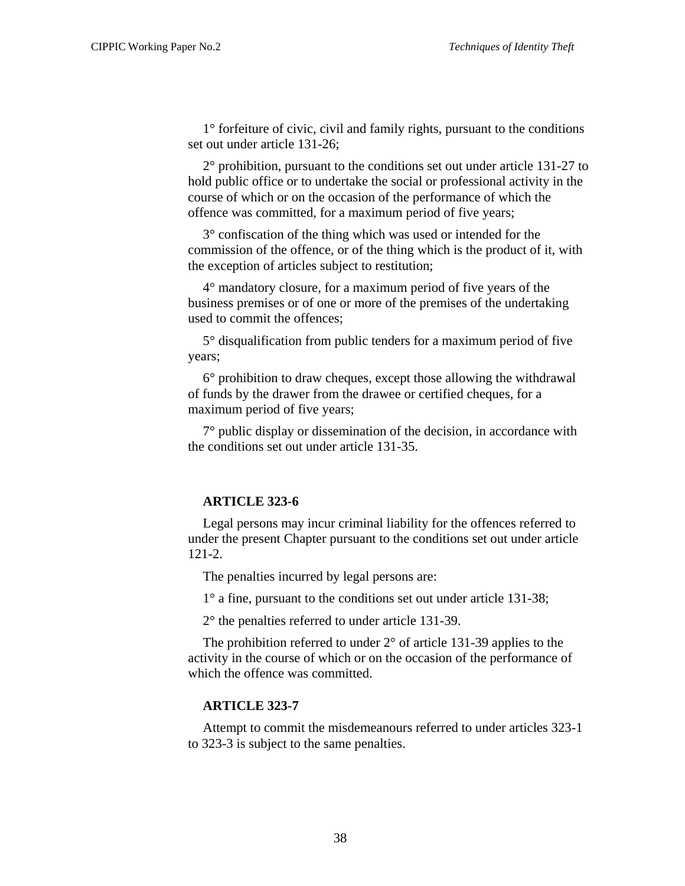1° forfeiture of civic, civil and family rights, pursuant to the conditions set out under article 131-26;

2° prohibition, pursuant to the conditions set out under article 131-27 to hold public office or to undertake the social or professional activity in the course of which or on the occasion of the performance of which the offence was committed, for a maximum period of five years;

3° confiscation of the thing which was used or intended for the commission of the offence, or of the thing which is the product of it, with the exception of articles subject to restitution;

4° mandatory closure, for a maximum period of five years of the business premises or of one or more of the premises of the undertaking used to commit the offences;

5° disqualification from public tenders for a maximum period of five years;

6° prohibition to draw cheques, except those allowing the withdrawal of funds by the drawer from the drawee or certified cheques, for a maximum period of five years;

7° public display or dissemination of the decision, in accordance with the conditions set out under article 131-35.

**ARTICLE 323-6**

Legal persons may incur criminal liability for the offences referred to under the present Chapter pursuant to the conditions set out under article 121-2.

The penalties incurred by legal persons are:

1° a fine, pursuant to the conditions set out under article 131-38;

2° the penalties referred to under article 131-39.

The prohibition referred to under 2° of article 131-39 applies to the activity in the course of which or on the occasion of the performance of which the offence was committed.

**ARTICLE 323-7**

Attempt to commit the misdemeanours referred to under articles 323-1 to 323-3 is subject to the same penalties.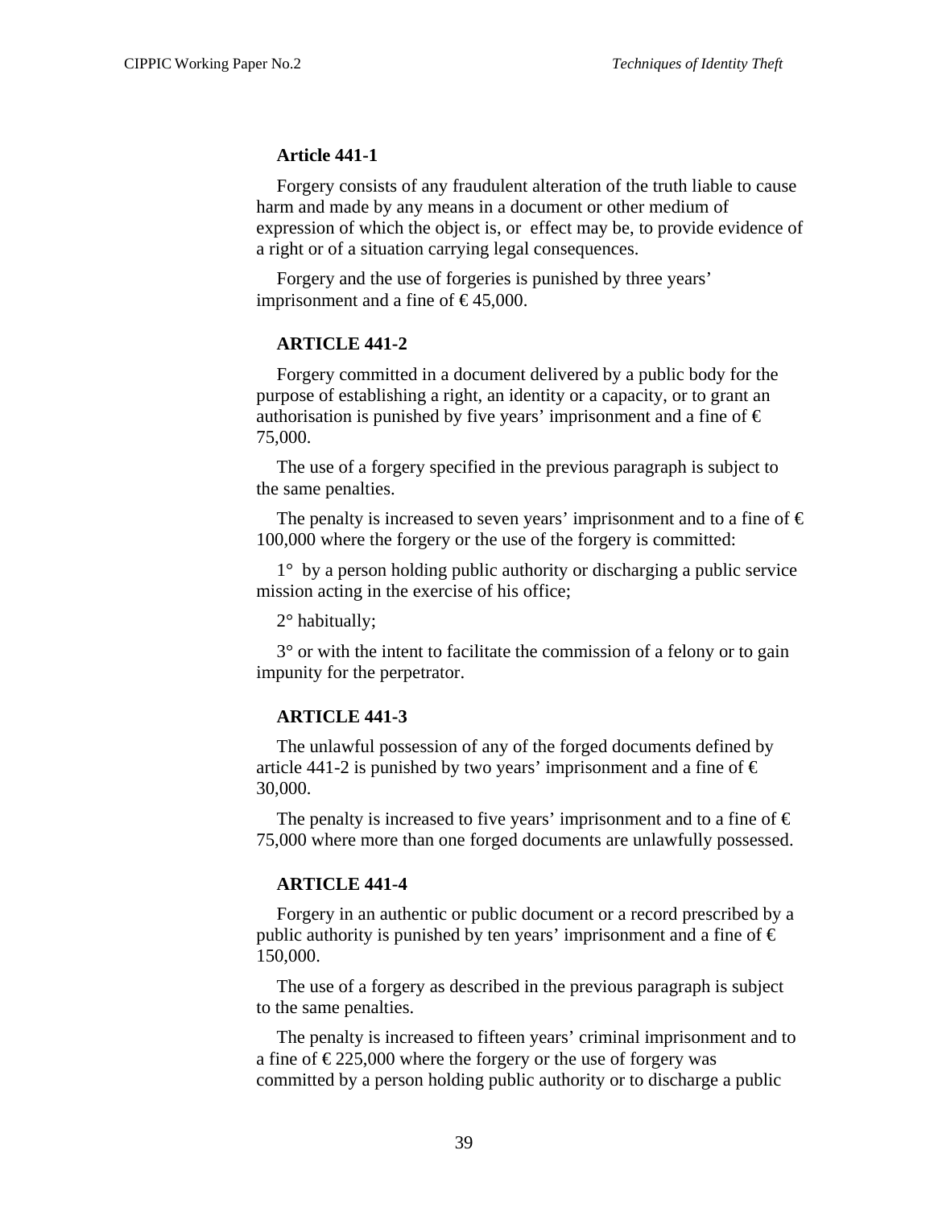**Article 441-1**

Forgery consists of any fraudulent alteration of the truth liable to cause harm and made by any means in a document or other medium of expression of which the object is, or effect may be, to provide evidence of a right or of a situation carrying legal consequences.

Forgery and the use of forgeries is punished by three years' imprisonment and a fine of € 45,000.

**ARTICLE 441-2**

Forgery committed in a document delivered by a public body for the purpose of establishing a right, an identity or a capacity, or to grant an authorisation is punished by five years' imprisonment and a fine of € 75,000.

The use of a forgery specified in the previous paragraph is subject to the same penalties.

The penalty is increased to seven years' imprisonment and to a fine of € 100,000 where the forgery or the use of the forgery is committed:

1° by a person holding public authority or discharging a public service mission acting in the exercise of his office;

2° habitually;

3° or with the intent to facilitate the commission of a felony or to gain impunity for the perpetrator.

**ARTICLE 441-3**

The unlawful possession of any of the forged documents defined by article 441-2 is punished by two years' imprisonment and a fine of € 30,000.

The penalty is increased to five years' imprisonment and to a fine of € 75,000 where more than one forged documents are unlawfully possessed.

**ARTICLE 441-4**

Forgery in an authentic or public document or a record prescribed by a public authority is punished by ten years' imprisonment and a fine of € 150,000.

The use of a forgery as described in the previous paragraph is subject to the same penalties.

The penalty is increased to fifteen years' criminal imprisonment and to a fine of € 225,000 where the forgery or the use of forgery was committed by a person holding public authority or to discharge a public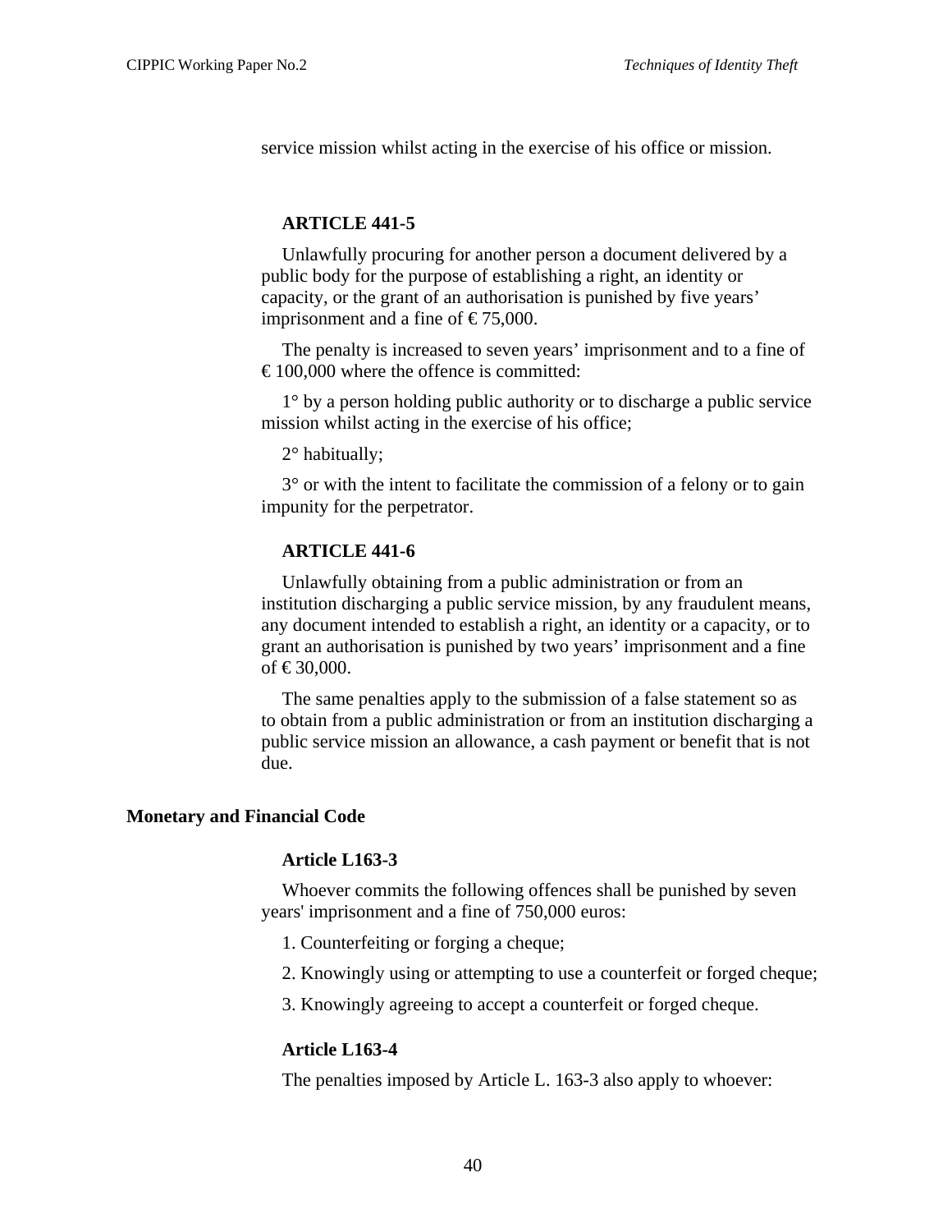service mission whilst acting in the exercise of his office or mission.

**ARTICLE 441-5**

Unlawfully procuring for another person a document delivered by a public body for the purpose of establishing a right, an identity or capacity, or the grant of an authorisation is punished by five years' imprisonment and a fine of € 75,000.

The penalty is increased to seven years' imprisonment and to a fine of € 100,000 where the offence is committed:

1° by a person holding public authority or to discharge a public service mission whilst acting in the exercise of his office;

2° habitually;

3° or with the intent to facilitate the commission of a felony or to gain impunity for the perpetrator.

**ARTICLE 441-6**

Unlawfully obtaining from a public administration or from an institution discharging a public service mission, by any fraudulent means, any document intended to establish a right, an identity or a capacity, or to grant an authorisation is punished by two years' imprisonment and a fine of € 30,000.

The same penalties apply to the submission of a false statement so as to obtain from a public administration or from an institution discharging a public service mission an allowance, a cash payment or benefit that is not due.

## Monetary and Financial Code

**Article L163-3**

Whoever commits the following offences shall be punished by seven years' imprisonment and a fine of 750,000 euros:

1. Counterfeiting or forging a cheque;
2. Knowingly using or attempting to use a counterfeit or forged cheque;
3. Knowingly agreeing to accept a counterfeit or forged cheque.

**Article L163-4**

The penalties imposed by Article L. 163-3 also apply to whoever: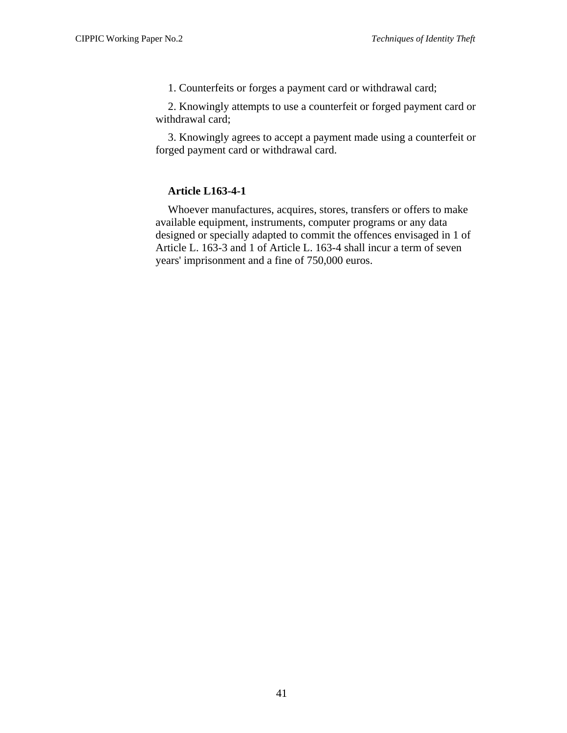1. Counterfeits or forges a payment card or withdrawal card;

2. Knowingly attempts to use a counterfeit or forged payment card or withdrawal card;

3. Knowingly agrees to accept a payment made using a counterfeit or forged payment card or withdrawal card.

**Article L163-4-1**

Whoever manufactures, acquires, stores, transfers or offers to make available equipment, instruments, computer programs or any data designed or specially adapted to commit the offences envisaged in 1 of Article L. 163-3 and 1 of Article L. 163-4 shall incur a term of seven years' imprisonment and a fine of 750,000 euros.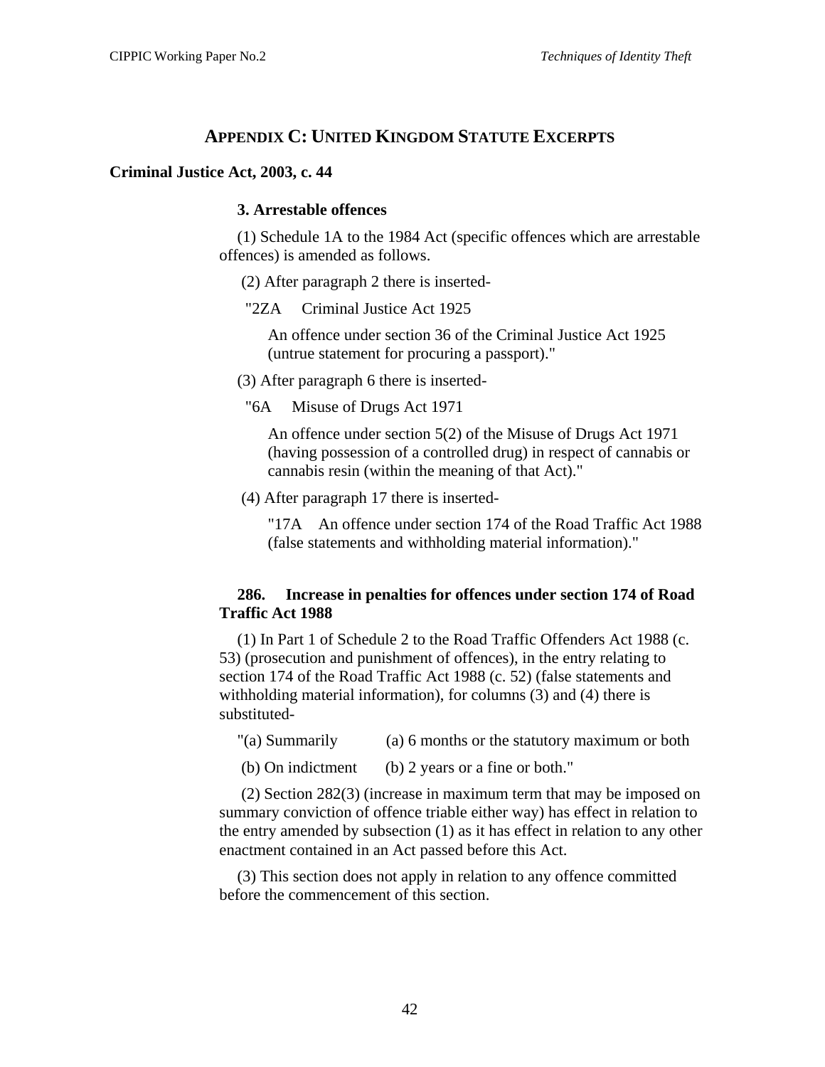## APPENDIX C: UNITED KINGDOM STATUTE EXCERPTS

### Criminal Justice Act, 2003, c. 44

**3. Arrestable offences**

(1) Schedule 1A to the 1984 Act (specific offences which are arrestable offences) is amended as follows.

(2) After paragraph 2 there is inserted-

"2ZA Criminal Justice Act 1925

An offence under section 36 of the Criminal Justice Act 1925 (untrue statement for procuring a passport)."

(3) After paragraph 6 there is inserted-

"6A Misuse of Drugs Act 1971

An offence under section 5(2) of the Misuse of Drugs Act 1971 (having possession of a controlled drug) in respect of cannabis or cannabis resin (within the meaning of that Act)."

(4) After paragraph 17 there is inserted-

"17A An offence under section 174 of the Road Traffic Act 1988 (false statements and withholding material information)."

**286. Increase in penalties for offences under section 174 of Road Traffic Act 1988**

(1) In Part 1 of Schedule 2 to the Road Traffic Offenders Act 1988 (c. 53) (prosecution and punishment of offences), in the entry relating to section 174 of the Road Traffic Act 1988 (c. 52) (false statements and withholding material information), for columns (3) and (4) there is substituted-

"(a) Summarily (a) 6 months or the statutory maximum or both

(b) On indictment (b) 2 years or a fine or both."

(2) Section 282(3) (increase in maximum term that may be imposed on summary conviction of offence triable either way) has effect in relation to the entry amended by subsection (1) as it has effect in relation to any other enactment contained in an Act passed before this Act.

(3) This section does not apply in relation to any offence committed before the commencement of this section.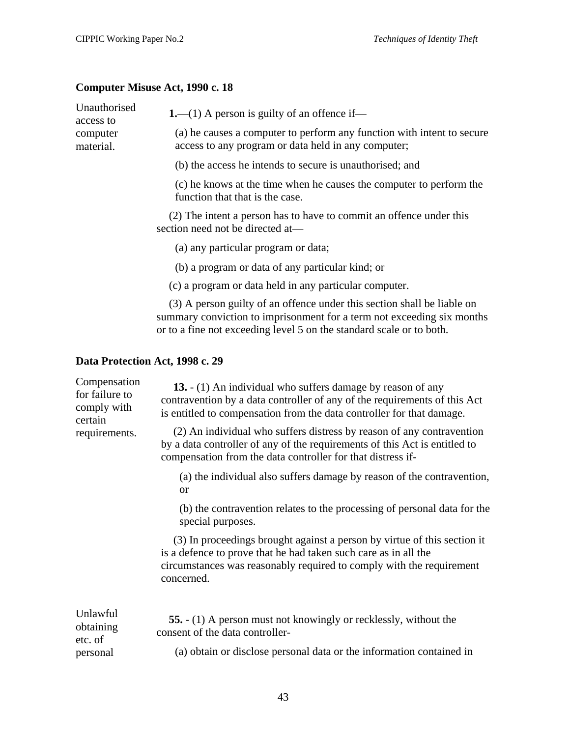**Computer Misuse Act, 1990 c. 18**

Unauthorised access to computer material.

**1.**—(1) A person is guilty of an offence if—

(a) he causes a computer to perform any function with intent to secure access to any program or data held in any computer;

(b) the access he intends to secure is unauthorised; and

(c) he knows at the time when he causes the computer to perform the function that that is the case.

(2) The intent a person has to have to commit an offence under this section need not be directed at—

(a) any particular program or data;

(b) a program or data of any particular kind; or

(c) a program or data held in any particular computer.

(3) A person guilty of an offence under this section shall be liable on summary conviction to imprisonment for a term not exceeding six months or to a fine not exceeding level 5 on the standard scale or to both.

**Data Protection Act, 1998 c. 29**

Compensation for failure to comply with certain requirements.

**13.** - (1) An individual who suffers damage by reason of any contravention by a data controller of any of the requirements of this Act is entitled to compensation from the data controller for that damage.

(2) An individual who suffers distress by reason of any contravention by a data controller of any of the requirements of this Act is entitled to compensation from the data controller for that distress if-

(a) the individual also suffers damage by reason of the contravention, or

(b) the contravention relates to the processing of personal data for the special purposes.

(3) In proceedings brought against a person by virtue of this section it is a defence to prove that he had taken such care as in all the circumstances was reasonably required to comply with the requirement concerned.

Unlawful obtaining etc. of personal

**55.** - (1) A person must not knowingly or recklessly, without the consent of the data controller-

(a) obtain or disclose personal data or the information contained in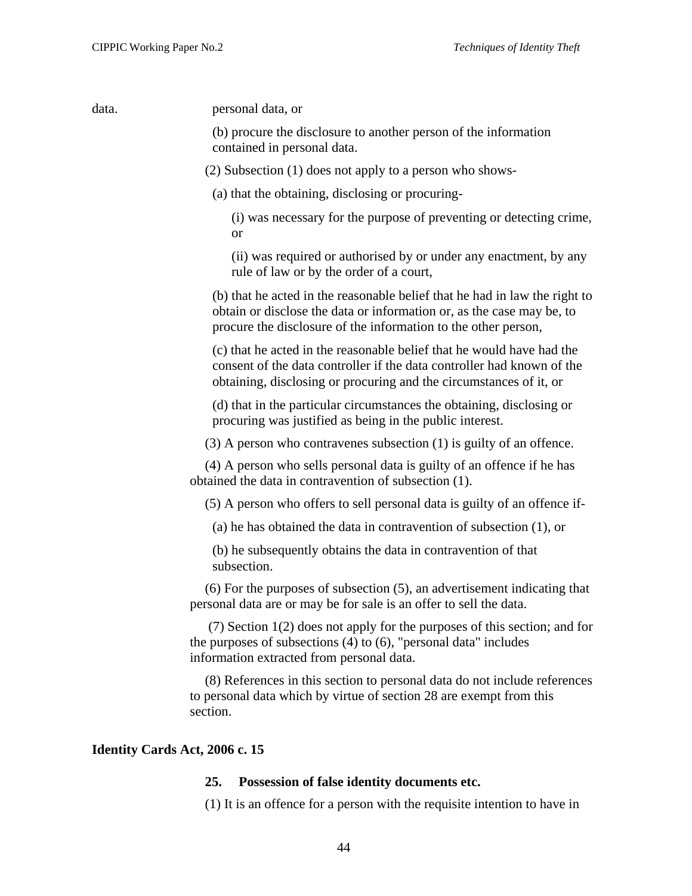data. personal data, or

(b) procure the disclosure to another person of the information contained in personal data.

(2) Subsection (1) does not apply to a person who shows-

(a) that the obtaining, disclosing or procuring-

(i) was necessary for the purpose of preventing or detecting crime, or

(ii) was required or authorised by or under any enactment, by any rule of law or by the order of a court,

(b) that he acted in the reasonable belief that he had in law the right to obtain or disclose the data or information or, as the case may be, to procure the disclosure of the information to the other person,

(c) that he acted in the reasonable belief that he would have had the consent of the data controller if the data controller had known of the obtaining, disclosing or procuring and the circumstances of it, or

(d) that in the particular circumstances the obtaining, disclosing or procuring was justified as being in the public interest.

(3) A person who contravenes subsection (1) is guilty of an offence.

(4) A person who sells personal data is guilty of an offence if he has obtained the data in contravention of subsection (1).

(5) A person who offers to sell personal data is guilty of an offence if-

(a) he has obtained the data in contravention of subsection (1), or

(b) he subsequently obtains the data in contravention of that subsection.

(6) For the purposes of subsection (5), an advertisement indicating that personal data are or may be for sale is an offer to sell the data.

(7) Section 1(2) does not apply for the purposes of this section; and for the purposes of subsections (4) to (6), "personal data" includes information extracted from personal data.

(8) References in this section to personal data do not include references to personal data which by virtue of section 28 are exempt from this section.

**Identity Cards Act, 2006 c. 15**

**25. Possession of false identity documents etc.**

(1) It is an offence for a person with the requisite intention to have in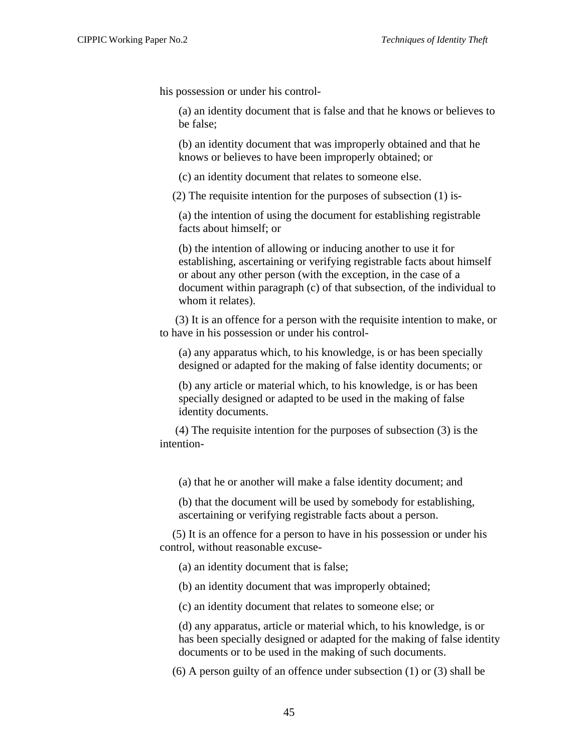his possession or under his control-

(a) an identity document that is false and that he knows or believes to be false;

(b) an identity document that was improperly obtained and that he knows or believes to have been improperly obtained; or

(c) an identity document that relates to someone else.

(2) The requisite intention for the purposes of subsection (1) is-

(a) the intention of using the document for establishing registrable facts about himself; or

(b) the intention of allowing or inducing another to use it for establishing, ascertaining or verifying registrable facts about himself or about any other person (with the exception, in the case of a document within paragraph (c) of that subsection, of the individual to whom it relates).

(3) It is an offence for a person with the requisite intention to make, or to have in his possession or under his control-

(a) any apparatus which, to his knowledge, is or has been specially designed or adapted for the making of false identity documents; or

(b) any article or material which, to his knowledge, is or has been specially designed or adapted to be used in the making of false identity documents.

(4) The requisite intention for the purposes of subsection (3) is the intention-

(a) that he or another will make a false identity document; and

(b) that the document will be used by somebody for establishing, ascertaining or verifying registrable facts about a person.

(5) It is an offence for a person to have in his possession or under his control, without reasonable excuse-

(a) an identity document that is false;

(b) an identity document that was improperly obtained;

(c) an identity document that relates to someone else; or

(d) any apparatus, article or material which, to his knowledge, is or has been specially designed or adapted for the making of false identity documents or to be used in the making of such documents.

(6) A person guilty of an offence under subsection (1) or (3) shall be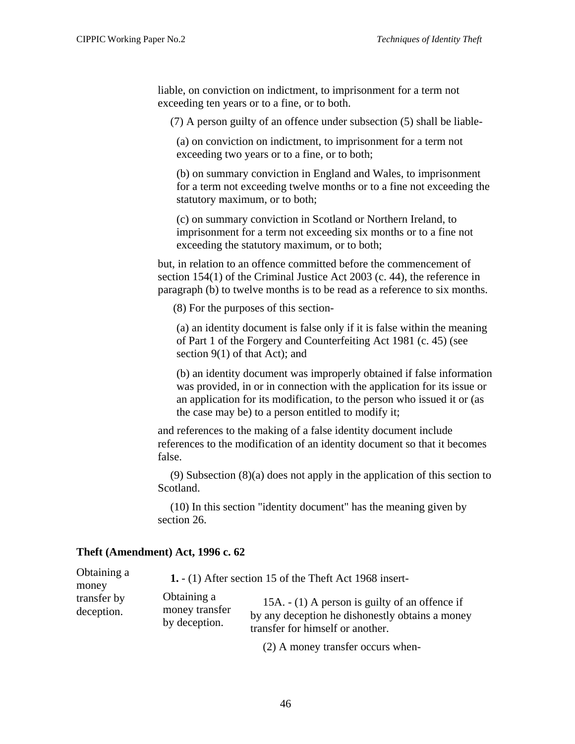liable, on conviction on indictment, to imprisonment for a term not exceeding ten years or to a fine, or to both.

(7) A person guilty of an offence under subsection (5) shall be liable-

(a) on conviction on indictment, to imprisonment for a term not exceeding two years or to a fine, or to both;

(b) on summary conviction in England and Wales, to imprisonment for a term not exceeding twelve months or to a fine not exceeding the statutory maximum, or to both;

(c) on summary conviction in Scotland or Northern Ireland, to imprisonment for a term not exceeding six months or to a fine not exceeding the statutory maximum, or to both;

but, in relation to an offence committed before the commencement of section 154(1) of the Criminal Justice Act 2003 (c. 44), the reference in paragraph (b) to twelve months is to be read as a reference to six months.

(8) For the purposes of this section-

(a) an identity document is false only if it is false within the meaning of Part 1 of the Forgery and Counterfeiting Act 1981 (c. 45) (see section 9(1) of that Act); and

(b) an identity document was improperly obtained if false information was provided, in or in connection with the application for its issue or an application for its modification, to the person who issued it or (as the case may be) to a person entitled to modify it;

and references to the making of a false identity document include references to the modification of an identity document so that it becomes false.

(9) Subsection (8)(a) does not apply in the application of this section to Scotland.

(10) In this section "identity document" has the meaning given by section 26.

**Theft (Amendment) Act, 1996 c. 62**

Obtaining a money transfer by deception.

**1.** - (1) After section 15 of the Theft Act 1968 insert-

Obtaining a money transfer by deception.

15A. - (1) A person is guilty of an offence if by any deception he dishonestly obtains a money transfer for himself or another.

(2) A money transfer occurs when-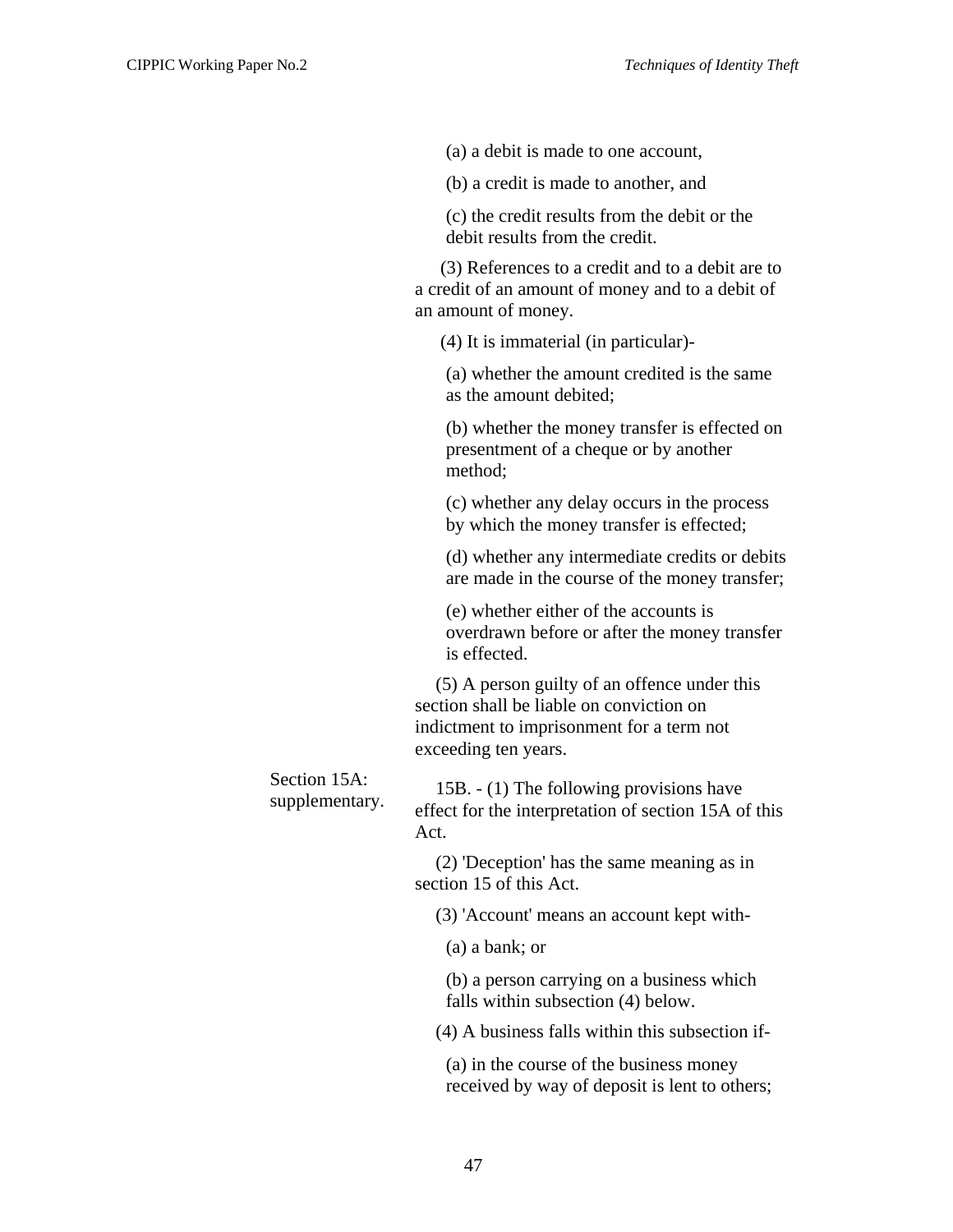(a) a debit is made to one account,

(b) a credit is made to another, and

(c) the credit results from the debit or the debit results from the credit.

(3) References to a credit and to a debit are to a credit of an amount of money and to a debit of an amount of money.

(4) It is immaterial (in particular)-

(a) whether the amount credited is the same as the amount debited;

(b) whether the money transfer is effected on presentment of a cheque or by another method;

(c) whether any delay occurs in the process by which the money transfer is effected;

(d) whether any intermediate credits or debits are made in the course of the money transfer;

(e) whether either of the accounts is overdrawn before or after the money transfer is effected.

(5) A person guilty of an offence under this section shall be liable on conviction on indictment to imprisonment for a term not exceeding ten years.

Section 15A: supplementary.

15B. - (1) The following provisions have effect for the interpretation of section 15A of this Act.

(2) 'Deception' has the same meaning as in section 15 of this Act.

(3) 'Account' means an account kept with-

(a) a bank; or

(b) a person carrying on a business which falls within subsection (4) below.

(4) A business falls within this subsection if-

(a) in the course of the business money received by way of deposit is lent to others;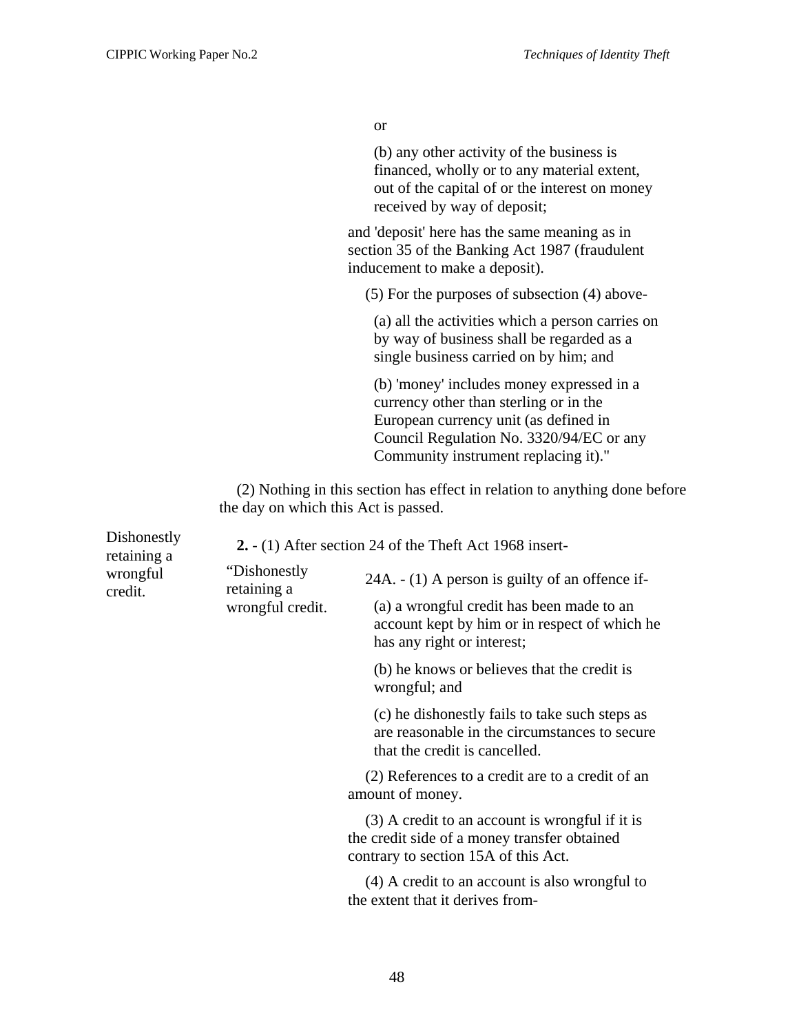or

(b) any other activity of the business is financed, wholly or to any material extent, out of the capital of or the interest on money received by way of deposit;

and 'deposit' here has the same meaning as in section 35 of the Banking Act 1987 (fraudulent inducement to make a deposit).

(5) For the purposes of subsection (4) above-

(a) all the activities which a person carries on by way of business shall be regarded as a single business carried on by him; and

(b) 'money' includes money expressed in a currency other than sterling or in the European currency unit (as defined in Council Regulation No. 3320/94/EC or any Community instrument replacing it)."

(2) Nothing in this section has effect in relation to anything done before the day on which this Act is passed.

Dishonestly retaining a wrongful credit.

**2.** - (1) After section 24 of the Theft Act 1968 insert-

"Dishonestly retaining a wrongful credit.

24A. - (1) A person is guilty of an offence if-

(a) a wrongful credit has been made to an account kept by him or in respect of which he has any right or interest;

(b) he knows or believes that the credit is wrongful; and

(c) he dishonestly fails to take such steps as are reasonable in the circumstances to secure that the credit is cancelled.

(2) References to a credit are to a credit of an amount of money.

(3) A credit to an account is wrongful if it is the credit side of a money transfer obtained contrary to section 15A of this Act.

(4) A credit to an account is also wrongful to the extent that it derives from-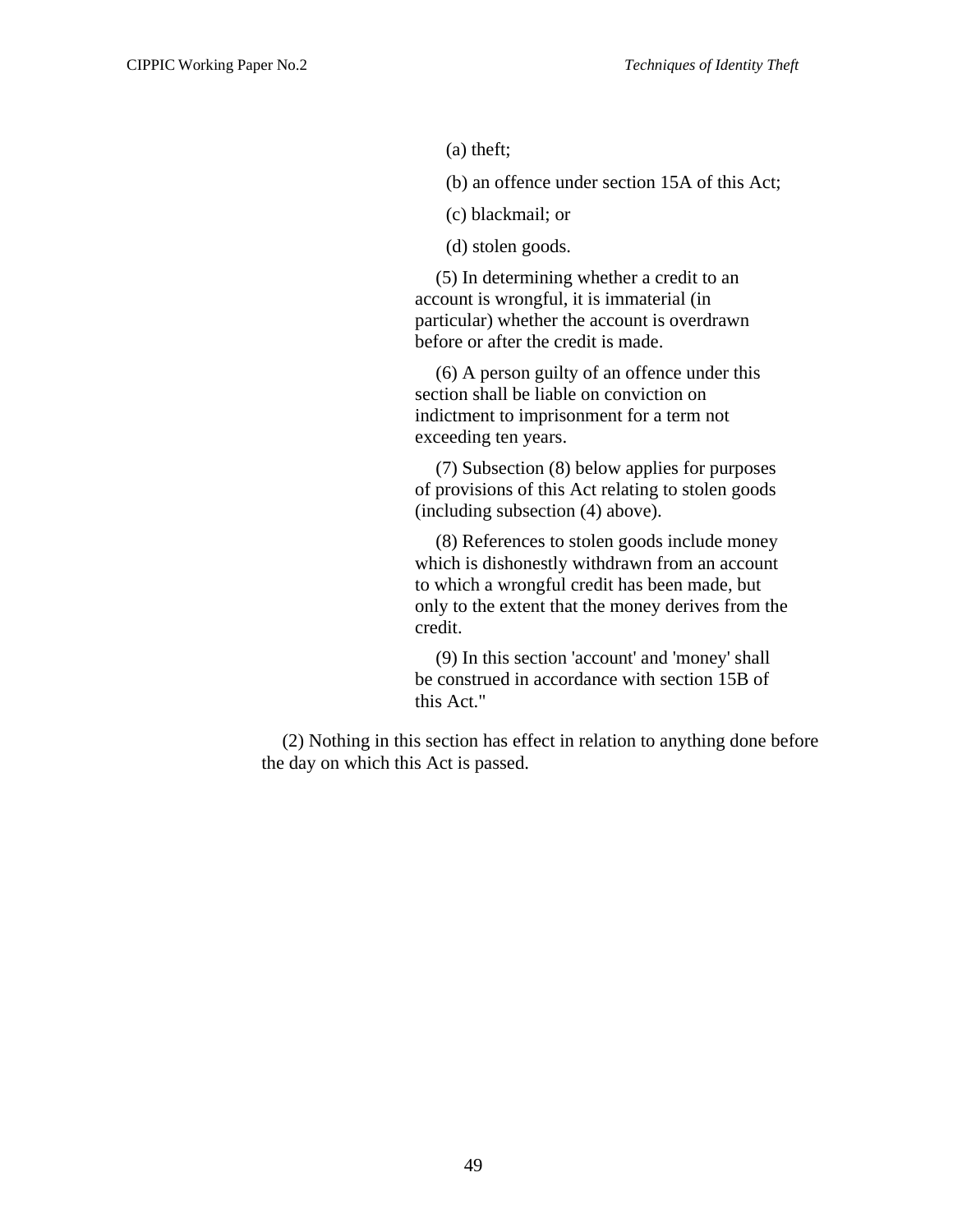(a) theft;

(b) an offence under section 15A of this Act;

(c) blackmail; or

(d) stolen goods.

(5) In determining whether a credit to an account is wrongful, it is immaterial (in particular) whether the account is overdrawn before or after the credit is made.

(6) A person guilty of an offence under this section shall be liable on conviction on indictment to imprisonment for a term not exceeding ten years.

(7) Subsection (8) below applies for purposes of provisions of this Act relating to stolen goods (including subsection (4) above).

(8) References to stolen goods include money which is dishonestly withdrawn from an account to which a wrongful credit has been made, but only to the extent that the money derives from the credit.

(9) In this section 'account' and 'money' shall be construed in accordance with section 15B of this Act."

(2) Nothing in this section has effect in relation to anything done before the day on which this Act is passed.